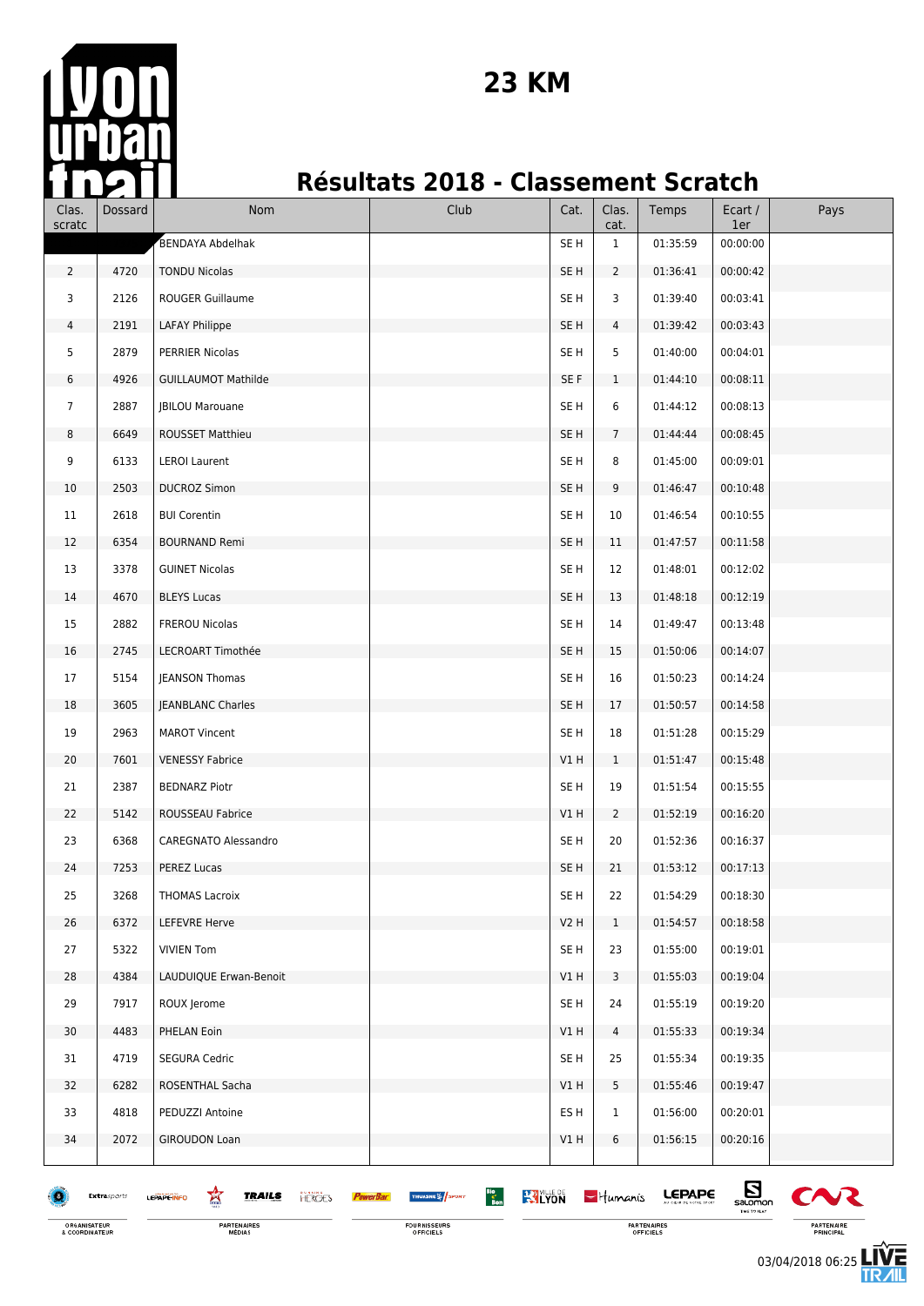# 23 KM

## Résultats 2018 - Classement Scratch

| Clas. scratc | Dossard | Nom | Club | Cat. | Clas. cat. | Temps | Ecart / 1er | Pays |
|---|---|---|---|---|---|---|---|---|
| | | BENDAYA Abdelhak | | SE H | 1 | 01:35:59 | 00:00:00 | |
| 2 | 4720 | TONDU Nicolas | | SE H | 2 | 01:36:41 | 00:00:42 | |
| 3 | 2126 | ROUGER Guillaume | | SE H | 3 | 01:39:40 | 00:03:41 | |
| 4 | 2191 | LAFAY Philippe | | SE H | 4 | 01:39:42 | 00:03:43 | |
| 5 | 2879 | PERRIER Nicolas | | SE H | 5 | 01:40:00 | 00:04:01 | |
| 6 | 4926 | GUILLAUMOT Mathilde | | SE F | 1 | 01:44:10 | 00:08:11 | |
| 7 | 2887 | JBILOU Marouane | | SE H | 6 | 01:44:12 | 00:08:13 | |
| 8 | 6649 | ROUSSET Matthieu | | SE H | 7 | 01:44:44 | 00:08:45 | |
| 9 | 6133 | LEROI Laurent | | SE H | 8 | 01:45:00 | 00:09:01 | |
| 10 | 2503 | DUCROZ Simon | | SE H | 9 | 01:46:47 | 00:10:48 | |
| 11 | 2618 | BUI Corentin | | SE H | 10 | 01:46:54 | 00:10:55 | |
| 12 | 6354 | BOURNAND Remi | | SE H | 11 | 01:47:57 | 00:11:58 | |
| 13 | 3378 | GUINET Nicolas | | SE H | 12 | 01:48:01 | 00:12:02 | |
| 14 | 4670 | BLEYS Lucas | | SE H | 13 | 01:48:18 | 00:12:19 | |
| 15 | 2882 | FREROU Nicolas | | SE H | 14 | 01:49:47 | 00:13:48 | |
| 16 | 2745 | LECROART Timothée | | SE H | 15 | 01:50:06 | 00:14:07 | |
| 17 | 5154 | JEANSON Thomas | | SE H | 16 | 01:50:23 | 00:14:24 | |
| 18 | 3605 | JEANBLANC Charles | | SE H | 17 | 01:50:57 | 00:14:58 | |
| 19 | 2963 | MAROT Vincent | | SE H | 18 | 01:51:28 | 00:15:29 | |
| 20 | 7601 | VENESSY Fabrice | | V1 H | 1 | 01:51:47 | 00:15:48 | |
| 21 | 2387 | BEDNARZ Piotr | | SE H | 19 | 01:51:54 | 00:15:55 | |
| 22 | 5142 | ROUSSEAU Fabrice | | V1 H | 2 | 01:52:19 | 00:16:20 | |
| 23 | 6368 | CAREGNATO Alessandro | | SE H | 20 | 01:52:36 | 00:16:37 | |
| 24 | 7253 | PEREZ Lucas | | SE H | 21 | 01:53:12 | 00:17:13 | |
| 25 | 3268 | THOMAS Lacroix | | SE H | 22 | 01:54:29 | 00:18:30 | |
| 26 | 6372 | LEFEVRE Herve | | V2 H | 1 | 01:54:57 | 00:18:58 | |
| 27 | 5322 | VIVIEN Tom | | SE H | 23 | 01:55:00 | 00:19:01 | |
| 28 | 4384 | LAUDUIQUE Erwan-Benoit | | V1 H | 3 | 01:55:03 | 00:19:04 | |
| 29 | 7917 | ROUX Jerome | | SE H | 24 | 01:55:19 | 00:19:20 | |
| 30 | 4483 | PHELAN Eoin | | V1 H | 4 | 01:55:33 | 00:19:34 | |
| 31 | 4719 | SEGURA Cedric | | SE H | 25 | 01:55:34 | 00:19:35 | |
| 32 | 6282 | ROSENTHAL Sacha | | V1 H | 5 | 01:55:46 | 00:19:47 | |
| 33 | 4818 | PEDUZZI Antoine | | ES H | 1 | 01:56:00 | 00:20:01 | |
| 34 | 2072 | GIROUDON Loan | | V1 H | 6 | 01:56:15 | 00:20:16 | |

03/04/2018 06:25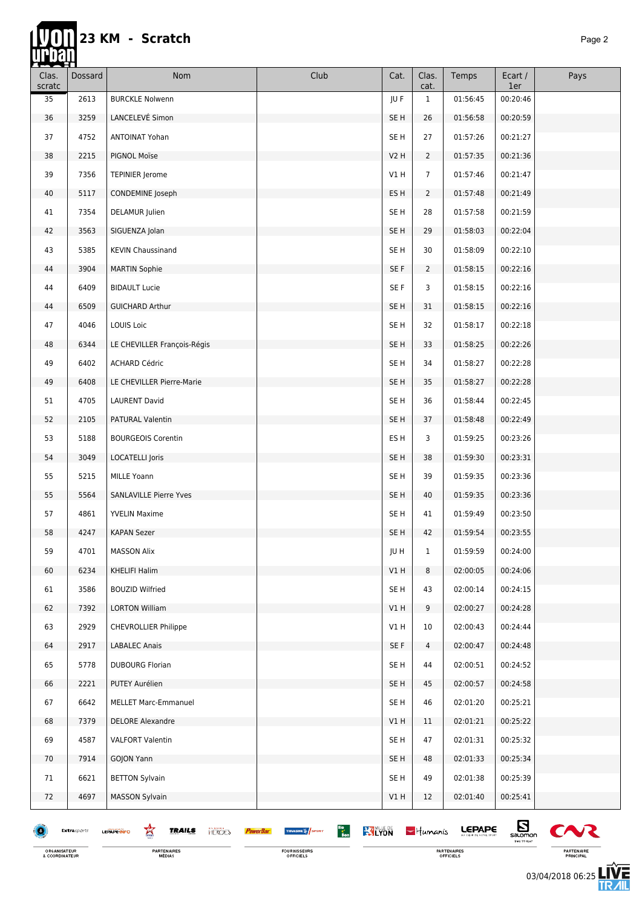# 23 KM - Scratch

| Clas. scratc | Dossard | Nom | Club | Cat. | Clas. cat. | Temps | Ecart / 1er | Pays |
|---|---|---|---|---|---|---|---|---|
| 35 | 2613 | BURCKLE Nolwenn | | JU F | 1 | 01:56:45 | 00:20:46 | |
| 36 | 3259 | LANCELEVÉ Simon | | SE H | 26 | 01:56:58 | 00:20:59 | |
| 37 | 4752 | ANTOINAT Yohan | | SE H | 27 | 01:57:26 | 00:21:27 | |
| 38 | 2215 | PIGNOL Moïse | | V2 H | 2 | 01:57:35 | 00:21:36 | |
| 39 | 7356 | TEPINIER Jerome | | V1 H | 7 | 01:57:46 | 00:21:47 | |
| 40 | 5117 | CONDEMINE Joseph | | ES H | 2 | 01:57:48 | 00:21:49 | |
| 41 | 7354 | DELAMUR Julien | | SE H | 28 | 01:57:58 | 00:21:59 | |
| 42 | 3563 | SIGUENZA Jolan | | SE H | 29 | 01:58:03 | 00:22:04 | |
| 43 | 5385 | KEVIN Chaussinand | | SE H | 30 | 01:58:09 | 00:22:10 | |
| 44 | 3904 | MARTIN Sophie | | SE F | 2 | 01:58:15 | 00:22:16 | |
| 44 | 6409 | BIDAULT Lucie | | SE F | 3 | 01:58:15 | 00:22:16 | |
| 44 | 6509 | GUICHARD Arthur | | SE H | 31 | 01:58:15 | 00:22:16 | |
| 47 | 4046 | LOUIS Loic | | SE H | 32 | 01:58:17 | 00:22:18 | |
| 48 | 6344 | LE CHEVILLER François-Régis | | SE H | 33 | 01:58:25 | 00:22:26 | |
| 49 | 6402 | ACHARD Cédric | | SE H | 34 | 01:58:27 | 00:22:28 | |
| 49 | 6408 | LE CHEVILLER Pierre-Marie | | SE H | 35 | 01:58:27 | 00:22:28 | |
| 51 | 4705 | LAURENT David | | SE H | 36 | 01:58:44 | 00:22:45 | |
| 52 | 2105 | PATURAL Valentin | | SE H | 37 | 01:58:48 | 00:22:49 | |
| 53 | 5188 | BOURGEOIS Corentin | | ES H | 3 | 01:59:25 | 00:23:26 | |
| 54 | 3049 | LOCATELLI Joris | | SE H | 38 | 01:59:30 | 00:23:31 | |
| 55 | 5215 | MILLE Yoann | | SE H | 39 | 01:59:35 | 00:23:36 | |
| 55 | 5564 | SANLAVILLE Pierre Yves | | SE H | 40 | 01:59:35 | 00:23:36 | |
| 57 | 4861 | YVELIN Maxime | | SE H | 41 | 01:59:49 | 00:23:50 | |
| 58 | 4247 | KAPAN Sezer | | SE H | 42 | 01:59:54 | 00:23:55 | |
| 59 | 4701 | MASSON Alix | | JU H | 1 | 01:59:59 | 00:24:00 | |
| 60 | 6234 | KHELIFI Halim | | V1 H | 8 | 02:00:05 | 00:24:06 | |
| 61 | 3586 | BOUZID Wilfried | | SE H | 43 | 02:00:14 | 00:24:15 | |
| 62 | 7392 | LORTON William | | V1 H | 9 | 02:00:27 | 00:24:28 | |
| 63 | 2929 | CHEVROLLIER Philippe | | V1 H | 10 | 02:00:43 | 00:24:44 | |
| 64 | 2917 | LABALEC Anais | | SE F | 4 | 02:00:47 | 00:24:48 | |
| 65 | 5778 | DUBOURG Florian | | SE H | 44 | 02:00:51 | 00:24:52 | |
| 66 | 2221 | PUTEY Aurélien | | SE H | 45 | 02:00:57 | 00:24:58 | |
| 67 | 6642 | MELLET Marc-Emmanuel | | SE H | 46 | 02:01:20 | 00:25:21 | |
| 68 | 7379 | DELORE Alexandre | | V1 H | 11 | 02:01:21 | 00:25:22 | |
| 69 | 4587 | VALFORT Valentin | | SE H | 47 | 02:01:31 | 00:25:32 | |
| 70 | 7914 | GOJON Yann | | SE H | 48 | 02:01:33 | 00:25:34 | |
| 71 | 6621 | BETTON Sylvain | | SE H | 49 | 02:01:38 | 00:25:39 | |
| 72 | 4697 | MASSON Sylvain | | V1 H | 12 | 02:01:40 | 00:25:41 | |

03/04/2018 06:25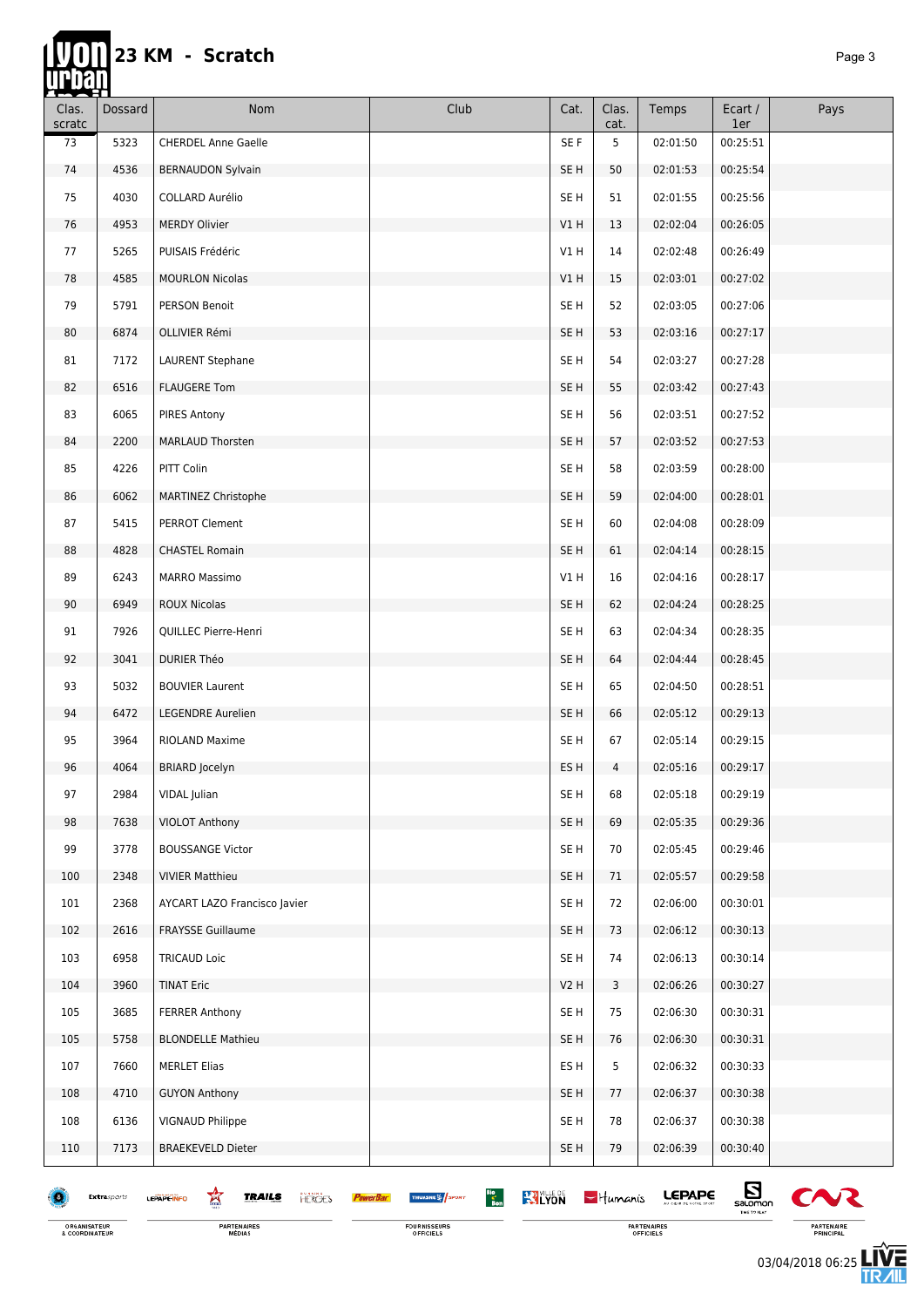# 23 KM - Scratch

| Clas. scratc | Dossard | Nom | Club | Cat. | Clas. cat. | Temps | Ecart / 1er | Pays |
|---|---|---|---|---|---|---|---|---|
| 73 | 5323 | CHERDEL Anne Gaelle | | SE F | 5 | 02:01:50 | 00:25:51 | |
| 74 | 4536 | BERNAUDON Sylvain | | SE H | 50 | 02:01:53 | 00:25:54 | |
| 75 | 4030 | COLLARD Aurélio | | SE H | 51 | 02:01:55 | 00:25:56 | |
| 76 | 4953 | MERDY Olivier | | V1 H | 13 | 02:02:04 | 00:26:05 | |
| 77 | 5265 | PUISAIS Frédéric | | V1 H | 14 | 02:02:48 | 00:26:49 | |
| 78 | 4585 | MOURLON Nicolas | | V1 H | 15 | 02:03:01 | 00:27:02 | |
| 79 | 5791 | PERSON Benoit | | SE H | 52 | 02:03:05 | 00:27:06 | |
| 80 | 6874 | OLLIVIER Rémi | | SE H | 53 | 02:03:16 | 00:27:17 | |
| 81 | 7172 | LAURENT Stephane | | SE H | 54 | 02:03:27 | 00:27:28 | |
| 82 | 6516 | FLAUGERE Tom | | SE H | 55 | 02:03:42 | 00:27:43 | |
| 83 | 6065 | PIRES Antony | | SE H | 56 | 02:03:51 | 00:27:52 | |
| 84 | 2200 | MARLAUD Thorsten | | SE H | 57 | 02:03:52 | 00:27:53 | |
| 85 | 4226 | PITT Colin | | SE H | 58 | 02:03:59 | 00:28:00 | |
| 86 | 6062 | MARTINEZ Christophe | | SE H | 59 | 02:04:00 | 00:28:01 | |
| 87 | 5415 | PERROT Clement | | SE H | 60 | 02:04:08 | 00:28:09 | |
| 88 | 4828 | CHASTEL Romain | | SE H | 61 | 02:04:14 | 00:28:15 | |
| 89 | 6243 | MARRO Massimo | | V1 H | 16 | 02:04:16 | 00:28:17 | |
| 90 | 6949 | ROUX Nicolas | | SE H | 62 | 02:04:24 | 00:28:25 | |
| 91 | 7926 | QUILLEC Pierre-Henri | | SE H | 63 | 02:04:34 | 00:28:35 | |
| 92 | 3041 | DURIER Théo | | SE H | 64 | 02:04:44 | 00:28:45 | |
| 93 | 5032 | BOUVIER Laurent | | SE H | 65 | 02:04:50 | 00:28:51 | |
| 94 | 6472 | LEGENDRE Aurelien | | SE H | 66 | 02:05:12 | 00:29:13 | |
| 95 | 3964 | RIOLAND Maxime | | SE H | 67 | 02:05:14 | 00:29:15 | |
| 96 | 4064 | BRIARD Jocelyn | | ES H | 4 | 02:05:16 | 00:29:17 | |
| 97 | 2984 | VIDAL Julian | | SE H | 68 | 02:05:18 | 00:29:19 | |
| 98 | 7638 | VIOLOT Anthony | | SE H | 69 | 02:05:35 | 00:29:36 | |
| 99 | 3778 | BOUSSANGE Victor | | SE H | 70 | 02:05:45 | 00:29:46 | |
| 100 | 2348 | VIVIER Matthieu | | SE H | 71 | 02:05:57 | 00:29:58 | |
| 101 | 2368 | AYCART LAZO Francisco Javier | | SE H | 72 | 02:06:00 | 00:30:01 | |
| 102 | 2616 | FRAYSSE Guillaume | | SE H | 73 | 02:06:12 | 00:30:13 | |
| 103 | 6958 | TRICAUD Loic | | SE H | 74 | 02:06:13 | 00:30:14 | |
| 104 | 3960 | TINAT Eric | | V2 H | 3 | 02:06:26 | 00:30:27 | |
| 105 | 3685 | FERRER Anthony | | SE H | 75 | 02:06:30 | 00:30:31 | |
| 105 | 5758 | BLONDELLE Mathieu | | SE H | 76 | 02:06:30 | 00:30:31 | |
| 107 | 7660 | MERLET Elias | | ES H | 5 | 02:06:32 | 00:30:33 | |
| 108 | 4710 | GUYON Anthony | | SE H | 77 | 02:06:37 | 00:30:38 | |
| 108 | 6136 | VIGNAUD Philippe | | SE H | 78 | 02:06:37 | 00:30:38 | |
| 110 | 7173 | BRAEKEVELD Dieter | | SE H | 79 | 02:06:39 | 00:30:40 | |

03/04/2018 06:25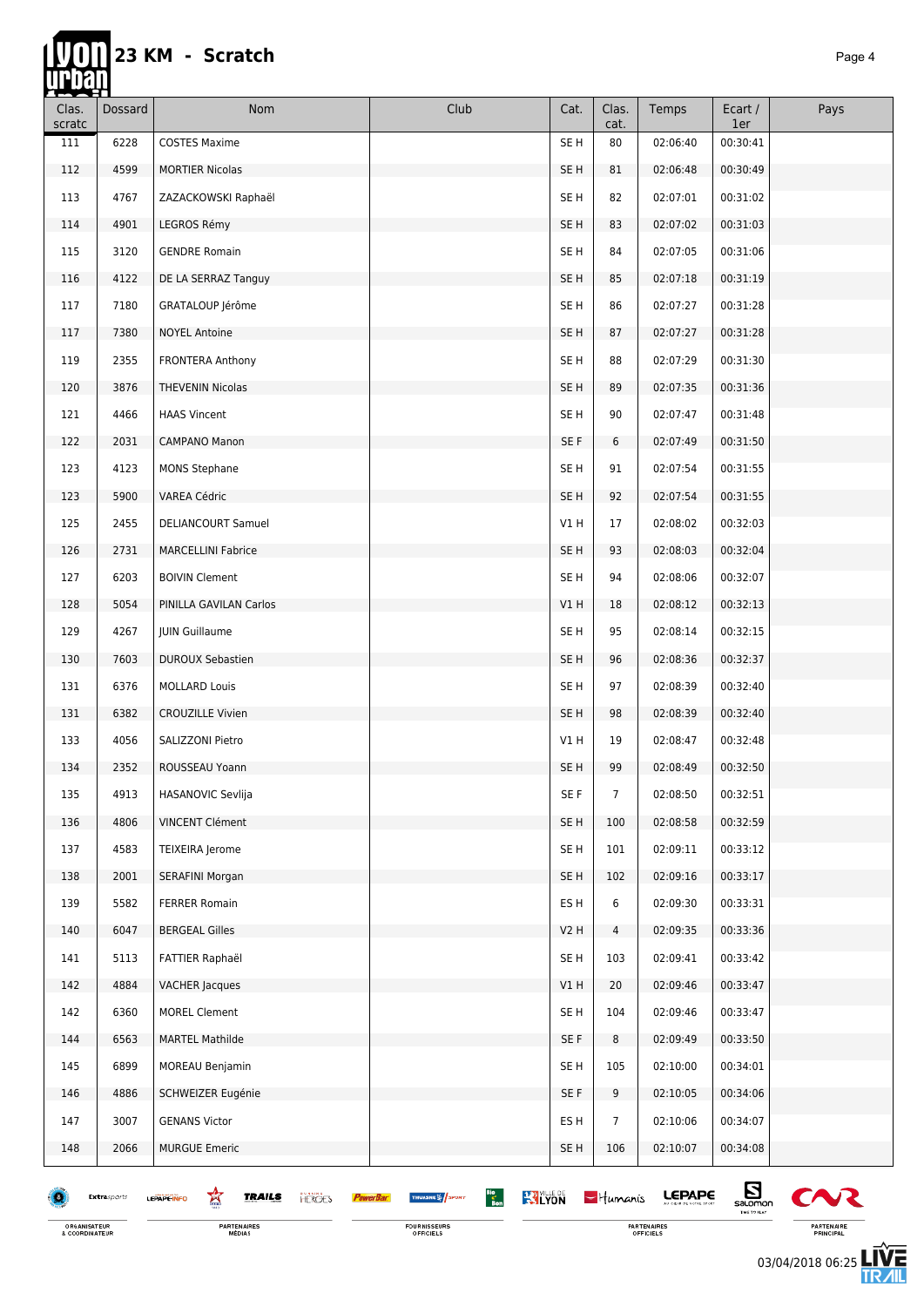# 23 KM - Scratch

| Clas. scratc | Dossard | Nom | Club | Cat. | Clas. cat. | Temps | Ecart / 1er | Pays |
|---|---|---|---|---|---|---|---|---|
| 111 | 6228 | COSTES Maxime | | SE H | 80 | 02:06:40 | 00:30:41 | |
| 112 | 4599 | MORTIER Nicolas | | SE H | 81 | 02:06:48 | 00:30:49 | |
| 113 | 4767 | ZAZACKOWSKI Raphaël | | SE H | 82 | 02:07:01 | 00:31:02 | |
| 114 | 4901 | LEGROS Rémy | | SE H | 83 | 02:07:02 | 00:31:03 | |
| 115 | 3120 | GENDRE Romain | | SE H | 84 | 02:07:05 | 00:31:06 | |
| 116 | 4122 | DE LA SERRAZ Tanguy | | SE H | 85 | 02:07:18 | 00:31:19 | |
| 117 | 7180 | GRATALOUP Jérôme | | SE H | 86 | 02:07:27 | 00:31:28 | |
| 117 | 7380 | NOYEL Antoine | | SE H | 87 | 02:07:27 | 00:31:28 | |
| 119 | 2355 | FRONTERA Anthony | | SE H | 88 | 02:07:29 | 00:31:30 | |
| 120 | 3876 | THEVENIN Nicolas | | SE H | 89 | 02:07:35 | 00:31:36 | |
| 121 | 4466 | HAAS Vincent | | SE H | 90 | 02:07:47 | 00:31:48 | |
| 122 | 2031 | CAMPANO Manon | | SE F | 6 | 02:07:49 | 00:31:50 | |
| 123 | 4123 | MONS Stephane | | SE H | 91 | 02:07:54 | 00:31:55 | |
| 123 | 5900 | VAREA Cédric | | SE H | 92 | 02:07:54 | 00:31:55 | |
| 125 | 2455 | DELIANCOURT Samuel | | V1 H | 17 | 02:08:02 | 00:32:03 | |
| 126 | 2731 | MARCELLINI Fabrice | | SE H | 93 | 02:08:03 | 00:32:04 | |
| 127 | 6203 | BOIVIN Clement | | SE H | 94 | 02:08:06 | 00:32:07 | |
| 128 | 5054 | PINILLA GAVILAN Carlos | | V1 H | 18 | 02:08:12 | 00:32:13 | |
| 129 | 4267 | JUIN Guillaume | | SE H | 95 | 02:08:14 | 00:32:15 | |
| 130 | 7603 | DUROUX Sebastien | | SE H | 96 | 02:08:36 | 00:32:37 | |
| 131 | 6376 | MOLLARD Louis | | SE H | 97 | 02:08:39 | 00:32:40 | |
| 131 | 6382 | CROUZILLE Vivien | | SE H | 98 | 02:08:39 | 00:32:40 | |
| 133 | 4056 | SALIZZONI Pietro | | V1 H | 19 | 02:08:47 | 00:32:48 | |
| 134 | 2352 | ROUSSEAU Yoann | | SE H | 99 | 02:08:49 | 00:32:50 | |
| 135 | 4913 | HASANOVIC Sevlija | | SE F | 7 | 02:08:50 | 00:32:51 | |
| 136 | 4806 | VINCENT Clément | | SE H | 100 | 02:08:58 | 00:32:59 | |
| 137 | 4583 | TEIXEIRA Jerome | | SE H | 101 | 02:09:11 | 00:33:12 | |
| 138 | 2001 | SERAFINI Morgan | | SE H | 102 | 02:09:16 | 00:33:17 | |
| 139 | 5582 | FERRER Romain | | ES H | 6 | 02:09:30 | 00:33:31 | |
| 140 | 6047 | BERGEAL Gilles | | V2 H | 4 | 02:09:35 | 00:33:36 | |
| 141 | 5113 | FATTIER Raphaël | | SE H | 103 | 02:09:41 | 00:33:42 | |
| 142 | 4884 | VACHER Jacques | | V1 H | 20 | 02:09:46 | 00:33:47 | |
| 142 | 6360 | MOREL Clement | | SE H | 104 | 02:09:46 | 00:33:47 | |
| 144 | 6563 | MARTEL Mathilde | | SE F | 8 | 02:09:49 | 00:33:50 | |
| 145 | 6899 | MOREAU Benjamin | | SE H | 105 | 02:10:00 | 00:34:01 | |
| 146 | 4886 | SCHWEIZER Eugénie | | SE F | 9 | 02:10:05 | 00:34:06 | |
| 147 | 3007 | GENANS Victor | | ES H | 7 | 02:10:06 | 00:34:07 | |
| 148 | 2066 | MURGUE Emeric | | SE H | 106 | 02:10:07 | 00:34:08 | |

ORGANISATEUR & COORDINATEUR — PARTENAIRES MÉDIAS — FOURNISSEURS OFFICIELS — PARTENAIRES OFFICIELS — PARTENAIRE PRINCIPAL

03/04/2018 06:25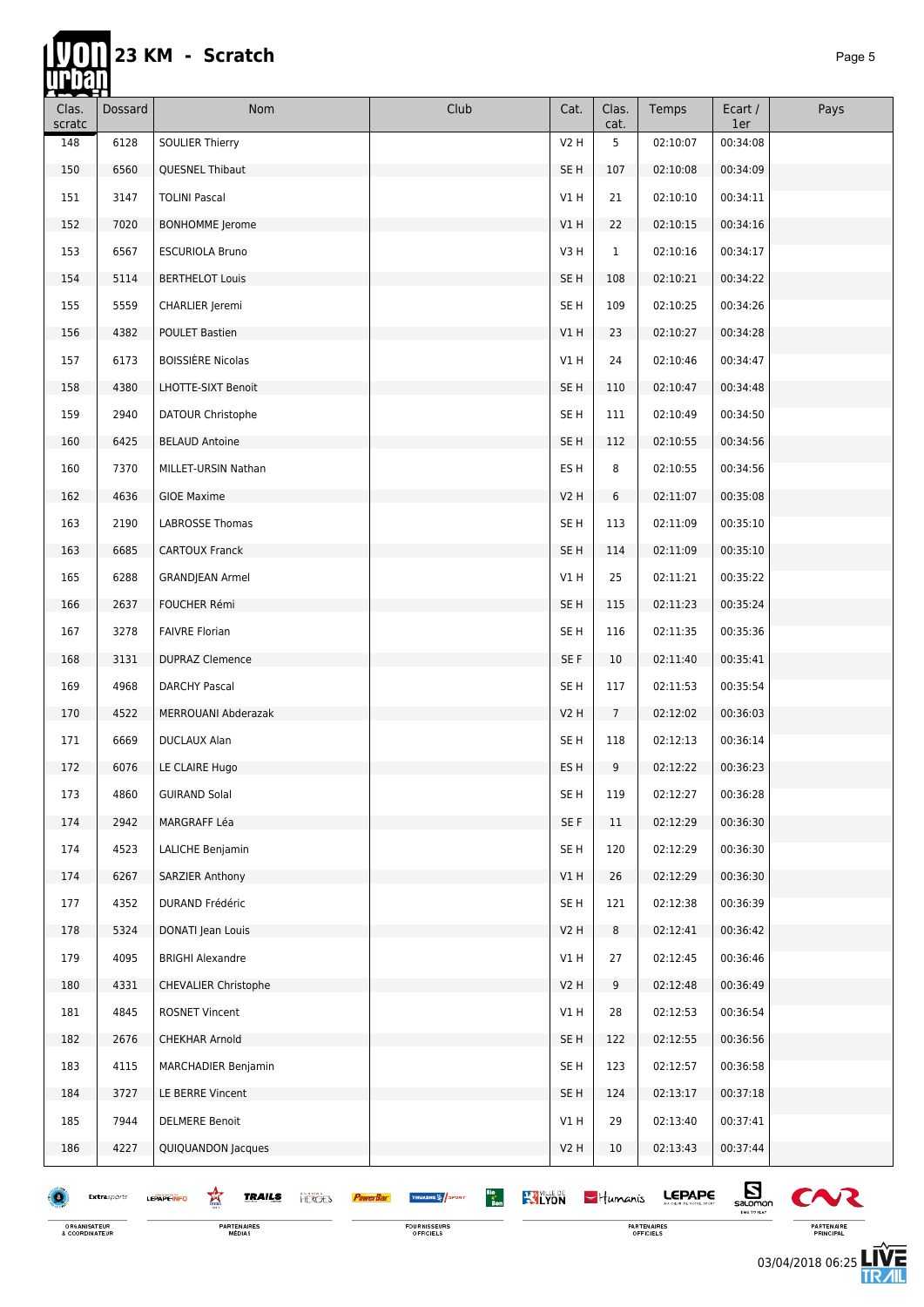# 23 KM - Scratch

| Clas. scratc | Dossard | Nom | Club | Cat. | Clas. cat. | Temps | Ecart / 1er | Pays |
|---|---|---|---|---|---|---|---|---|
| 148 | 6128 | SOULIER Thierry | | V2 H | 5 | 02:10:07 | 00:34:08 | |
| 150 | 6560 | QUESNEL Thibaut | | SE H | 107 | 02:10:08 | 00:34:09 | |
| 151 | 3147 | TOLINI Pascal | | V1 H | 21 | 02:10:10 | 00:34:11 | |
| 152 | 7020 | BONHOMME Jerome | | V1 H | 22 | 02:10:15 | 00:34:16 | |
| 153 | 6567 | ESCURIOLA Bruno | | V3 H | 1 | 02:10:16 | 00:34:17 | |
| 154 | 5114 | BERTHELOT Louis | | SE H | 108 | 02:10:21 | 00:34:22 | |
| 155 | 5559 | CHARLIER Jeremi | | SE H | 109 | 02:10:25 | 00:34:26 | |
| 156 | 4382 | POULET Bastien | | V1 H | 23 | 02:10:27 | 00:34:28 | |
| 157 | 6173 | BOISSIÈRE Nicolas | | V1 H | 24 | 02:10:46 | 00:34:47 | |
| 158 | 4380 | LHOTTE-SIXT Benoit | | SE H | 110 | 02:10:47 | 00:34:48 | |
| 159 | 2940 | DATOUR Christophe | | SE H | 111 | 02:10:49 | 00:34:50 | |
| 160 | 6425 | BELAUD Antoine | | SE H | 112 | 02:10:55 | 00:34:56 | |
| 160 | 7370 | MILLET-URSIN Nathan | | ES H | 8 | 02:10:55 | 00:34:56 | |
| 162 | 4636 | GIOE Maxime | | V2 H | 6 | 02:11:07 | 00:35:08 | |
| 163 | 2190 | LABROSSE Thomas | | SE H | 113 | 02:11:09 | 00:35:10 | |
| 163 | 6685 | CARTOUX Franck | | SE H | 114 | 02:11:09 | 00:35:10 | |
| 165 | 6288 | GRANDJEAN Armel | | V1 H | 25 | 02:11:21 | 00:35:22 | |
| 166 | 2637 | FOUCHER Rémi | | SE H | 115 | 02:11:23 | 00:35:24 | |
| 167 | 3278 | FAIVRE Florian | | SE H | 116 | 02:11:35 | 00:35:36 | |
| 168 | 3131 | DUPRAZ Clemence | | SE F | 10 | 02:11:40 | 00:35:41 | |
| 169 | 4968 | DARCHY Pascal | | SE H | 117 | 02:11:53 | 00:35:54 | |
| 170 | 4522 | MERROUANI Abderazak | | V2 H | 7 | 02:12:02 | 00:36:03 | |
| 171 | 6669 | DUCLAUX Alan | | SE H | 118 | 02:12:13 | 00:36:14 | |
| 172 | 6076 | LE CLAIRE Hugo | | ES H | 9 | 02:12:22 | 00:36:23 | |
| 173 | 4860 | GUIRAND Solal | | SE H | 119 | 02:12:27 | 00:36:28 | |
| 174 | 2942 | MARGRAFF Léa | | SE F | 11 | 02:12:29 | 00:36:30 | |
| 174 | 4523 | LALICHE Benjamin | | SE H | 120 | 02:12:29 | 00:36:30 | |
| 174 | 6267 | SARZIER Anthony | | V1 H | 26 | 02:12:29 | 00:36:30 | |
| 177 | 4352 | DURAND Frédéric | | SE H | 121 | 02:12:38 | 00:36:39 | |
| 178 | 5324 | DONATI Jean Louis | | V2 H | 8 | 02:12:41 | 00:36:42 | |
| 179 | 4095 | BRIGHI Alexandre | | V1 H | 27 | 02:12:45 | 00:36:46 | |
| 180 | 4331 | CHEVALIER Christophe | | V2 H | 9 | 02:12:48 | 00:36:49 | |
| 181 | 4845 | ROSNET Vincent | | V1 H | 28 | 02:12:53 | 00:36:54 | |
| 182 | 2676 | CHEKHAR Arnold | | SE H | 122 | 02:12:55 | 00:36:56 | |
| 183 | 4115 | MARCHADIER Benjamin | | SE H | 123 | 02:12:57 | 00:36:58 | |
| 184 | 3727 | LE BERRE Vincent | | SE H | 124 | 02:13:17 | 00:37:18 | |
| 185 | 7944 | DELMERE Benoit | | V1 H | 29 | 02:13:40 | 00:37:41 | |
| 186 | 4227 | QUIQUANDON Jacques | | V2 H | 10 | 02:13:43 | 00:37:44 | |

ORGANISATEUR & COORDINATEUR — PARTENAIRES MÉDIAS — FOURNISSEURS OFFICIELS — PARTENAIRES OFFICIELS — PARTENAIRE PRINCIPAL

03/04/2018 06:25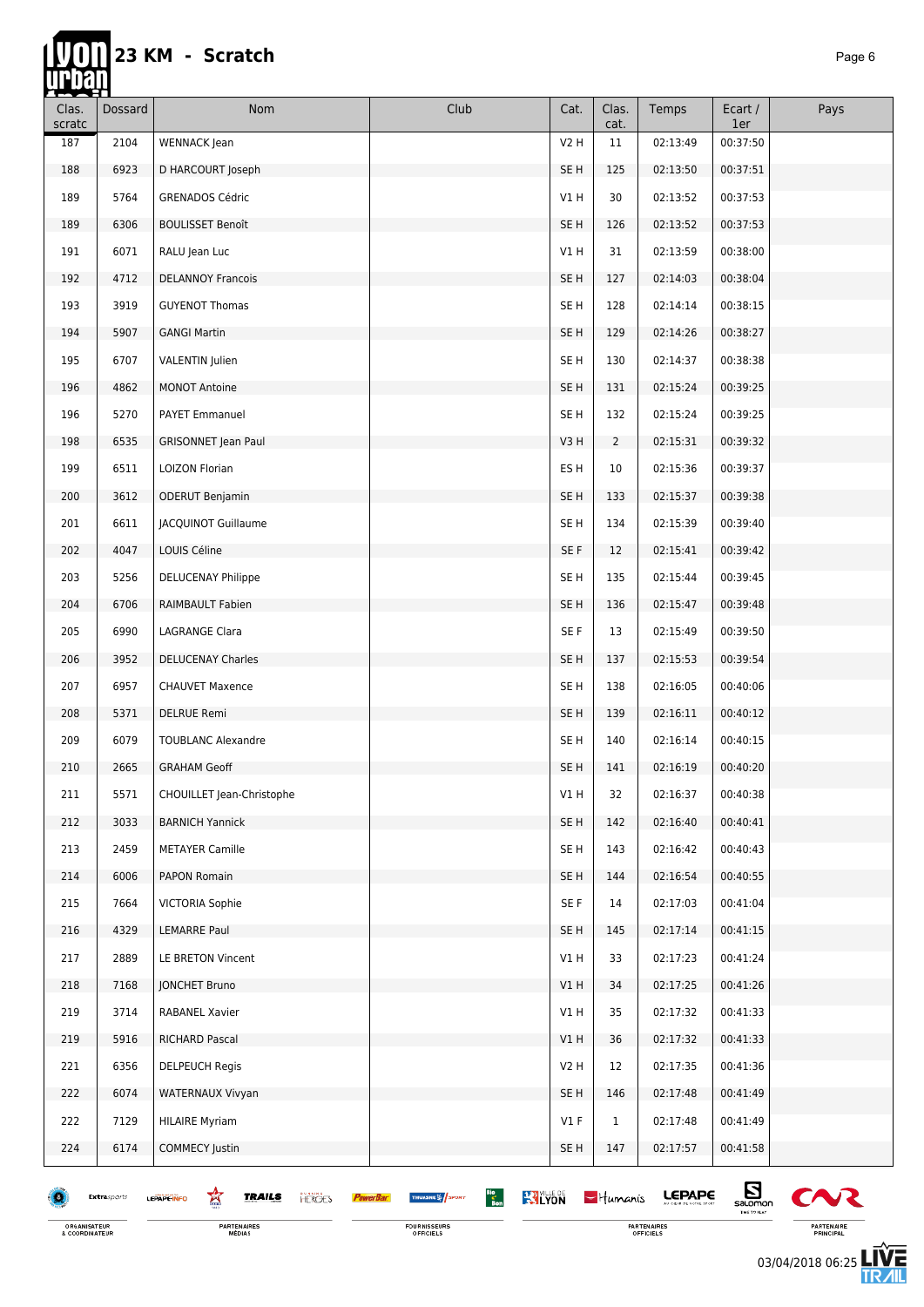# 23 KM - Scratch

| Clas. scratc | Dossard | Nom | Club | Cat. | Clas. cat. | Temps | Ecart / 1er | Pays |
|---|---|---|---|---|---|---|---|---|
| 187 | 2104 | WENNACK Jean | | V2 H | 11 | 02:13:49 | 00:37:50 | |
| 188 | 6923 | D HARCOURT Joseph | | SE H | 125 | 02:13:50 | 00:37:51 | |
| 189 | 5764 | GRENADOS Cédric | | V1 H | 30 | 02:13:52 | 00:37:53 | |
| 189 | 6306 | BOULISSET Benoît | | SE H | 126 | 02:13:52 | 00:37:53 | |
| 191 | 6071 | RALU Jean Luc | | V1 H | 31 | 02:13:59 | 00:38:00 | |
| 192 | 4712 | DELANNOY Francois | | SE H | 127 | 02:14:03 | 00:38:04 | |
| 193 | 3919 | GUYENOT Thomas | | SE H | 128 | 02:14:14 | 00:38:15 | |
| 194 | 5907 | GANGI Martin | | SE H | 129 | 02:14:26 | 00:38:27 | |
| 195 | 6707 | VALENTIN Julien | | SE H | 130 | 02:14:37 | 00:38:38 | |
| 196 | 4862 | MONOT Antoine | | SE H | 131 | 02:15:24 | 00:39:25 | |
| 196 | 5270 | PAYET Emmanuel | | SE H | 132 | 02:15:24 | 00:39:25 | |
| 198 | 6535 | GRISONNET Jean Paul | | V3 H | 2 | 02:15:31 | 00:39:32 | |
| 199 | 6511 | LOIZON Florian | | ES H | 10 | 02:15:36 | 00:39:37 | |
| 200 | 3612 | ODERUT Benjamin | | SE H | 133 | 02:15:37 | 00:39:38 | |
| 201 | 6611 | JACQUINOT Guillaume | | SE H | 134 | 02:15:39 | 00:39:40 | |
| 202 | 4047 | LOUIS Céline | | SE F | 12 | 02:15:41 | 00:39:42 | |
| 203 | 5256 | DELUCENAY Philippe | | SE H | 135 | 02:15:44 | 00:39:45 | |
| 204 | 6706 | RAIMBAULT Fabien | | SE H | 136 | 02:15:47 | 00:39:48 | |
| 205 | 6990 | LAGRANGE Clara | | SE F | 13 | 02:15:49 | 00:39:50 | |
| 206 | 3952 | DELUCENAY Charles | | SE H | 137 | 02:15:53 | 00:39:54 | |
| 207 | 6957 | CHAUVET Maxence | | SE H | 138 | 02:16:05 | 00:40:06 | |
| 208 | 5371 | DELRUE Remi | | SE H | 139 | 02:16:11 | 00:40:12 | |
| 209 | 6079 | TOUBLANC Alexandre | | SE H | 140 | 02:16:14 | 00:40:15 | |
| 210 | 2665 | GRAHAM Geoff | | SE H | 141 | 02:16:19 | 00:40:20 | |
| 211 | 5571 | CHOUILLET Jean-Christophe | | V1 H | 32 | 02:16:37 | 00:40:38 | |
| 212 | 3033 | BARNICH Yannick | | SE H | 142 | 02:16:40 | 00:40:41 | |
| 213 | 2459 | METAYER Camille | | SE H | 143 | 02:16:42 | 00:40:43 | |
| 214 | 6006 | PAPON Romain | | SE H | 144 | 02:16:54 | 00:40:55 | |
| 215 | 7664 | VICTORIA Sophie | | SE F | 14 | 02:17:03 | 00:41:04 | |
| 216 | 4329 | LEMARRE Paul | | SE H | 145 | 02:17:14 | 00:41:15 | |
| 217 | 2889 | LE BRETON Vincent | | V1 H | 33 | 02:17:23 | 00:41:24 | |
| 218 | 7168 | JONCHET Bruno | | V1 H | 34 | 02:17:25 | 00:41:26 | |
| 219 | 3714 | RABANEL Xavier | | V1 H | 35 | 02:17:32 | 00:41:33 | |
| 219 | 5916 | RICHARD Pascal | | V1 H | 36 | 02:17:32 | 00:41:33 | |
| 221 | 6356 | DELPEUCH Regis | | V2 H | 12 | 02:17:35 | 00:41:36 | |
| 222 | 6074 | WATERNAUX Vivyan | | SE H | 146 | 02:17:48 | 00:41:49 | |
| 222 | 7129 | HILAIRE Myriam | | V1 F | 1 | 02:17:48 | 00:41:49 | |
| 224 | 6174 | COMMECY Justin | | SE H | 147 | 02:17:57 | 00:41:58 | |

ORGANISATEUR & COORDINATEUR — PARTENAIRES MÉDIAS — FOURNISSEURS OFFICIELS — PARTENAIRES OFFICIELS — PARTENAIRE PRINCIPAL

03/04/2018 06:25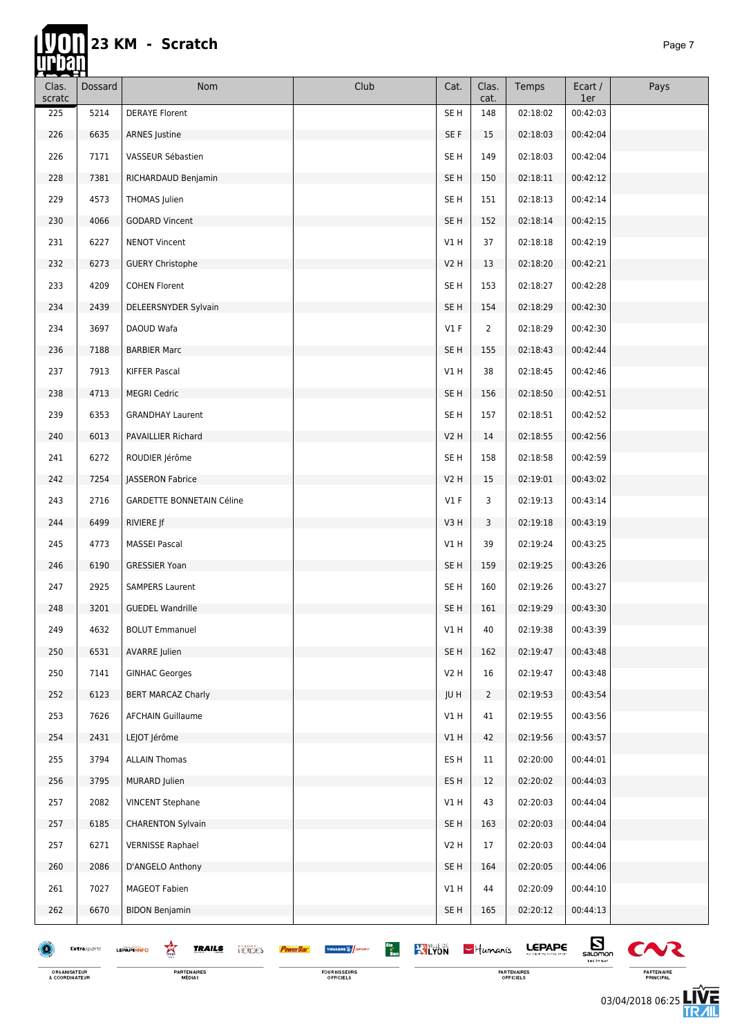# 23 KM - Scratch

| Clas. scratc | Dossard | Nom | Club | Cat. | Clas. cat. | Temps | Ecart / 1er | Pays |
|---|---|---|---|---|---|---|---|---|
| 225 | 5214 | DERAYE Florent | | SE H | 148 | 02:18:02 | 00:42:03 | |
| 226 | 6635 | ARNES Justine | | SE F | 15 | 02:18:03 | 00:42:04 | |
| 226 | 7171 | VASSEUR Sébastien | | SE H | 149 | 02:18:03 | 00:42:04 | |
| 228 | 7381 | RICHARDAUD Benjamin | | SE H | 150 | 02:18:11 | 00:42:12 | |
| 229 | 4573 | THOMAS Julien | | SE H | 151 | 02:18:13 | 00:42:14 | |
| 230 | 4066 | GODARD Vincent | | SE H | 152 | 02:18:14 | 00:42:15 | |
| 231 | 6227 | NENOT Vincent | | V1 H | 37 | 02:18:18 | 00:42:19 | |
| 232 | 6273 | GUERY Christophe | | V2 H | 13 | 02:18:20 | 00:42:21 | |
| 233 | 4209 | COHEN Florent | | SE H | 153 | 02:18:27 | 00:42:28 | |
| 234 | 2439 | DELEERSNYDER Sylvain | | SE H | 154 | 02:18:29 | 00:42:30 | |
| 234 | 3697 | DAOUD Wafa | | V1 F | 2 | 02:18:29 | 00:42:30 | |
| 236 | 7188 | BARBIER Marc | | SE H | 155 | 02:18:43 | 00:42:44 | |
| 237 | 7913 | KIFFER Pascal | | V1 H | 38 | 02:18:45 | 00:42:46 | |
| 238 | 4713 | MEGRI Cedric | | SE H | 156 | 02:18:50 | 00:42:51 | |
| 239 | 6353 | GRANDHAY Laurent | | SE H | 157 | 02:18:51 | 00:42:52 | |
| 240 | 6013 | PAVAILLIER Richard | | V2 H | 14 | 02:18:55 | 00:42:56 | |
| 241 | 6272 | ROUDIER Jérôme | | SE H | 158 | 02:18:58 | 00:42:59 | |
| 242 | 7254 | JASSERON Fabrice | | V2 H | 15 | 02:19:01 | 00:43:02 | |
| 243 | 2716 | GARDETTE BONNETAIN Céline | | V1 F | 3 | 02:19:13 | 00:43:14 | |
| 244 | 6499 | RIVIERE Jf | | V3 H | 3 | 02:19:18 | 00:43:19 | |
| 245 | 4773 | MASSEI Pascal | | V1 H | 39 | 02:19:24 | 00:43:25 | |
| 246 | 6190 | GRESSIER Yoan | | SE H | 159 | 02:19:25 | 00:43:26 | |
| 247 | 2925 | SAMPERS Laurent | | SE H | 160 | 02:19:26 | 00:43:27 | |
| 248 | 3201 | GUEDEL Wandrille | | SE H | 161 | 02:19:29 | 00:43:30 | |
| 249 | 4632 | BOLUT Emmanuel | | V1 H | 40 | 02:19:38 | 00:43:39 | |
| 250 | 6531 | AVARRE Julien | | SE H | 162 | 02:19:47 | 00:43:48 | |
| 250 | 7141 | GINHAC Georges | | V2 H | 16 | 02:19:47 | 00:43:48 | |
| 252 | 6123 | BERT MARCAZ Charly | | JU H | 2 | 02:19:53 | 00:43:54 | |
| 253 | 7626 | AFCHAIN Guillaume | | V1 H | 41 | 02:19:55 | 00:43:56 | |
| 254 | 2431 | LEJOT Jérôme | | V1 H | 42 | 02:19:56 | 00:43:57 | |
| 255 | 3794 | ALLAIN Thomas | | ES H | 11 | 02:20:00 | 00:44:01 | |
| 256 | 3795 | MURARD Julien | | ES H | 12 | 02:20:02 | 00:44:03 | |
| 257 | 2082 | VINCENT Stephane | | V1 H | 43 | 02:20:03 | 00:44:04 | |
| 257 | 6185 | CHARENTON Sylvain | | SE H | 163 | 02:20:03 | 00:44:04 | |
| 257 | 6271 | VERNISSE Raphael | | V2 H | 17 | 02:20:03 | 00:44:04 | |
| 260 | 2086 | D'ANGELO Anthony | | SE H | 164 | 02:20:05 | 00:44:06 | |
| 261 | 7027 | MAGEOT Fabien | | V1 H | 44 | 02:20:09 | 00:44:10 | |
| 262 | 6670 | BIDON Benjamin | | SE H | 165 | 02:20:12 | 00:44:13 | |

ORGANISATEUR & COORDINATEUR — PARTENAIRES MÉDIAS — FOURNISSEURS OFFICIELS — PARTENAIRES OFFICIELS — PARTENAIRE PRINCIPAL

03/04/2018 06:25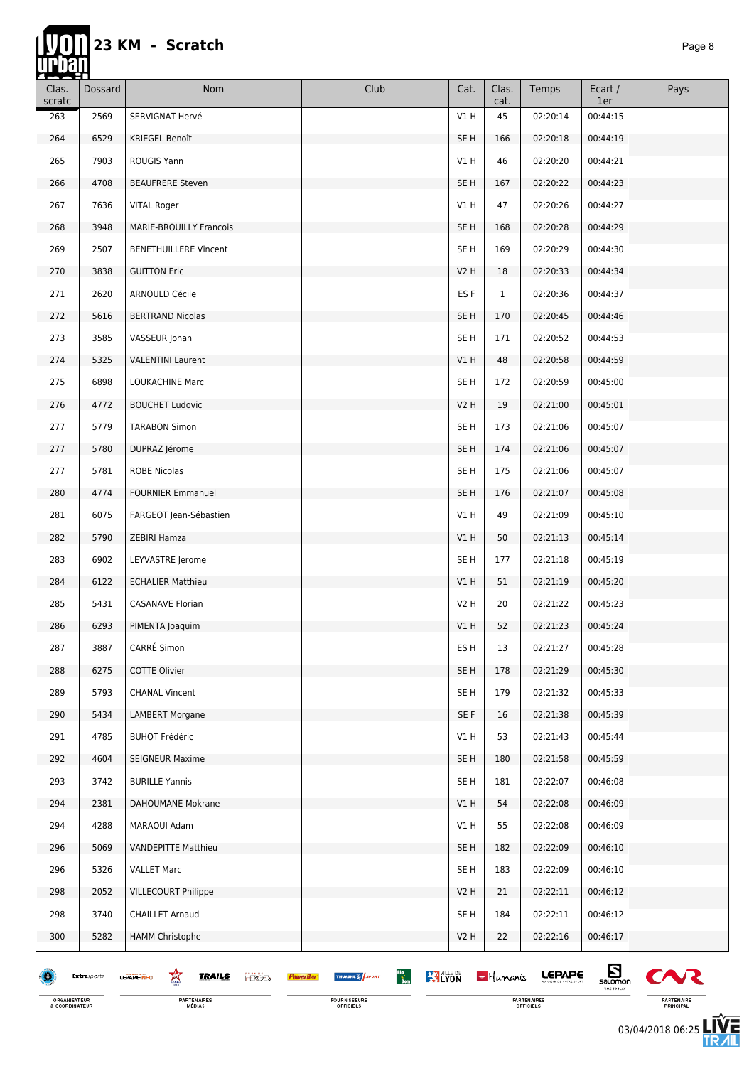# 23 KM - Scratch

| Clas. scratc | Dossard | Nom | Club | Cat. | Clas. cat. | Temps | Ecart / 1er | Pays |
|---|---|---|---|---|---|---|---|---|
| 263 | 2569 | SERVIGNAT Hervé | | V1 H | 45 | 02:20:14 | 00:44:15 | |
| 264 | 6529 | KRIEGEL Benoît | | SE H | 166 | 02:20:18 | 00:44:19 | |
| 265 | 7903 | ROUGIS Yann | | V1 H | 46 | 02:20:20 | 00:44:21 | |
| 266 | 4708 | BEAUFRERE Steven | | SE H | 167 | 02:20:22 | 00:44:23 | |
| 267 | 7636 | VITAL Roger | | V1 H | 47 | 02:20:26 | 00:44:27 | |
| 268 | 3948 | MARIE-BROUILLY Francois | | SE H | 168 | 02:20:28 | 00:44:29 | |
| 269 | 2507 | BENETHUILLERE Vincent | | SE H | 169 | 02:20:29 | 00:44:30 | |
| 270 | 3838 | GUITTON Eric | | V2 H | 18 | 02:20:33 | 00:44:34 | |
| 271 | 2620 | ARNOULD Cécile | | ES F | 1 | 02:20:36 | 00:44:37 | |
| 272 | 5616 | BERTRAND Nicolas | | SE H | 170 | 02:20:45 | 00:44:46 | |
| 273 | 3585 | VASSEUR Johan | | SE H | 171 | 02:20:52 | 00:44:53 | |
| 274 | 5325 | VALENTINI Laurent | | V1 H | 48 | 02:20:58 | 00:44:59 | |
| 275 | 6898 | LOUKACHINE Marc | | SE H | 172 | 02:20:59 | 00:45:00 | |
| 276 | 4772 | BOUCHET Ludovic | | V2 H | 19 | 02:21:00 | 00:45:01 | |
| 277 | 5779 | TARABON Simon | | SE H | 173 | 02:21:06 | 00:45:07 | |
| 277 | 5780 | DUPRAZ Jérome | | SE H | 174 | 02:21:06 | 00:45:07 | |
| 277 | 5781 | ROBE Nicolas | | SE H | 175 | 02:21:06 | 00:45:07 | |
| 280 | 4774 | FOURNIER Emmanuel | | SE H | 176 | 02:21:07 | 00:45:08 | |
| 281 | 6075 | FARGEOT Jean-Sébastien | | V1 H | 49 | 02:21:09 | 00:45:10 | |
| 282 | 5790 | ZEBIRI Hamza | | V1 H | 50 | 02:21:13 | 00:45:14 | |
| 283 | 6902 | LEYVASTRE Jerome | | SE H | 177 | 02:21:18 | 00:45:19 | |
| 284 | 6122 | ECHALIER Matthieu | | V1 H | 51 | 02:21:19 | 00:45:20 | |
| 285 | 5431 | CASANAVE Florian | | V2 H | 20 | 02:21:22 | 00:45:23 | |
| 286 | 6293 | PIMENTA Joaquim | | V1 H | 52 | 02:21:23 | 00:45:24 | |
| 287 | 3887 | CARRÉ Simon | | ES H | 13 | 02:21:27 | 00:45:28 | |
| 288 | 6275 | COTTE Olivier | | SE H | 178 | 02:21:29 | 00:45:30 | |
| 289 | 5793 | CHANAL Vincent | | SE H | 179 | 02:21:32 | 00:45:33 | |
| 290 | 5434 | LAMBERT Morgane | | SE F | 16 | 02:21:38 | 00:45:39 | |
| 291 | 4785 | BUHOT Frédéric | | V1 H | 53 | 02:21:43 | 00:45:44 | |
| 292 | 4604 | SEIGNEUR Maxime | | SE H | 180 | 02:21:58 | 00:45:59 | |
| 293 | 3742 | BURILLE Yannis | | SE H | 181 | 02:22:07 | 00:46:08 | |
| 294 | 2381 | DAHOUMANE Mokrane | | V1 H | 54 | 02:22:08 | 00:46:09 | |
| 294 | 4288 | MARAOUI Adam | | V1 H | 55 | 02:22:08 | 00:46:09 | |
| 296 | 5069 | VANDEPITTE Matthieu | | SE H | 182 | 02:22:09 | 00:46:10 | |
| 296 | 5326 | VALLET Marc | | SE H | 183 | 02:22:09 | 00:46:10 | |
| 298 | 2052 | VILLECOURT Philippe | | V2 H | 21 | 02:22:11 | 00:46:12 | |
| 298 | 3740 | CHAILLET Arnaud | | SE H | 184 | 02:22:11 | 00:46:12 | |
| 300 | 5282 | HAMM Christophe | | V2 H | 22 | 02:22:16 | 00:46:17 | |

03/04/2018 06:25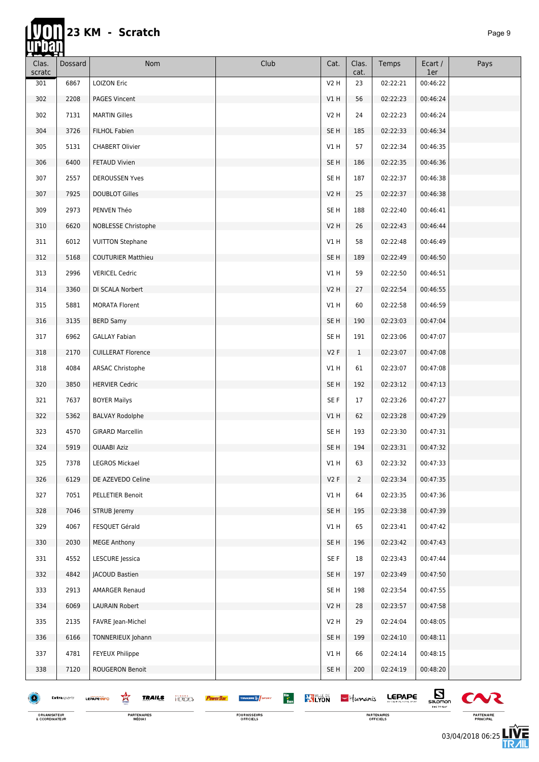# 23 KM - Scratch

| Clas. scratc | Dossard | Nom | Club | Cat. | Clas. cat. | Temps | Ecart / 1er | Pays |
|---|---|---|---|---|---|---|---|---|
| 301 | 6867 | LOIZON Eric | | V2 H | 23 | 02:22:21 | 00:46:22 | |
| 302 | 2208 | PAGES Vincent | | V1 H | 56 | 02:22:23 | 00:46:24 | |
| 302 | 7131 | MARTIN Gilles | | V2 H | 24 | 02:22:23 | 00:46:24 | |
| 304 | 3726 | FILHOL Fabien | | SE H | 185 | 02:22:33 | 00:46:34 | |
| 305 | 5131 | CHABERT Olivier | | V1 H | 57 | 02:22:34 | 00:46:35 | |
| 306 | 6400 | FETAUD Vivien | | SE H | 186 | 02:22:35 | 00:46:36 | |
| 307 | 2557 | DEROUSSEN Yves | | SE H | 187 | 02:22:37 | 00:46:38 | |
| 307 | 7925 | DOUBLOT Gilles | | V2 H | 25 | 02:22:37 | 00:46:38 | |
| 309 | 2973 | PENVEN Théo | | SE H | 188 | 02:22:40 | 00:46:41 | |
| 310 | 6620 | NOBLESSE Christophe | | V2 H | 26 | 02:22:43 | 00:46:44 | |
| 311 | 6012 | VUITTON Stephane | | V1 H | 58 | 02:22:48 | 00:46:49 | |
| 312 | 5168 | COUTURIER Matthieu | | SE H | 189 | 02:22:49 | 00:46:50 | |
| 313 | 2996 | VERICEL Cedric | | V1 H | 59 | 02:22:50 | 00:46:51 | |
| 314 | 3360 | DI SCALA Norbert | | V2 H | 27 | 02:22:54 | 00:46:55 | |
| 315 | 5881 | MORATA Florent | | V1 H | 60 | 02:22:58 | 00:46:59 | |
| 316 | 3135 | BERD Samy | | SE H | 190 | 02:23:03 | 00:47:04 | |
| 317 | 6962 | GALLAY Fabian | | SE H | 191 | 02:23:06 | 00:47:07 | |
| 318 | 2170 | CUILLERAT Florence | | V2 F | 1 | 02:23:07 | 00:47:08 | |
| 318 | 4084 | ARSAC Christophe | | V1 H | 61 | 02:23:07 | 00:47:08 | |
| 320 | 3850 | HERVIER Cedric | | SE H | 192 | 02:23:12 | 00:47:13 | |
| 321 | 7637 | BOYER Mailys | | SE F | 17 | 02:23:26 | 00:47:27 | |
| 322 | 5362 | BALVAY Rodolphe | | V1 H | 62 | 02:23:28 | 00:47:29 | |
| 323 | 4570 | GIRARD Marcellin | | SE H | 193 | 02:23:30 | 00:47:31 | |
| 324 | 5919 | OUAABI Aziz | | SE H | 194 | 02:23:31 | 00:47:32 | |
| 325 | 7378 | LEGROS Mickael | | V1 H | 63 | 02:23:32 | 00:47:33 | |
| 326 | 6129 | DE AZEVEDO Celine | | V2 F | 2 | 02:23:34 | 00:47:35 | |
| 327 | 7051 | PELLETIER Benoit | | V1 H | 64 | 02:23:35 | 00:47:36 | |
| 328 | 7046 | STRUB Jeremy | | SE H | 195 | 02:23:38 | 00:47:39 | |
| 329 | 4067 | FESQUET Gérald | | V1 H | 65 | 02:23:41 | 00:47:42 | |
| 330 | 2030 | MEGE Anthony | | SE H | 196 | 02:23:42 | 00:47:43 | |
| 331 | 4552 | LESCURE Jessica | | SE F | 18 | 02:23:43 | 00:47:44 | |
| 332 | 4842 | JACOUD Bastien | | SE H | 197 | 02:23:49 | 00:47:50 | |
| 333 | 2913 | AMARGER Renaud | | SE H | 198 | 02:23:54 | 00:47:55 | |
| 334 | 6069 | LAURAIN Robert | | V2 H | 28 | 02:23:57 | 00:47:58 | |
| 335 | 2135 | FAVRE Jean-Michel | | V2 H | 29 | 02:24:04 | 00:48:05 | |
| 336 | 6166 | TONNERIEUX Johann | | SE H | 199 | 02:24:10 | 00:48:11 | |
| 337 | 4781 | FEYEUX Philippe | | V1 H | 66 | 02:24:14 | 00:48:15 | |
| 338 | 7120 | ROUGERON Benoit | | SE H | 200 | 02:24:19 | 00:48:20 | |

ORGANISATEUR & COORDINATEUR | PARTENAIRES MÉDIAS | FOURNISSEURS OFFICIELS | PARTENAIRES OFFICIELS | PARTENAIRE PRINCIPAL

03/04/2018 06:25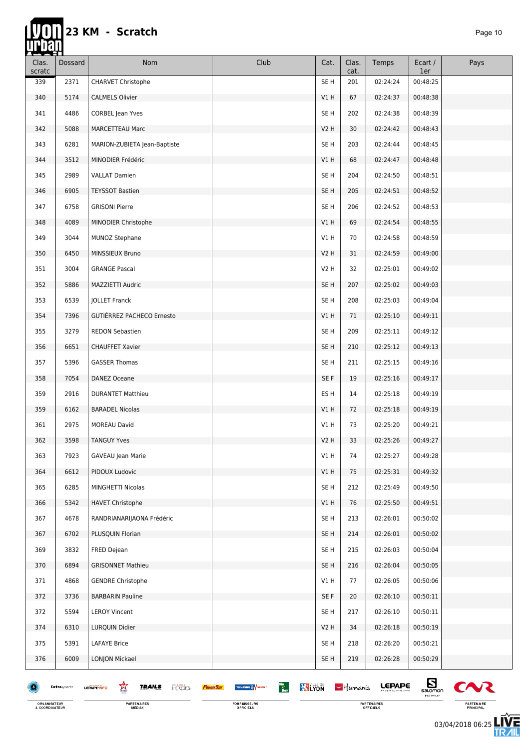# 23 KM - Scratch

| Clas. scratc | Dossard | Nom | Club | Cat. | Clas. cat. | Temps | Ecart / 1er | Pays |
|---|---|---|---|---|---|---|---|---|
| 339 | 2371 | CHARVET Christophe | | SE H | 201 | 02:24:24 | 00:48:25 | |
| 340 | 5174 | CALMELS Olivier | | V1 H | 67 | 02:24:37 | 00:48:38 | |
| 341 | 4486 | CORBEL Jean Yves | | SE H | 202 | 02:24:38 | 00:48:39 | |
| 342 | 5088 | MARCETTEAU Marc | | V2 H | 30 | 02:24:42 | 00:48:43 | |
| 343 | 6281 | MARION-ZUBIETA Jean-Baptiste | | SE H | 203 | 02:24:44 | 00:48:45 | |
| 344 | 3512 | MINODIER Frédéric | | V1 H | 68 | 02:24:47 | 00:48:48 | |
| 345 | 2989 | VALLAT Damien | | SE H | 204 | 02:24:50 | 00:48:51 | |
| 346 | 6905 | TEYSSOT Bastien | | SE H | 205 | 02:24:51 | 00:48:52 | |
| 347 | 6758 | GRISONI Pierre | | SE H | 206 | 02:24:52 | 00:48:53 | |
| 348 | 4089 | MINODIER Christophe | | V1 H | 69 | 02:24:54 | 00:48:55 | |
| 349 | 3044 | MUNOZ Stephane | | V1 H | 70 | 02:24:58 | 00:48:59 | |
| 350 | 6450 | MINSSIEUX Bruno | | V2 H | 31 | 02:24:59 | 00:49:00 | |
| 351 | 3004 | GRANGE Pascal | | V2 H | 32 | 02:25:01 | 00:49:02 | |
| 352 | 5886 | MAZZIETTI Audric | | SE H | 207 | 02:25:02 | 00:49:03 | |
| 353 | 6539 | JOLLET Franck | | SE H | 208 | 02:25:03 | 00:49:04 | |
| 354 | 7396 | GUTIÉRREZ PACHECO Ernesto | | V1 H | 71 | 02:25:10 | 00:49:11 | |
| 355 | 3279 | REDON Sebastien | | SE H | 209 | 02:25:11 | 00:49:12 | |
| 356 | 6651 | CHAUFFET Xavier | | SE H | 210 | 02:25:12 | 00:49:13 | |
| 357 | 5396 | GASSER Thomas | | SE H | 211 | 02:25:15 | 00:49:16 | |
| 358 | 7054 | DANEZ Oceane | | SE F | 19 | 02:25:16 | 00:49:17 | |
| 359 | 2916 | DURANTET Matthieu | | ES H | 14 | 02:25:18 | 00:49:19 | |
| 359 | 6162 | BARADEL Nicolas | | V1 H | 72 | 02:25:18 | 00:49:19 | |
| 361 | 2975 | MOREAU David | | V1 H | 73 | 02:25:20 | 00:49:21 | |
| 362 | 3598 | TANGUY Yves | | V2 H | 33 | 02:25:26 | 00:49:27 | |
| 363 | 7923 | GAVEAU Jean Marie | | V1 H | 74 | 02:25:27 | 00:49:28 | |
| 364 | 6612 | PIDOUX Ludovic | | V1 H | 75 | 02:25:31 | 00:49:32 | |
| 365 | 6285 | MINGHETTI Nicolas | | SE H | 212 | 02:25:49 | 00:49:50 | |
| 366 | 5342 | HAVET Christophe | | V1 H | 76 | 02:25:50 | 00:49:51 | |
| 367 | 4678 | RANDRIANARIJAONA Frédéric | | SE H | 213 | 02:26:01 | 00:50:02 | |
| 367 | 6702 | PLUSQUIN Florian | | SE H | 214 | 02:26:01 | 00:50:02 | |
| 369 | 3832 | FRED Dejean | | SE H | 215 | 02:26:03 | 00:50:04 | |
| 370 | 6894 | GRISONNET Mathieu | | SE H | 216 | 02:26:04 | 00:50:05 | |
| 371 | 4868 | GENDRE Christophe | | V1 H | 77 | 02:26:05 | 00:50:06 | |
| 372 | 3736 | BARBARIN Pauline | | SE F | 20 | 02:26:10 | 00:50:11 | |
| 372 | 5594 | LEROY Vincent | | SE H | 217 | 02:26:10 | 00:50:11 | |
| 374 | 6310 | LURQUIN Didier | | V2 H | 34 | 02:26:18 | 00:50:19 | |
| 375 | 5391 | LAFAYE Brice | | SE H | 218 | 02:26:20 | 00:50:21 | |
| 376 | 6009 | LONJON Mickael | | SE H | 219 | 02:26:28 | 00:50:29 | |

ORGANISATEUR & COORDINATEUR — PARTENAIRES MÉDIAS — FOURNISSEURS OFFICIELS — PARTENAIRES OFFICIELS — PARTENAIRE PRINCIPAL

03/04/2018 06:25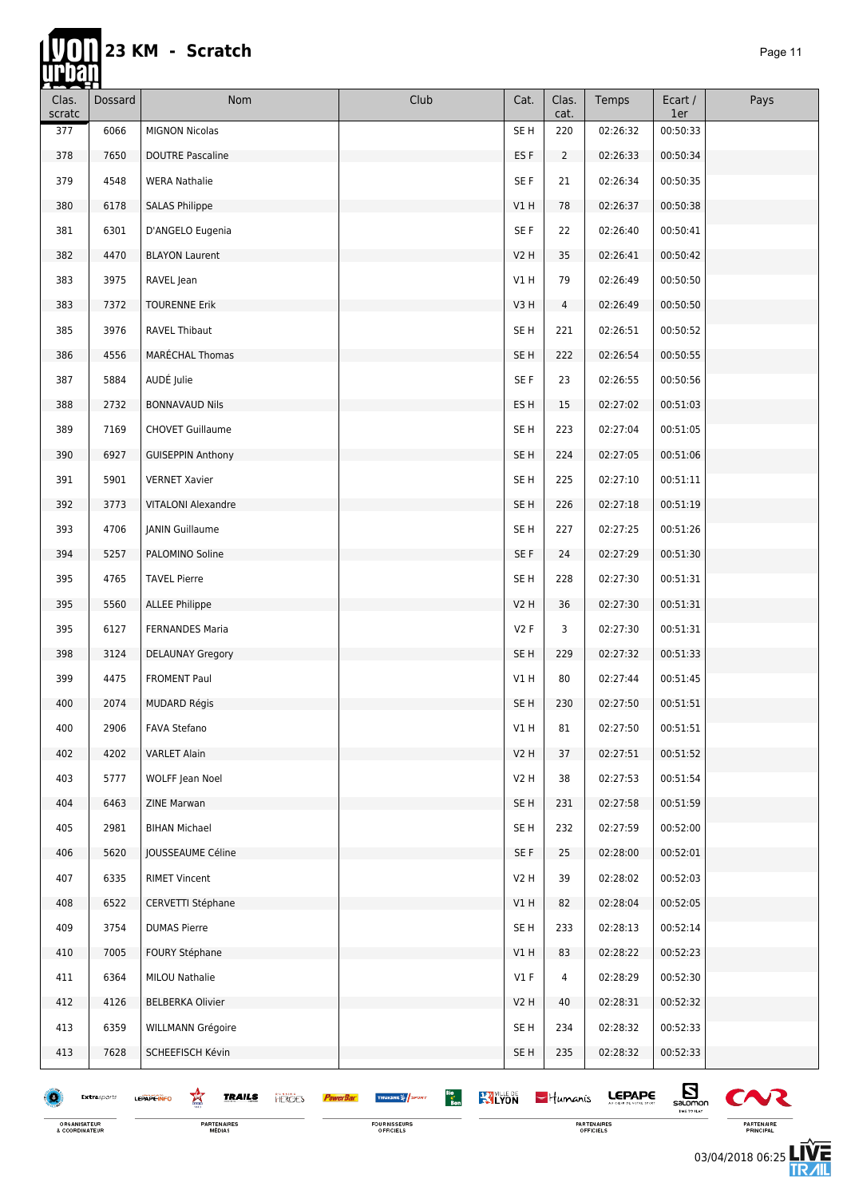# 23 KM - Scratch

| Clas. scratc | Dossard | Nom | Club | Cat. | Clas. cat. | Temps | Ecart / 1er | Pays |
|---|---|---|---|---|---|---|---|---|
| 377 | 6066 | MIGNON Nicolas | | SE H | 220 | 02:26:32 | 00:50:33 | |
| 378 | 7650 | DOUTRE Pascaline | | ES F | 2 | 02:26:33 | 00:50:34 | |
| 379 | 4548 | WERA Nathalie | | SE F | 21 | 02:26:34 | 00:50:35 | |
| 380 | 6178 | SALAS Philippe | | V1 H | 78 | 02:26:37 | 00:50:38 | |
| 381 | 6301 | D'ANGELO Eugenia | | SE F | 22 | 02:26:40 | 00:50:41 | |
| 382 | 4470 | BLAYON Laurent | | V2 H | 35 | 02:26:41 | 00:50:42 | |
| 383 | 3975 | RAVEL Jean | | V1 H | 79 | 02:26:49 | 00:50:50 | |
| 383 | 7372 | TOURENNE Erik | | V3 H | 4 | 02:26:49 | 00:50:50 | |
| 385 | 3976 | RAVEL Thibaut | | SE H | 221 | 02:26:51 | 00:50:52 | |
| 386 | 4556 | MARÉCHAL Thomas | | SE H | 222 | 02:26:54 | 00:50:55 | |
| 387 | 5884 | AUDÉ Julie | | SE F | 23 | 02:26:55 | 00:50:56 | |
| 388 | 2732 | BONNAVAUD Nils | | ES H | 15 | 02:27:02 | 00:51:03 | |
| 389 | 7169 | CHOVET Guillaume | | SE H | 223 | 02:27:04 | 00:51:05 | |
| 390 | 6927 | GUISEPPIN Anthony | | SE H | 224 | 02:27:05 | 00:51:06 | |
| 391 | 5901 | VERNET Xavier | | SE H | 225 | 02:27:10 | 00:51:11 | |
| 392 | 3773 | VITALONI Alexandre | | SE H | 226 | 02:27:18 | 00:51:19 | |
| 393 | 4706 | JANIN Guillaume | | SE H | 227 | 02:27:25 | 00:51:26 | |
| 394 | 5257 | PALOMINO Soline | | SE F | 24 | 02:27:29 | 00:51:30 | |
| 395 | 4765 | TAVEL Pierre | | SE H | 228 | 02:27:30 | 00:51:31 | |
| 395 | 5560 | ALLEE Philippe | | V2 H | 36 | 02:27:30 | 00:51:31 | |
| 395 | 6127 | FERNANDES Maria | | V2 F | 3 | 02:27:30 | 00:51:31 | |
| 398 | 3124 | DELAUNAY Gregory | | SE H | 229 | 02:27:32 | 00:51:33 | |
| 399 | 4475 | FROMENT Paul | | V1 H | 80 | 02:27:44 | 00:51:45 | |
| 400 | 2074 | MUDARD Régis | | SE H | 230 | 02:27:50 | 00:51:51 | |
| 400 | 2906 | FAVA Stefano | | V1 H | 81 | 02:27:50 | 00:51:51 | |
| 402 | 4202 | VARLET Alain | | V2 H | 37 | 02:27:51 | 00:51:52 | |
| 403 | 5777 | WOLFF Jean Noel | | V2 H | 38 | 02:27:53 | 00:51:54 | |
| 404 | 6463 | ZINE Marwan | | SE H | 231 | 02:27:58 | 00:51:59 | |
| 405 | 2981 | BIHAN Michael | | SE H | 232 | 02:27:59 | 00:52:00 | |
| 406 | 5620 | JOUSSEAUME Céline | | SE F | 25 | 02:28:00 | 00:52:01 | |
| 407 | 6335 | RIMET Vincent | | V2 H | 39 | 02:28:02 | 00:52:03 | |
| 408 | 6522 | CERVETTI Stéphane | | V1 H | 82 | 02:28:04 | 00:52:05 | |
| 409 | 3754 | DUMAS Pierre | | SE H | 233 | 02:28:13 | 00:52:14 | |
| 410 | 7005 | FOURY Stéphane | | V1 H | 83 | 02:28:22 | 00:52:23 | |
| 411 | 6364 | MILOU Nathalie | | V1 F | 4 | 02:28:29 | 00:52:30 | |
| 412 | 4126 | BELBERKA Olivier | | V2 H | 40 | 02:28:31 | 00:52:32 | |
| 413 | 6359 | WILLMANN Grégoire | | SE H | 234 | 02:28:32 | 00:52:33 | |
| 413 | 7628 | SCHEEFISCH Kévin | | SE H | 235 | 02:28:32 | 00:52:33 | |

ORGANISATEUR & COORDINATEUR — PARTENAIRES MÉDIAS — FOURNISSEURS OFFICIELS — PARTENAIRES OFFICIELS — PARTENAIRE PRINCIPAL

03/04/2018 06:25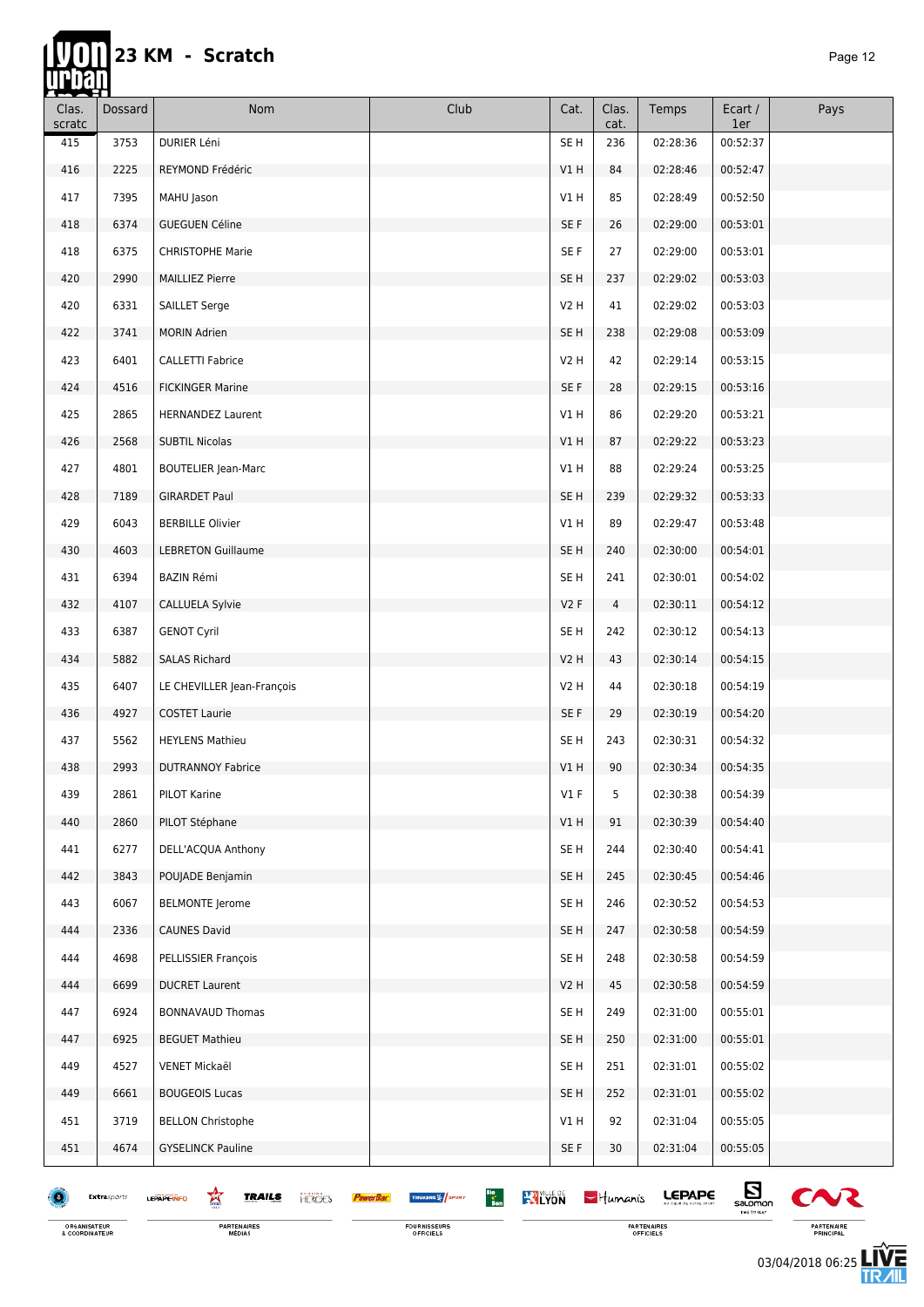# 23 KM - Scratch

| Clas. scratc | Dossard | Nom | Club | Cat. | Clas. cat. | Temps | Ecart / 1er | Pays |
|---|---|---|---|---|---|---|---|---|
| 415 | 3753 | DURIER Léni | | SE H | 236 | 02:28:36 | 00:52:37 | |
| 416 | 2225 | REYMOND Frédéric | | V1 H | 84 | 02:28:46 | 00:52:47 | |
| 417 | 7395 | MAHU Jason | | V1 H | 85 | 02:28:49 | 00:52:50 | |
| 418 | 6374 | GUEGUEN Céline | | SE F | 26 | 02:29:00 | 00:53:01 | |
| 418 | 6375 | CHRISTOPHE Marie | | SE F | 27 | 02:29:00 | 00:53:01 | |
| 420 | 2990 | MAILLIEZ Pierre | | SE H | 237 | 02:29:02 | 00:53:03 | |
| 420 | 6331 | SAILLET Serge | | V2 H | 41 | 02:29:02 | 00:53:03 | |
| 422 | 3741 | MORIN Adrien | | SE H | 238 | 02:29:08 | 00:53:09 | |
| 423 | 6401 | CALLETTI Fabrice | | V2 H | 42 | 02:29:14 | 00:53:15 | |
| 424 | 4516 | FICKINGER Marine | | SE F | 28 | 02:29:15 | 00:53:16 | |
| 425 | 2865 | HERNANDEZ Laurent | | V1 H | 86 | 02:29:20 | 00:53:21 | |
| 426 | 2568 | SUBTIL Nicolas | | V1 H | 87 | 02:29:22 | 00:53:23 | |
| 427 | 4801 | BOUTELIER Jean-Marc | | V1 H | 88 | 02:29:24 | 00:53:25 | |
| 428 | 7189 | GIRARDET Paul | | SE H | 239 | 02:29:32 | 00:53:33 | |
| 429 | 6043 | BERBILLE Olivier | | V1 H | 89 | 02:29:47 | 00:53:48 | |
| 430 | 4603 | LEBRETON Guillaume | | SE H | 240 | 02:30:00 | 00:54:01 | |
| 431 | 6394 | BAZIN Rémi | | SE H | 241 | 02:30:01 | 00:54:02 | |
| 432 | 4107 | CALLUELA Sylvie | | V2 F | 4 | 02:30:11 | 00:54:12 | |
| 433 | 6387 | GENOT Cyril | | SE H | 242 | 02:30:12 | 00:54:13 | |
| 434 | 5882 | SALAS Richard | | V2 H | 43 | 02:30:14 | 00:54:15 | |
| 435 | 6407 | LE CHEVILLER Jean-François | | V2 H | 44 | 02:30:18 | 00:54:19 | |
| 436 | 4927 | COSTET Laurie | | SE F | 29 | 02:30:19 | 00:54:20 | |
| 437 | 5562 | HEYLENS Mathieu | | SE H | 243 | 02:30:31 | 00:54:32 | |
| 438 | 2993 | DUTRANNOY Fabrice | | V1 H | 90 | 02:30:34 | 00:54:35 | |
| 439 | 2861 | PILOT Karine | | V1 F | 5 | 02:30:38 | 00:54:39 | |
| 440 | 2860 | PILOT Stéphane | | V1 H | 91 | 02:30:39 | 00:54:40 | |
| 441 | 6277 | DELL'ACQUA Anthony | | SE H | 244 | 02:30:40 | 00:54:41 | |
| 442 | 3843 | POUJADE Benjamin | | SE H | 245 | 02:30:45 | 00:54:46 | |
| 443 | 6067 | BELMONTE Jerome | | SE H | 246 | 02:30:52 | 00:54:53 | |
| 444 | 2336 | CAUNES David | | SE H | 247 | 02:30:58 | 00:54:59 | |
| 444 | 4698 | PELLISSIER François | | SE H | 248 | 02:30:58 | 00:54:59 | |
| 444 | 6699 | DUCRET Laurent | | V2 H | 45 | 02:30:58 | 00:54:59 | |
| 447 | 6924 | BONNAVAUD Thomas | | SE H | 249 | 02:31:00 | 00:55:01 | |
| 447 | 6925 | BEGUET Mathieu | | SE H | 250 | 02:31:00 | 00:55:01 | |
| 449 | 4527 | VENET Mickaël | | SE H | 251 | 02:31:01 | 00:55:02 | |
| 449 | 6661 | BOUGEOIS Lucas | | SE H | 252 | 02:31:01 | 00:55:02 | |
| 451 | 3719 | BELLON Christophe | | V1 H | 92 | 02:31:04 | 00:55:05 | |
| 451 | 4674 | GYSELINCK Pauline | | SE F | 30 | 02:31:04 | 00:55:05 | |

ORGANISATEUR & COORDINATEUR — PARTENAIRES MÉDIAS — FOURNISSEURS OFFICIELS — PARTENAIRES OFFICIELS — PARTENAIRE PRINCIPAL

03/04/2018 06:25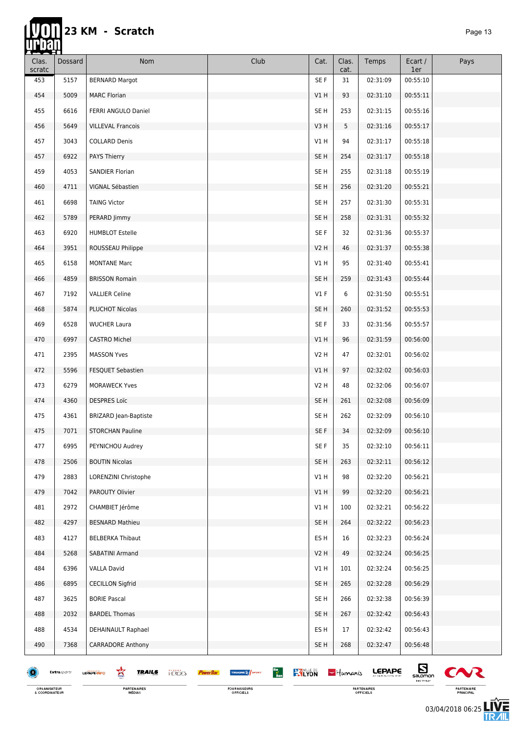# 23 KM - Scratch

| Clas. scratc | Dossard | Nom | Club | Cat. | Clas. cat. | Temps | Ecart / 1er | Pays |
|---|---|---|---|---|---|---|---|---|
| 453 | 5157 | BERNARD Margot | | SE F | 31 | 02:31:09 | 00:55:10 | |
| 454 | 5009 | MARC Florian | | V1 H | 93 | 02:31:10 | 00:55:11 | |
| 455 | 6616 | FERRI ANGULO Daniel | | SE H | 253 | 02:31:15 | 00:55:16 | |
| 456 | 5649 | VILLEVAL Francois | | V3 H | 5 | 02:31:16 | 00:55:17 | |
| 457 | 3043 | COLLARD Denis | | V1 H | 94 | 02:31:17 | 00:55:18 | |
| 457 | 6922 | PAYS Thierry | | SE H | 254 | 02:31:17 | 00:55:18 | |
| 459 | 4053 | SANDIER Florian | | SE H | 255 | 02:31:18 | 00:55:19 | |
| 460 | 4711 | VIGNAL Sébastien | | SE H | 256 | 02:31:20 | 00:55:21 | |
| 461 | 6698 | TAING Victor | | SE H | 257 | 02:31:30 | 00:55:31 | |
| 462 | 5789 | PERARD Jimmy | | SE H | 258 | 02:31:31 | 00:55:32 | |
| 463 | 6920 | HUMBLOT Estelle | | SE F | 32 | 02:31:36 | 00:55:37 | |
| 464 | 3951 | ROUSSEAU Philippe | | V2 H | 46 | 02:31:37 | 00:55:38 | |
| 465 | 6158 | MONTANE Marc | | V1 H | 95 | 02:31:40 | 00:55:41 | |
| 466 | 4859 | BRISSON Romain | | SE H | 259 | 02:31:43 | 00:55:44 | |
| 467 | 7192 | VALLIER Celine | | V1 F | 6 | 02:31:50 | 00:55:51 | |
| 468 | 5874 | PLUCHOT Nicolas | | SE H | 260 | 02:31:52 | 00:55:53 | |
| 469 | 6528 | WUCHER Laura | | SE F | 33 | 02:31:56 | 00:55:57 | |
| 470 | 6997 | CASTRO Michel | | V1 H | 96 | 02:31:59 | 00:56:00 | |
| 471 | 2395 | MASSON Yves | | V2 H | 47 | 02:32:01 | 00:56:02 | |
| 472 | 5596 | FESQUET Sebastien | | V1 H | 97 | 02:32:02 | 00:56:03 | |
| 473 | 6279 | MORAWECK Yves | | V2 H | 48 | 02:32:06 | 00:56:07 | |
| 474 | 4360 | DESPRES Loïc | | SE H | 261 | 02:32:08 | 00:56:09 | |
| 475 | 4361 | BRIZARD Jean-Baptiste | | SE H | 262 | 02:32:09 | 00:56:10 | |
| 475 | 7071 | STORCHAN Pauline | | SE F | 34 | 02:32:09 | 00:56:10 | |
| 477 | 6995 | PEYNICHOU Audrey | | SE F | 35 | 02:32:10 | 00:56:11 | |
| 478 | 2506 | BOUTIN Nicolas | | SE H | 263 | 02:32:11 | 00:56:12 | |
| 479 | 2883 | LORENZINI Christophe | | V1 H | 98 | 02:32:20 | 00:56:21 | |
| 479 | 7042 | PAROUTY Olivier | | V1 H | 99 | 02:32:20 | 00:56:21 | |
| 481 | 2972 | CHAMBIET Jérôme | | V1 H | 100 | 02:32:21 | 00:56:22 | |
| 482 | 4297 | BESNARD Mathieu | | SE H | 264 | 02:32:22 | 00:56:23 | |
| 483 | 4127 | BELBERKA Thibaut | | ES H | 16 | 02:32:23 | 00:56:24 | |
| 484 | 5268 | SABATINI Armand | | V2 H | 49 | 02:32:24 | 00:56:25 | |
| 484 | 6396 | VALLA David | | V1 H | 101 | 02:32:24 | 00:56:25 | |
| 486 | 6895 | CECILLON Sigfrid | | SE H | 265 | 02:32:28 | 00:56:29 | |
| 487 | 3625 | BORIE Pascal | | SE H | 266 | 02:32:38 | 00:56:39 | |
| 488 | 2032 | BARDEL Thomas | | SE H | 267 | 02:32:42 | 00:56:43 | |
| 488 | 4534 | DEHAINAULT Raphael | | ES H | 17 | 02:32:42 | 00:56:43 | |
| 490 | 7368 | CARRADORE Anthony | | SE H | 268 | 02:32:47 | 00:56:48 | |

03/04/2018 06:25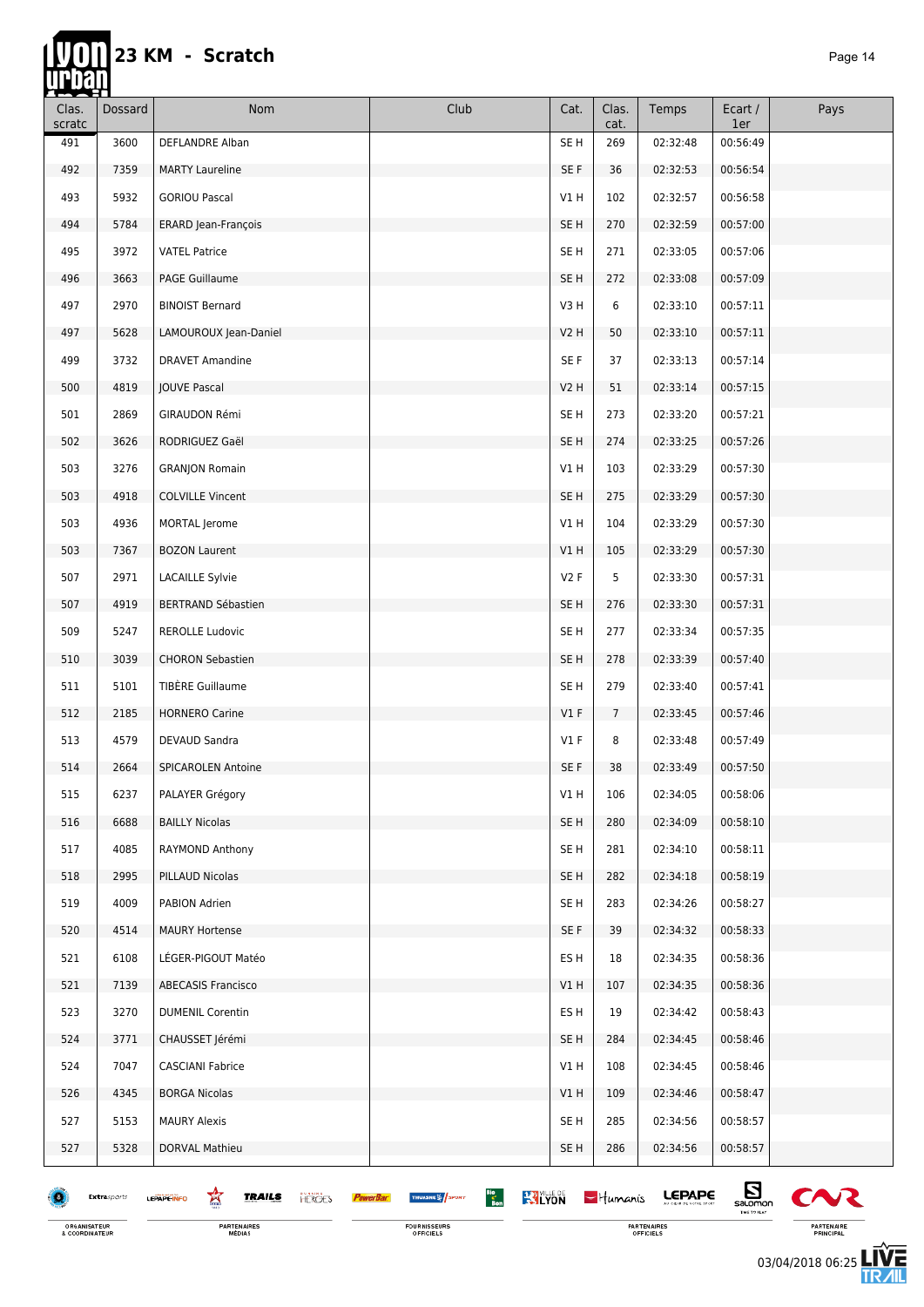# 23 KM - Scratch

| Clas. scratc | Dossard | Nom | Club | Cat. | Clas. cat. | Temps | Ecart / 1er | Pays |
|---|---|---|---|---|---|---|---|---|
| 491 | 3600 | DEFLANDRE Alban | | SE H | 269 | 02:32:48 | 00:56:49 | |
| 492 | 7359 | MARTY Laureline | | SE F | 36 | 02:32:53 | 00:56:54 | |
| 493 | 5932 | GORIOU Pascal | | V1 H | 102 | 02:32:57 | 00:56:58 | |
| 494 | 5784 | ERARD Jean-François | | SE H | 270 | 02:32:59 | 00:57:00 | |
| 495 | 3972 | VATEL Patrice | | SE H | 271 | 02:33:05 | 00:57:06 | |
| 496 | 3663 | PAGE Guillaume | | SE H | 272 | 02:33:08 | 00:57:09 | |
| 497 | 2970 | BINOIST Bernard | | V3 H | 6 | 02:33:10 | 00:57:11 | |
| 497 | 5628 | LAMOUROUX Jean-Daniel | | V2 H | 50 | 02:33:10 | 00:57:11 | |
| 499 | 3732 | DRAVET Amandine | | SE F | 37 | 02:33:13 | 00:57:14 | |
| 500 | 4819 | JOUVE Pascal | | V2 H | 51 | 02:33:14 | 00:57:15 | |
| 501 | 2869 | GIRAUDON Rémi | | SE H | 273 | 02:33:20 | 00:57:21 | |
| 502 | 3626 | RODRIGUEZ Gaël | | SE H | 274 | 02:33:25 | 00:57:26 | |
| 503 | 3276 | GRANJON Romain | | V1 H | 103 | 02:33:29 | 00:57:30 | |
| 503 | 4918 | COLVILLE Vincent | | SE H | 275 | 02:33:29 | 00:57:30 | |
| 503 | 4936 | MORTAL Jerome | | V1 H | 104 | 02:33:29 | 00:57:30 | |
| 503 | 7367 | BOZON Laurent | | V1 H | 105 | 02:33:29 | 00:57:30 | |
| 507 | 2971 | LACAILLE Sylvie | | V2 F | 5 | 02:33:30 | 00:57:31 | |
| 507 | 4919 | BERTRAND Sébastien | | SE H | 276 | 02:33:30 | 00:57:31 | |
| 509 | 5247 | REROLLE Ludovic | | SE H | 277 | 02:33:34 | 00:57:35 | |
| 510 | 3039 | CHORON Sebastien | | SE H | 278 | 02:33:39 | 00:57:40 | |
| 511 | 5101 | TIBÈRE Guillaume | | SE H | 279 | 02:33:40 | 00:57:41 | |
| 512 | 2185 | HORNERO Carine | | V1 F | 7 | 02:33:45 | 00:57:46 | |
| 513 | 4579 | DEVAUD Sandra | | V1 F | 8 | 02:33:48 | 00:57:49 | |
| 514 | 2664 | SPICAROLEN Antoine | | SE F | 38 | 02:33:49 | 00:57:50 | |
| 515 | 6237 | PALAYER Grégory | | V1 H | 106 | 02:34:05 | 00:58:06 | |
| 516 | 6688 | BAILLY Nicolas | | SE H | 280 | 02:34:09 | 00:58:10 | |
| 517 | 4085 | RAYMOND Anthony | | SE H | 281 | 02:34:10 | 00:58:11 | |
| 518 | 2995 | PILLAUD Nicolas | | SE H | 282 | 02:34:18 | 00:58:19 | |
| 519 | 4009 | PABION Adrien | | SE H | 283 | 02:34:26 | 00:58:27 | |
| 520 | 4514 | MAURY Hortense | | SE F | 39 | 02:34:32 | 00:58:33 | |
| 521 | 6108 | LÉGER-PIGOUT Matéo | | ES H | 18 | 02:34:35 | 00:58:36 | |
| 521 | 7139 | ABECASIS Francisco | | V1 H | 107 | 02:34:35 | 00:58:36 | |
| 523 | 3270 | DUMENIL Corentin | | ES H | 19 | 02:34:42 | 00:58:43 | |
| 524 | 3771 | CHAUSSET Jérémi | | SE H | 284 | 02:34:45 | 00:58:46 | |
| 524 | 7047 | CASCIANI Fabrice | | V1 H | 108 | 02:34:45 | 00:58:46 | |
| 526 | 4345 | BORGA Nicolas | | V1 H | 109 | 02:34:46 | 00:58:47 | |
| 527 | 5153 | MAURY Alexis | | SE H | 285 | 02:34:56 | 00:58:57 | |
| 527 | 5328 | DORVAL Mathieu | | SE H | 286 | 02:34:56 | 00:58:57 | |

03/04/2018 06:25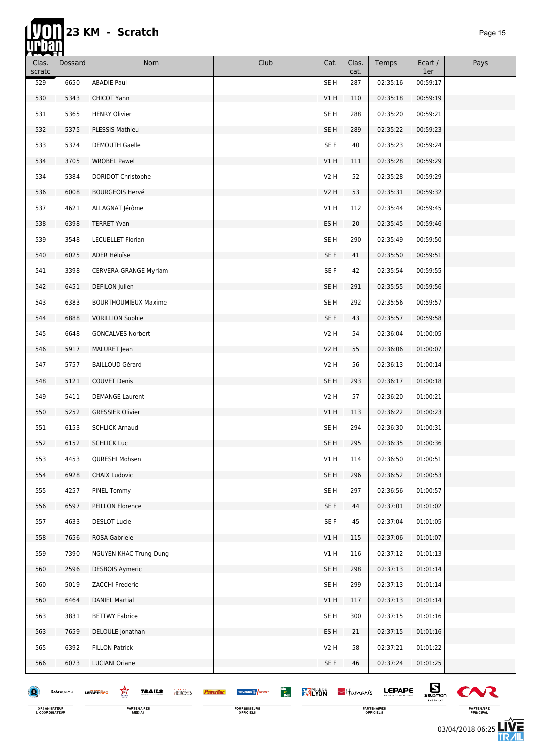# 23 KM - Scratch

| Clas. scratc | Dossard | Nom | Club | Cat. | Clas. cat. | Temps | Ecart / 1er | Pays |
|---|---|---|---|---|---|---|---|---|
| 529 | 6650 | ABADIE Paul | | SE H | 287 | 02:35:16 | 00:59:17 | |
| 530 | 5343 | CHICOT Yann | | V1 H | 110 | 02:35:18 | 00:59:19 | |
| 531 | 5365 | HENRY Olivier | | SE H | 288 | 02:35:20 | 00:59:21 | |
| 532 | 5375 | PLESSIS Mathieu | | SE H | 289 | 02:35:22 | 00:59:23 | |
| 533 | 5374 | DEMOUTH Gaelle | | SE F | 40 | 02:35:23 | 00:59:24 | |
| 534 | 3705 | WROBEL Pawel | | V1 H | 111 | 02:35:28 | 00:59:29 | |
| 534 | 5384 | DORIDOT Christophe | | V2 H | 52 | 02:35:28 | 00:59:29 | |
| 536 | 6008 | BOURGEOIS Hervé | | V2 H | 53 | 02:35:31 | 00:59:32 | |
| 537 | 4621 | ALLAGNAT Jérôme | | V1 H | 112 | 02:35:44 | 00:59:45 | |
| 538 | 6398 | TERRET Yvan | | ES H | 20 | 02:35:45 | 00:59:46 | |
| 539 | 3548 | LECUELLET Florian | | SE H | 290 | 02:35:49 | 00:59:50 | |
| 540 | 6025 | ADER Héloïse | | SE F | 41 | 02:35:50 | 00:59:51 | |
| 541 | 3398 | CERVERA-GRANGE Myriam | | SE F | 42 | 02:35:54 | 00:59:55 | |
| 542 | 6451 | DEFILON Julien | | SE H | 291 | 02:35:55 | 00:59:56 | |
| 543 | 6383 | BOURTHOUMIEUX Maxime | | SE H | 292 | 02:35:56 | 00:59:57 | |
| 544 | 6888 | VORILLION Sophie | | SE F | 43 | 02:35:57 | 00:59:58 | |
| 545 | 6648 | GONCALVES Norbert | | V2 H | 54 | 02:36:04 | 01:00:05 | |
| 546 | 5917 | MALURET Jean | | V2 H | 55 | 02:36:06 | 01:00:07 | |
| 547 | 5757 | BAILLOUD Gérard | | V2 H | 56 | 02:36:13 | 01:00:14 | |
| 548 | 5121 | COUVET Denis | | SE H | 293 | 02:36:17 | 01:00:18 | |
| 549 | 5411 | DEMANGE Laurent | | V2 H | 57 | 02:36:20 | 01:00:21 | |
| 550 | 5252 | GRESSIER Olivier | | V1 H | 113 | 02:36:22 | 01:00:23 | |
| 551 | 6153 | SCHLICK Arnaud | | SE H | 294 | 02:36:30 | 01:00:31 | |
| 552 | 6152 | SCHLICK Luc | | SE H | 295 | 02:36:35 | 01:00:36 | |
| 553 | 4453 | QURESHI Mohsen | | V1 H | 114 | 02:36:50 | 01:00:51 | |
| 554 | 6928 | CHAIX Ludovic | | SE H | 296 | 02:36:52 | 01:00:53 | |
| 555 | 4257 | PINEL Tommy | | SE H | 297 | 02:36:56 | 01:00:57 | |
| 556 | 6597 | PEILLON Florence | | SE F | 44 | 02:37:01 | 01:01:02 | |
| 557 | 4633 | DESLOT Lucie | | SE F | 45 | 02:37:04 | 01:01:05 | |
| 558 | 7656 | ROSA Gabriele | | V1 H | 115 | 02:37:06 | 01:01:07 | |
| 559 | 7390 | NGUYEN KHAC Trung Dung | | V1 H | 116 | 02:37:12 | 01:01:13 | |
| 560 | 2596 | DESBOIS Aymeric | | SE H | 298 | 02:37:13 | 01:01:14 | |
| 560 | 5019 | ZACCHI Frederic | | SE H | 299 | 02:37:13 | 01:01:14 | |
| 560 | 6464 | DANIEL Martial | | V1 H | 117 | 02:37:13 | 01:01:14 | |
| 563 | 3831 | BETTWY Fabrice | | SE H | 300 | 02:37:15 | 01:01:16 | |
| 563 | 7659 | DELOULE Jonathan | | ES H | 21 | 02:37:15 | 01:01:16 | |
| 565 | 6392 | FILLON Patrick | | V2 H | 58 | 02:37:21 | 01:01:22 | |
| 566 | 6073 | LUCIANI Oriane | | SE F | 46 | 02:37:24 | 01:01:25 | |

03/04/2018 06:25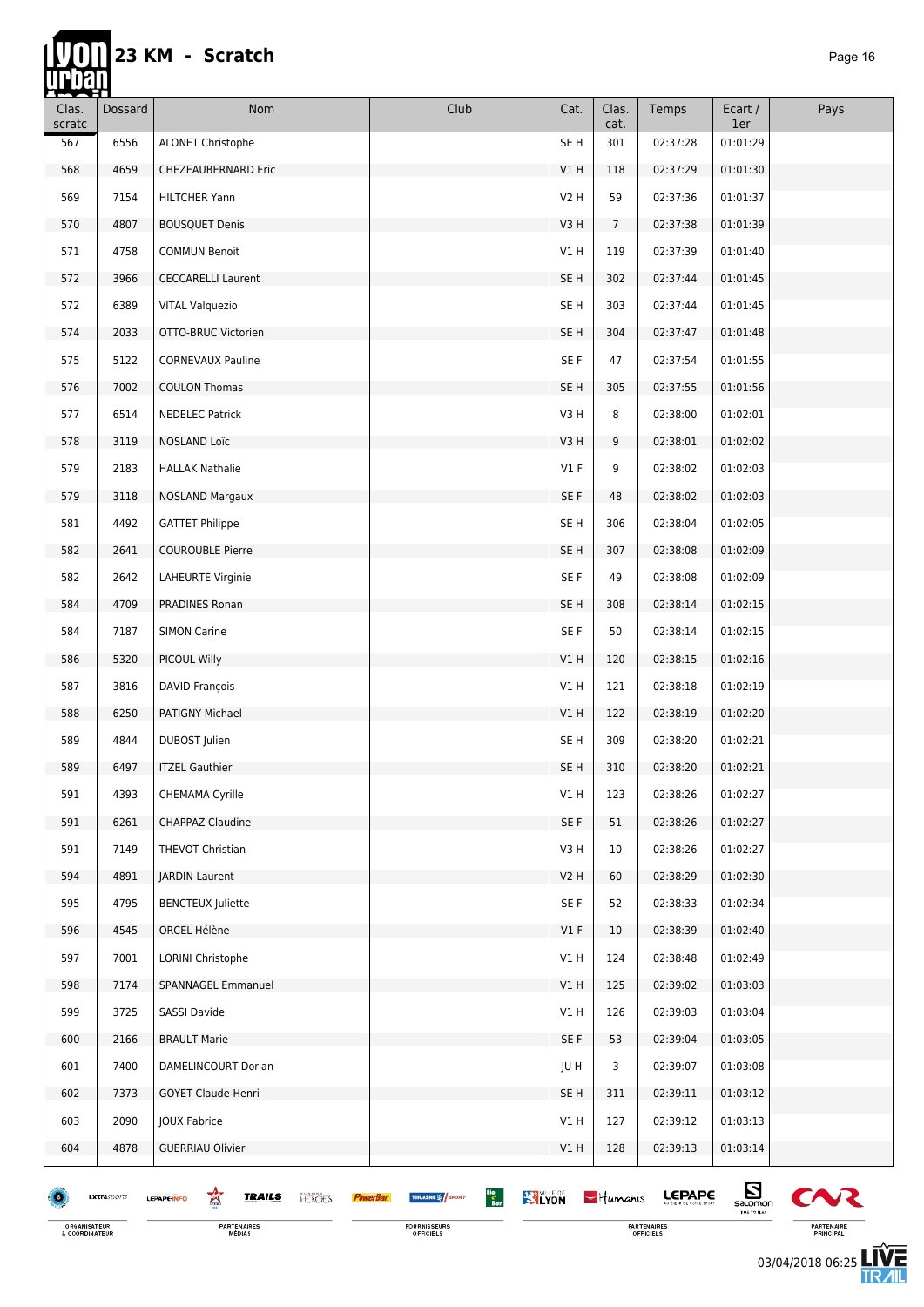# 23 KM - Scratch

| Clas. scratc | Dossard | Nom | Club | Cat. | Clas. cat. | Temps | Ecart / 1er | Pays |
|---|---|---|---|---|---|---|---|---|
| 567 | 6556 | ALONET Christophe | | SE H | 301 | 02:37:28 | 01:01:29 | |
| 568 | 4659 | CHEZEAUBERNARD Eric | | V1 H | 118 | 02:37:29 | 01:01:30 | |
| 569 | 7154 | HILTCHER Yann | | V2 H | 59 | 02:37:36 | 01:01:37 | |
| 570 | 4807 | BOUSQUET Denis | | V3 H | 7 | 02:37:38 | 01:01:39 | |
| 571 | 4758 | COMMUN Benoit | | V1 H | 119 | 02:37:39 | 01:01:40 | |
| 572 | 3966 | CECCARELLI Laurent | | SE H | 302 | 02:37:44 | 01:01:45 | |
| 572 | 6389 | VITAL Valquezio | | SE H | 303 | 02:37:44 | 01:01:45 | |
| 574 | 2033 | OTTO-BRUC Victorien | | SE H | 304 | 02:37:47 | 01:01:48 | |
| 575 | 5122 | CORNEVAUX Pauline | | SE F | 47 | 02:37:54 | 01:01:55 | |
| 576 | 7002 | COULON Thomas | | SE H | 305 | 02:37:55 | 01:01:56 | |
| 577 | 6514 | NEDELEC Patrick | | V3 H | 8 | 02:38:00 | 01:02:01 | |
| 578 | 3119 | NOSLAND Loïc | | V3 H | 9 | 02:38:01 | 01:02:02 | |
| 579 | 2183 | HALLAK Nathalie | | V1 F | 9 | 02:38:02 | 01:02:03 | |
| 579 | 3118 | NOSLAND Margaux | | SE F | 48 | 02:38:02 | 01:02:03 | |
| 581 | 4492 | GATTET Philippe | | SE H | 306 | 02:38:04 | 01:02:05 | |
| 582 | 2641 | COUROUBLE Pierre | | SE H | 307 | 02:38:08 | 01:02:09 | |
| 582 | 2642 | LAHEURTE Virginie | | SE F | 49 | 02:38:08 | 01:02:09 | |
| 584 | 4709 | PRADINES Ronan | | SE H | 308 | 02:38:14 | 01:02:15 | |
| 584 | 7187 | SIMON Carine | | SE F | 50 | 02:38:14 | 01:02:15 | |
| 586 | 5320 | PICOUL Willy | | V1 H | 120 | 02:38:15 | 01:02:16 | |
| 587 | 3816 | DAVID François | | V1 H | 121 | 02:38:18 | 01:02:19 | |
| 588 | 6250 | PATIGNY Michael | | V1 H | 122 | 02:38:19 | 01:02:20 | |
| 589 | 4844 | DUBOST Julien | | SE H | 309 | 02:38:20 | 01:02:21 | |
| 589 | 6497 | ITZEL Gauthier | | SE H | 310 | 02:38:20 | 01:02:21 | |
| 591 | 4393 | CHEMAMA Cyrille | | V1 H | 123 | 02:38:26 | 01:02:27 | |
| 591 | 6261 | CHAPPAZ Claudine | | SE F | 51 | 02:38:26 | 01:02:27 | |
| 591 | 7149 | THEVOT Christian | | V3 H | 10 | 02:38:26 | 01:02:27 | |
| 594 | 4891 | JARDIN Laurent | | V2 H | 60 | 02:38:29 | 01:02:30 | |
| 595 | 4795 | BENCTEUX Juliette | | SE F | 52 | 02:38:33 | 01:02:34 | |
| 596 | 4545 | ORCEL Hélène | | V1 F | 10 | 02:38:39 | 01:02:40 | |
| 597 | 7001 | LORINI Christophe | | V1 H | 124 | 02:38:48 | 01:02:49 | |
| 598 | 7174 | SPANNAGEL Emmanuel | | V1 H | 125 | 02:39:02 | 01:03:03 | |
| 599 | 3725 | SASSI Davide | | V1 H | 126 | 02:39:03 | 01:03:04 | |
| 600 | 2166 | BRAULT Marie | | SE F | 53 | 02:39:04 | 01:03:05 | |
| 601 | 7400 | DAMELINCOURT Dorian | | JU H | 3 | 02:39:07 | 01:03:08 | |
| 602 | 7373 | GOYET Claude-Henri | | SE H | 311 | 02:39:11 | 01:03:12 | |
| 603 | 2090 | JOUX Fabrice | | V1 H | 127 | 02:39:12 | 01:03:13 | |
| 604 | 4878 | GUERRIAU Olivier | | V1 H | 128 | 02:39:13 | 01:03:14 | |

03/04/2018 06:25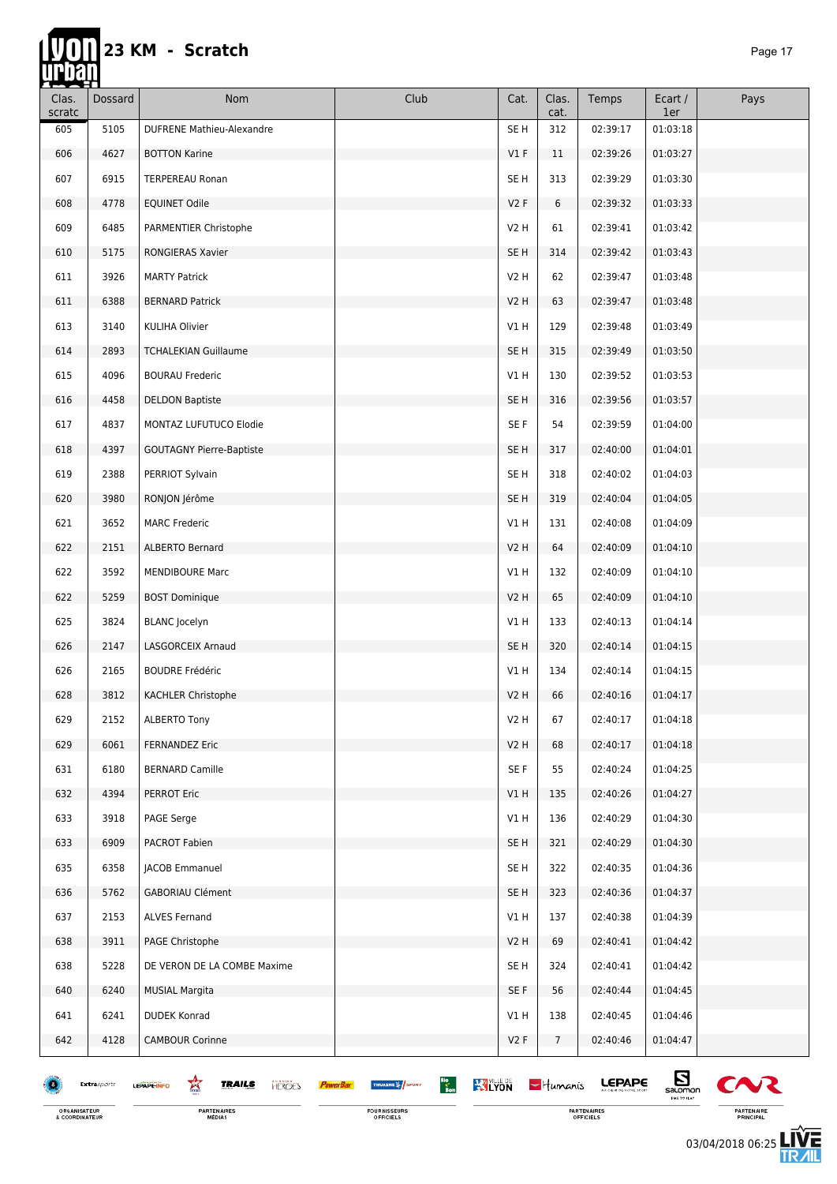# 23 KM - Scratch

| Clas. scratc | Dossard | Nom | Club | Cat. | Clas. cat. | Temps | Ecart / 1er | Pays |
|---|---|---|---|---|---|---|---|---|
| 605 | 5105 | DUFRENE Mathieu-Alexandre | | SE H | 312 | 02:39:17 | 01:03:18 | |
| 606 | 4627 | BOTTON Karine | | V1 F | 11 | 02:39:26 | 01:03:27 | |
| 607 | 6915 | TERPEREAU Ronan | | SE H | 313 | 02:39:29 | 01:03:30 | |
| 608 | 4778 | EQUINET Odile | | V2 F | 6 | 02:39:32 | 01:03:33 | |
| 609 | 6485 | PARMENTIER Christophe | | V2 H | 61 | 02:39:41 | 01:03:42 | |
| 610 | 5175 | RONGIERAS Xavier | | SE H | 314 | 02:39:42 | 01:03:43 | |
| 611 | 3926 | MARTY Patrick | | V2 H | 62 | 02:39:47 | 01:03:48 | |
| 611 | 6388 | BERNARD Patrick | | V2 H | 63 | 02:39:47 | 01:03:48 | |
| 613 | 3140 | KULIHA Olivier | | V1 H | 129 | 02:39:48 | 01:03:49 | |
| 614 | 2893 | TCHALEKIAN Guillaume | | SE H | 315 | 02:39:49 | 01:03:50 | |
| 615 | 4096 | BOURAU Frederic | | V1 H | 130 | 02:39:52 | 01:03:53 | |
| 616 | 4458 | DELDON Baptiste | | SE H | 316 | 02:39:56 | 01:03:57 | |
| 617 | 4837 | MONTAZ LUFUTUCO Elodie | | SE F | 54 | 02:39:59 | 01:04:00 | |
| 618 | 4397 | GOUTAGNY Pierre-Baptiste | | SE H | 317 | 02:40:00 | 01:04:01 | |
| 619 | 2388 | PERRIOT Sylvain | | SE H | 318 | 02:40:02 | 01:04:03 | |
| 620 | 3980 | RONJON Jérôme | | SE H | 319 | 02:40:04 | 01:04:05 | |
| 621 | 3652 | MARC Frederic | | V1 H | 131 | 02:40:08 | 01:04:09 | |
| 622 | 2151 | ALBERTO Bernard | | V2 H | 64 | 02:40:09 | 01:04:10 | |
| 622 | 3592 | MENDIBOURE Marc | | V1 H | 132 | 02:40:09 | 01:04:10 | |
| 622 | 5259 | BOST Dominique | | V2 H | 65 | 02:40:09 | 01:04:10 | |
| 625 | 3824 | BLANC Jocelyn | | V1 H | 133 | 02:40:13 | 01:04:14 | |
| 626 | 2147 | LASGORCEIX Arnaud | | SE H | 320 | 02:40:14 | 01:04:15 | |
| 626 | 2165 | BOUDRE Frédéric | | V1 H | 134 | 02:40:14 | 01:04:15 | |
| 628 | 3812 | KACHLER Christophe | | V2 H | 66 | 02:40:16 | 01:04:17 | |
| 629 | 2152 | ALBERTO Tony | | V2 H | 67 | 02:40:17 | 01:04:18 | |
| 629 | 6061 | FERNANDEZ Eric | | V2 H | 68 | 02:40:17 | 01:04:18 | |
| 631 | 6180 | BERNARD Camille | | SE F | 55 | 02:40:24 | 01:04:25 | |
| 632 | 4394 | PERROT Eric | | V1 H | 135 | 02:40:26 | 01:04:27 | |
| 633 | 3918 | PAGE Serge | | V1 H | 136 | 02:40:29 | 01:04:30 | |
| 633 | 6909 | PACROT Fabien | | SE H | 321 | 02:40:29 | 01:04:30 | |
| 635 | 6358 | JACOB Emmanuel | | SE H | 322 | 02:40:35 | 01:04:36 | |
| 636 | 5762 | GABORIAU Clément | | SE H | 323 | 02:40:36 | 01:04:37 | |
| 637 | 2153 | ALVES Fernand | | V1 H | 137 | 02:40:38 | 01:04:39 | |
| 638 | 3911 | PAGE Christophe | | V2 H | 69 | 02:40:41 | 01:04:42 | |
| 638 | 5228 | DE VERON DE LA COMBE Maxime | | SE H | 324 | 02:40:41 | 01:04:42 | |
| 640 | 6240 | MUSIAL Margita | | SE F | 56 | 02:40:44 | 01:04:45 | |
| 641 | 6241 | DUDEK Konrad | | V1 H | 138 | 02:40:45 | 01:04:46 | |
| 642 | 4128 | CAMBOUR Corinne | | V2 F | 7 | 02:40:46 | 01:04:47 | |

ORGANISATEUR & COORDINATEUR — PARTENAIRES MÉDIAS — FOURNISSEURS OFFICIELS — PARTENAIRES OFFICIELS — PARTENAIRE PRINCIPAL

03/04/2018 06:25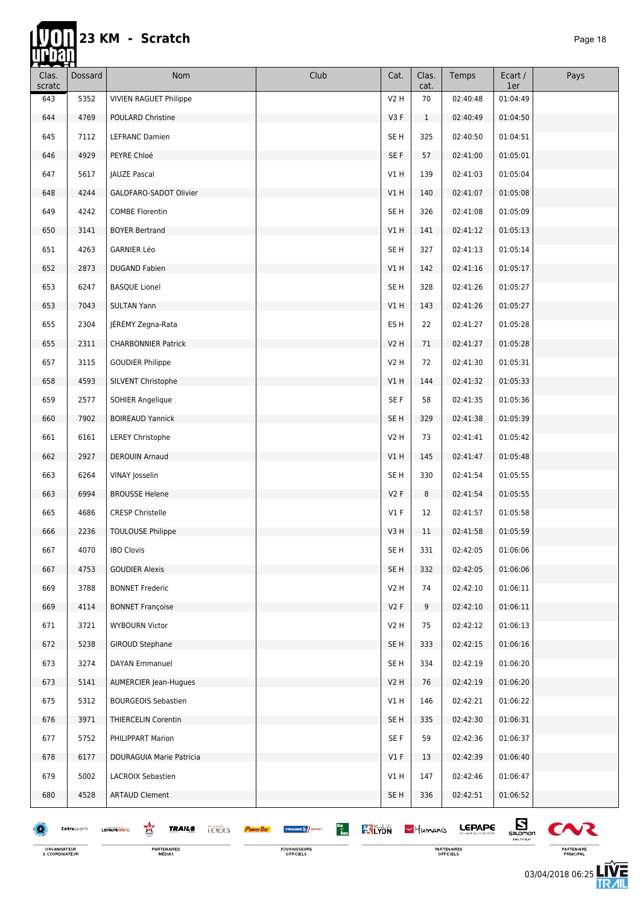# 23 KM - Scratch

| Clas. scratc | Dossard | Nom | Club | Cat. | Clas. cat. | Temps | Ecart / 1er | Pays |
|---|---|---|---|---|---|---|---|---|
| 643 | 5352 | VIVIEN RAGUET Philippe | | V2 H | 70 | 02:40:48 | 01:04:49 | |
| 644 | 4769 | POULARD Christine | | V3 F | 1 | 02:40:49 | 01:04:50 | |
| 645 | 7112 | LEFRANC Damien | | SE H | 325 | 02:40:50 | 01:04:51 | |
| 646 | 4929 | PEYRE Chloé | | SE F | 57 | 02:41:00 | 01:05:01 | |
| 647 | 5617 | JAUZE Pascal | | V1 H | 139 | 02:41:03 | 01:05:04 | |
| 648 | 4244 | GALOFARO-SADOT Olivier | | V1 H | 140 | 02:41:07 | 01:05:08 | |
| 649 | 4242 | COMBE Florentin | | SE H | 326 | 02:41:08 | 01:05:09 | |
| 650 | 3141 | BOYER Bertrand | | V1 H | 141 | 02:41:12 | 01:05:13 | |
| 651 | 4263 | GARNIER Léo | | SE H | 327 | 02:41:13 | 01:05:14 | |
| 652 | 2873 | DUGAND Fabien | | V1 H | 142 | 02:41:16 | 01:05:17 | |
| 653 | 6247 | BASQUE Lionel | | SE H | 328 | 02:41:26 | 01:05:27 | |
| 653 | 7043 | SULTAN Yann | | V1 H | 143 | 02:41:26 | 01:05:27 | |
| 655 | 2304 | JÉRÉMY Zegna-Rata | | ES H | 22 | 02:41:27 | 01:05:28 | |
| 655 | 2311 | CHARBONNIER Patrick | | V2 H | 71 | 02:41:27 | 01:05:28 | |
| 657 | 3115 | GOUDIER Philippe | | V2 H | 72 | 02:41:30 | 01:05:31 | |
| 658 | 4593 | SILVENT Christophe | | V1 H | 144 | 02:41:32 | 01:05:33 | |
| 659 | 2577 | SOHIER Angelique | | SE F | 58 | 02:41:35 | 01:05:36 | |
| 660 | 7902 | BOIREAUD Yannick | | SE H | 329 | 02:41:38 | 01:05:39 | |
| 661 | 6161 | LEREY Christophe | | V2 H | 73 | 02:41:41 | 01:05:42 | |
| 662 | 2927 | DEROUIN Arnaud | | V1 H | 145 | 02:41:47 | 01:05:48 | |
| 663 | 6264 | VINAY Josselin | | SE H | 330 | 02:41:54 | 01:05:55 | |
| 663 | 6994 | BROUSSE Helene | | V2 F | 8 | 02:41:54 | 01:05:55 | |
| 665 | 4686 | CRESP Christelle | | V1 F | 12 | 02:41:57 | 01:05:58 | |
| 666 | 2236 | TOULOUSE Philippe | | V3 H | 11 | 02:41:58 | 01:05:59 | |
| 667 | 4070 | IBO Clovis | | SE H | 331 | 02:42:05 | 01:06:06 | |
| 667 | 4753 | GOUDIER Alexis | | SE H | 332 | 02:42:05 | 01:06:06 | |
| 669 | 3788 | BONNET Frederic | | V2 H | 74 | 02:42:10 | 01:06:11 | |
| 669 | 4114 | BONNET Françoise | | V2 F | 9 | 02:42:10 | 01:06:11 | |
| 671 | 3721 | WYBOURN Victor | | V2 H | 75 | 02:42:12 | 01:06:13 | |
| 672 | 5238 | GIROUD Stephane | | SE H | 333 | 02:42:15 | 01:06:16 | |
| 673 | 3274 | DAYAN Emmanuel | | SE H | 334 | 02:42:19 | 01:06:20 | |
| 673 | 5141 | AUMERCIER Jean-Hugues | | V2 H | 76 | 02:42:19 | 01:06:20 | |
| 675 | 5312 | BOURGEOIS Sebastien | | V1 H | 146 | 02:42:21 | 01:06:22 | |
| 676 | 3971 | THIERCELIN Corentin | | SE H | 335 | 02:42:30 | 01:06:31 | |
| 677 | 5752 | PHILIPPART Marion | | SE F | 59 | 02:42:36 | 01:06:37 | |
| 678 | 6177 | DOURAGUIA Marie Patricia | | V1 F | 13 | 02:42:39 | 01:06:40 | |
| 679 | 5002 | LACROIX Sebastien | | V1 H | 147 | 02:42:46 | 01:06:47 | |
| 680 | 4528 | ARTAUD Clement | | SE H | 336 | 02:42:51 | 01:06:52 | |

03/04/2018 06:25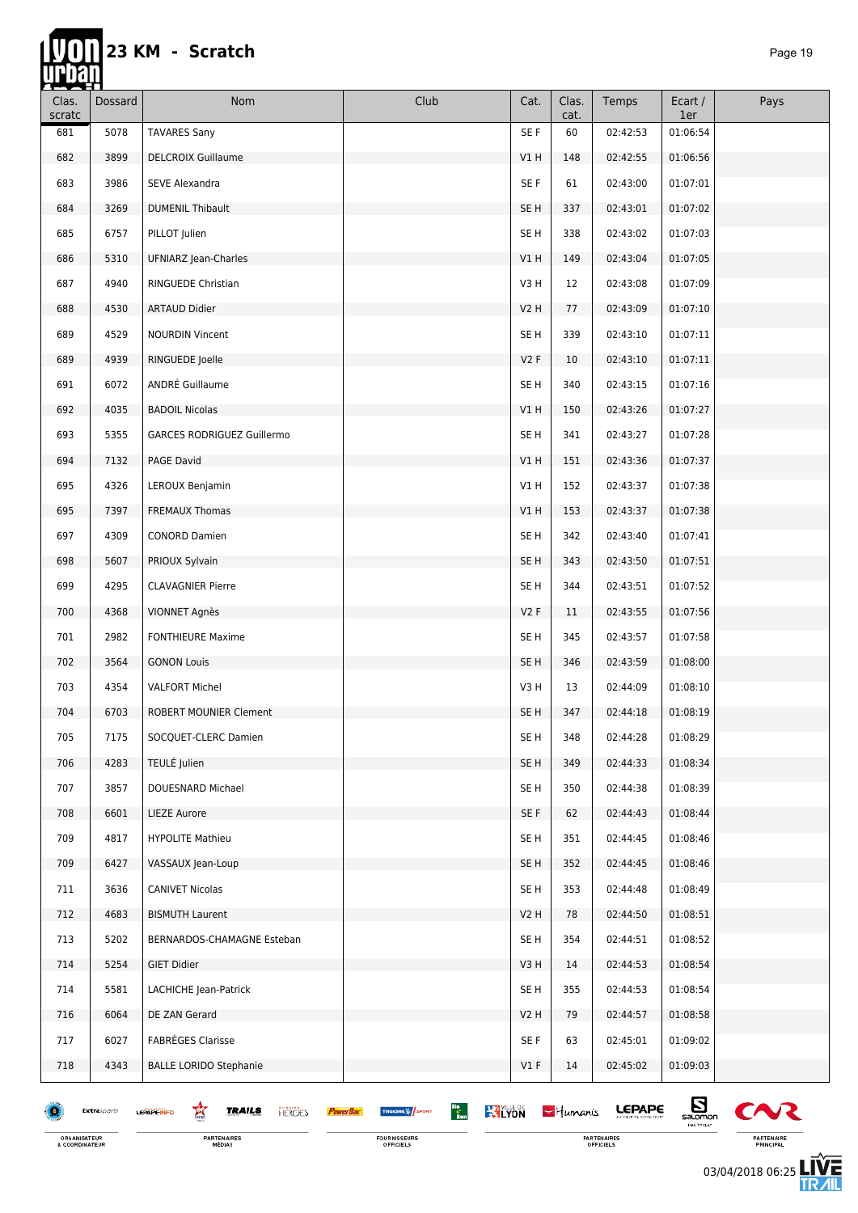# 23 KM - Scratch

| Clas. scratc | Dossard | Nom | Club | Cat. | Clas. cat. | Temps | Ecart / 1er | Pays |
|---|---|---|---|---|---|---|---|---|
| 681 | 5078 | TAVARES Sany | | SE F | 60 | 02:42:53 | 01:06:54 | |
| 682 | 3899 | DELCROIX Guillaume | | V1 H | 148 | 02:42:55 | 01:06:56 | |
| 683 | 3986 | SEVE Alexandra | | SE F | 61 | 02:43:00 | 01:07:01 | |
| 684 | 3269 | DUMENIL Thibault | | SE H | 337 | 02:43:01 | 01:07:02 | |
| 685 | 6757 | PILLOT Julien | | SE H | 338 | 02:43:02 | 01:07:03 | |
| 686 | 5310 | UFNIARZ Jean-Charles | | V1 H | 149 | 02:43:04 | 01:07:05 | |
| 687 | 4940 | RINGUEDE Christian | | V3 H | 12 | 02:43:08 | 01:07:09 | |
| 688 | 4530 | ARTAUD Didier | | V2 H | 77 | 02:43:09 | 01:07:10 | |
| 689 | 4529 | NOURDIN Vincent | | SE H | 339 | 02:43:10 | 01:07:11 | |
| 689 | 4939 | RINGUEDE Joelle | | V2 F | 10 | 02:43:10 | 01:07:11 | |
| 691 | 6072 | ANDRÉ Guillaume | | SE H | 340 | 02:43:15 | 01:07:16 | |
| 692 | 4035 | BADOIL Nicolas | | V1 H | 150 | 02:43:26 | 01:07:27 | |
| 693 | 5355 | GARCES RODRIGUEZ Guillermo | | SE H | 341 | 02:43:27 | 01:07:28 | |
| 694 | 7132 | PAGE David | | V1 H | 151 | 02:43:36 | 01:07:37 | |
| 695 | 4326 | LEROUX Benjamin | | V1 H | 152 | 02:43:37 | 01:07:38 | |
| 695 | 7397 | FREMAUX Thomas | | V1 H | 153 | 02:43:37 | 01:07:38 | |
| 697 | 4309 | CONORD Damien | | SE H | 342 | 02:43:40 | 01:07:41 | |
| 698 | 5607 | PRIOUX Sylvain | | SE H | 343 | 02:43:50 | 01:07:51 | |
| 699 | 4295 | CLAVAGNIER Pierre | | SE H | 344 | 02:43:51 | 01:07:52 | |
| 700 | 4368 | VIONNET Agnès | | V2 F | 11 | 02:43:55 | 01:07:56 | |
| 701 | 2982 | FONTHIEURE Maxime | | SE H | 345 | 02:43:57 | 01:07:58 | |
| 702 | 3564 | GONON Louis | | SE H | 346 | 02:43:59 | 01:08:00 | |
| 703 | 4354 | VALFORT Michel | | V3 H | 13 | 02:44:09 | 01:08:10 | |
| 704 | 6703 | ROBERT MOUNIER Clement | | SE H | 347 | 02:44:18 | 01:08:19 | |
| 705 | 7175 | SOCQUET-CLERC Damien | | SE H | 348 | 02:44:28 | 01:08:29 | |
| 706 | 4283 | TEULÉ Julien | | SE H | 349 | 02:44:33 | 01:08:34 | |
| 707 | 3857 | DOUESNARD Michael | | SE H | 350 | 02:44:38 | 01:08:39 | |
| 708 | 6601 | LIEZE Aurore | | SE F | 62 | 02:44:43 | 01:08:44 | |
| 709 | 4817 | HYPOLITE Mathieu | | SE H | 351 | 02:44:45 | 01:08:46 | |
| 709 | 6427 | VASSAUX Jean-Loup | | SE H | 352 | 02:44:45 | 01:08:46 | |
| 711 | 3636 | CANIVET Nicolas | | SE H | 353 | 02:44:48 | 01:08:49 | |
| 712 | 4683 | BISMUTH Laurent | | V2 H | 78 | 02:44:50 | 01:08:51 | |
| 713 | 5202 | BERNARDOS-CHAMAGNE Esteban | | SE H | 354 | 02:44:51 | 01:08:52 | |
| 714 | 5254 | GIET Didier | | V3 H | 14 | 02:44:53 | 01:08:54 | |
| 714 | 5581 | LACHICHE Jean-Patrick | | SE H | 355 | 02:44:53 | 01:08:54 | |
| 716 | 6064 | DE ZAN Gerard | | V2 H | 79 | 02:44:57 | 01:08:58 | |
| 717 | 6027 | FABRÈGES Clarisse | | SE F | 63 | 02:45:01 | 01:09:02 | |
| 718 | 4343 | BALLE LORIDO Stephanie | | V1 F | 14 | 02:45:02 | 01:09:03 | |

ORGANISATEUR & COORDINATEUR — PARTENAIRES MÉDIAS — FOURNISSEURS OFFICIELS — PARTENAIRES OFFICIELS — PARTENAIRE PRINCIPAL

03/04/2018 06:25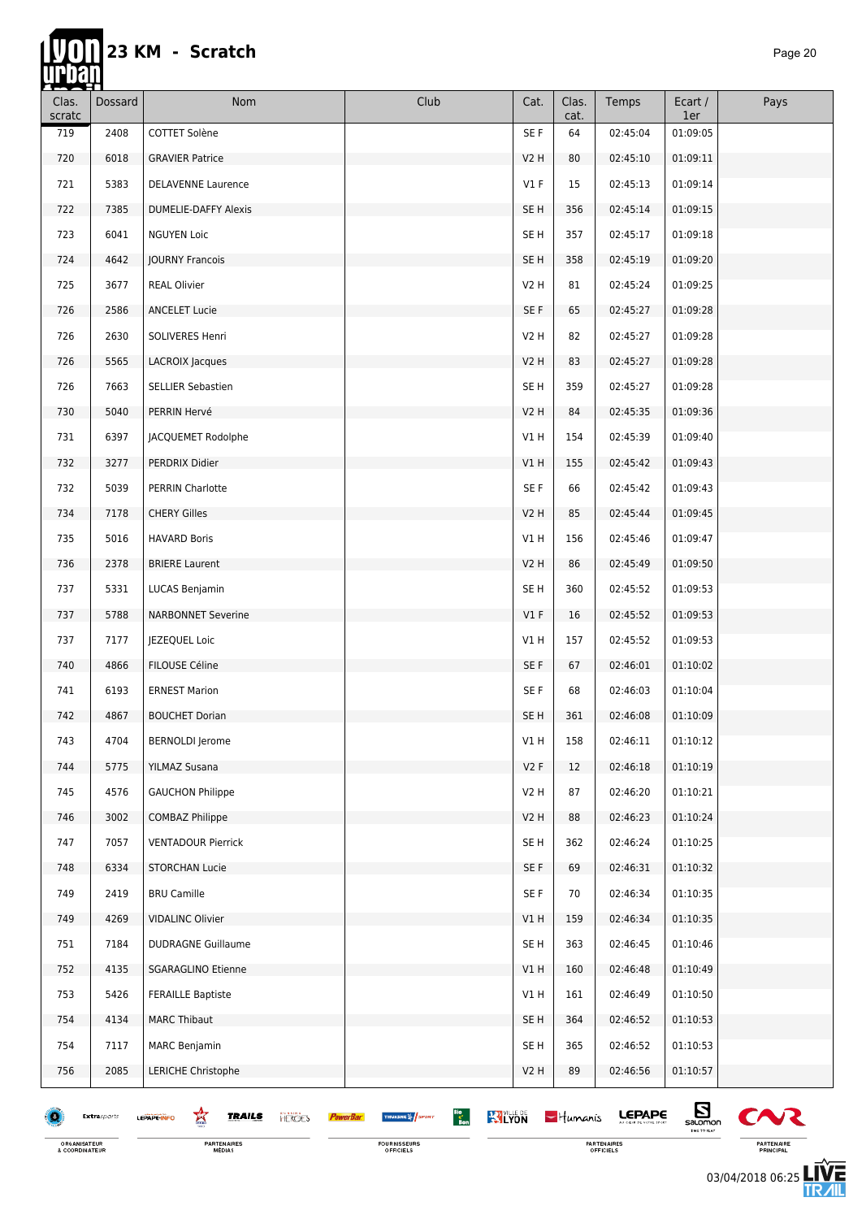# 23 KM - Scratch

| Clas. scratc | Dossard | Nom | Club | Cat. | Clas. cat. | Temps | Ecart / 1er | Pays |
|---|---|---|---|---|---|---|---|---|
| 719 | 2408 | COTTET Solène | | SE F | 64 | 02:45:04 | 01:09:05 | |
| 720 | 6018 | GRAVIER Patrice | | V2 H | 80 | 02:45:10 | 01:09:11 | |
| 721 | 5383 | DELAVENNE Laurence | | V1 F | 15 | 02:45:13 | 01:09:14 | |
| 722 | 7385 | DUMELIE-DAFFY Alexis | | SE H | 356 | 02:45:14 | 01:09:15 | |
| 723 | 6041 | NGUYEN Loic | | SE H | 357 | 02:45:17 | 01:09:18 | |
| 724 | 4642 | JOURNY Francois | | SE H | 358 | 02:45:19 | 01:09:20 | |
| 725 | 3677 | REAL Olivier | | V2 H | 81 | 02:45:24 | 01:09:25 | |
| 726 | 2586 | ANCELET Lucie | | SE F | 65 | 02:45:27 | 01:09:28 | |
| 726 | 2630 | SOLIVERES Henri | | V2 H | 82 | 02:45:27 | 01:09:28 | |
| 726 | 5565 | LACROIX Jacques | | V2 H | 83 | 02:45:27 | 01:09:28 | |
| 726 | 7663 | SELLIER Sebastien | | SE H | 359 | 02:45:27 | 01:09:28 | |
| 730 | 5040 | PERRIN Hervé | | V2 H | 84 | 02:45:35 | 01:09:36 | |
| 731 | 6397 | JACQUEMET Rodolphe | | V1 H | 154 | 02:45:39 | 01:09:40 | |
| 732 | 3277 | PERDRIX Didier | | V1 H | 155 | 02:45:42 | 01:09:43 | |
| 732 | 5039 | PERRIN Charlotte | | SE F | 66 | 02:45:42 | 01:09:43 | |
| 734 | 7178 | CHERY Gilles | | V2 H | 85 | 02:45:44 | 01:09:45 | |
| 735 | 5016 | HAVARD Boris | | V1 H | 156 | 02:45:46 | 01:09:47 | |
| 736 | 2378 | BRIERE Laurent | | V2 H | 86 | 02:45:49 | 01:09:50 | |
| 737 | 5331 | LUCAS Benjamin | | SE H | 360 | 02:45:52 | 01:09:53 | |
| 737 | 5788 | NARBONNET Severine | | V1 F | 16 | 02:45:52 | 01:09:53 | |
| 737 | 7177 | JEZEQUEL Loic | | V1 H | 157 | 02:45:52 | 01:09:53 | |
| 740 | 4866 | FILOUSE Céline | | SE F | 67 | 02:46:01 | 01:10:02 | |
| 741 | 6193 | ERNEST Marion | | SE F | 68 | 02:46:03 | 01:10:04 | |
| 742 | 4867 | BOUCHET Dorian | | SE H | 361 | 02:46:08 | 01:10:09 | |
| 743 | 4704 | BERNOLDI Jerome | | V1 H | 158 | 02:46:11 | 01:10:12 | |
| 744 | 5775 | YILMAZ Susana | | V2 F | 12 | 02:46:18 | 01:10:19 | |
| 745 | 4576 | GAUCHON Philippe | | V2 H | 87 | 02:46:20 | 01:10:21 | |
| 746 | 3002 | COMBAZ Philippe | | V2 H | 88 | 02:46:23 | 01:10:24 | |
| 747 | 7057 | VENTADOUR Pierrick | | SE H | 362 | 02:46:24 | 01:10:25 | |
| 748 | 6334 | STORCHAN Lucie | | SE F | 69 | 02:46:31 | 01:10:32 | |
| 749 | 2419 | BRU Camille | | SE F | 70 | 02:46:34 | 01:10:35 | |
| 749 | 4269 | VIDALINC Olivier | | V1 H | 159 | 02:46:34 | 01:10:35 | |
| 751 | 7184 | DUDRAGNE Guillaume | | SE H | 363 | 02:46:45 | 01:10:46 | |
| 752 | 4135 | SGARAGLINO Etienne | | V1 H | 160 | 02:46:48 | 01:10:49 | |
| 753 | 5426 | FERAILLE Baptiste | | V1 H | 161 | 02:46:49 | 01:10:50 | |
| 754 | 4134 | MARC Thibaut | | SE H | 364 | 02:46:52 | 01:10:53 | |
| 754 | 7117 | MARC Benjamin | | SE H | 365 | 02:46:52 | 01:10:53 | |
| 756 | 2085 | LERICHE Christophe | | V2 H | 89 | 02:46:56 | 01:10:57 | |

03/04/2018 06:25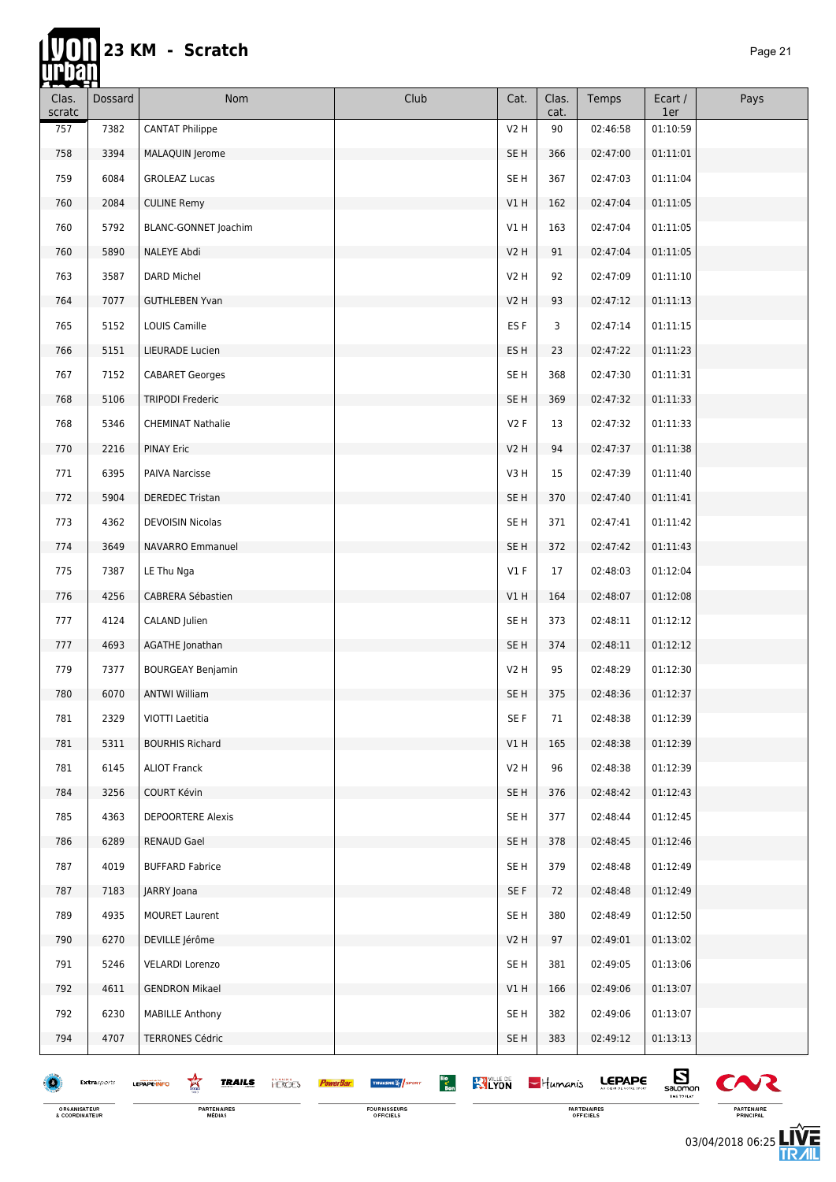# 23 KM - Scratch

| Clas. scratc | Dossard | Nom | Club | Cat. | Clas. cat. | Temps | Ecart / 1er | Pays |
|---|---|---|---|---|---|---|---|---|
| 757 | 7382 | CANTAT Philippe | | V2 H | 90 | 02:46:58 | 01:10:59 | |
| 758 | 3394 | MALAQUIN Jerome | | SE H | 366 | 02:47:00 | 01:11:01 | |
| 759 | 6084 | GROLEAZ Lucas | | SE H | 367 | 02:47:03 | 01:11:04 | |
| 760 | 2084 | CULINE Remy | | V1 H | 162 | 02:47:04 | 01:11:05 | |
| 760 | 5792 | BLANC-GONNET Joachim | | V1 H | 163 | 02:47:04 | 01:11:05 | |
| 760 | 5890 | NALEYE Abdi | | V2 H | 91 | 02:47:04 | 01:11:05 | |
| 763 | 3587 | DARD Michel | | V2 H | 92 | 02:47:09 | 01:11:10 | |
| 764 | 7077 | GUTHLEBEN Yvan | | V2 H | 93 | 02:47:12 | 01:11:13 | |
| 765 | 5152 | LOUIS Camille | | ES F | 3 | 02:47:14 | 01:11:15 | |
| 766 | 5151 | LIEURADE Lucien | | ES H | 23 | 02:47:22 | 01:11:23 | |
| 767 | 7152 | CABARET Georges | | SE H | 368 | 02:47:30 | 01:11:31 | |
| 768 | 5106 | TRIPODI Frederic | | SE H | 369 | 02:47:32 | 01:11:33 | |
| 768 | 5346 | CHEMINAT Nathalie | | V2 F | 13 | 02:47:32 | 01:11:33 | |
| 770 | 2216 | PINAY Eric | | V2 H | 94 | 02:47:37 | 01:11:38 | |
| 771 | 6395 | PAIVA Narcisse | | V3 H | 15 | 02:47:39 | 01:11:40 | |
| 772 | 5904 | DEREDEC Tristan | | SE H | 370 | 02:47:40 | 01:11:41 | |
| 773 | 4362 | DEVOISIN Nicolas | | SE H | 371 | 02:47:41 | 01:11:42 | |
| 774 | 3649 | NAVARRO Emmanuel | | SE H | 372 | 02:47:42 | 01:11:43 | |
| 775 | 7387 | LE Thu Nga | | V1 F | 17 | 02:48:03 | 01:12:04 | |
| 776 | 4256 | CABRERA Sébastien | | V1 H | 164 | 02:48:07 | 01:12:08 | |
| 777 | 4124 | CALAND Julien | | SE H | 373 | 02:48:11 | 01:12:12 | |
| 777 | 4693 | AGATHE Jonathan | | SE H | 374 | 02:48:11 | 01:12:12 | |
| 779 | 7377 | BOURGEAY Benjamin | | V2 H | 95 | 02:48:29 | 01:12:30 | |
| 780 | 6070 | ANTWI William | | SE H | 375 | 02:48:36 | 01:12:37 | |
| 781 | 2329 | VIOTTI Laetitia | | SE F | 71 | 02:48:38 | 01:12:39 | |
| 781 | 5311 | BOURHIS Richard | | V1 H | 165 | 02:48:38 | 01:12:39 | |
| 781 | 6145 | ALIOT Franck | | V2 H | 96 | 02:48:38 | 01:12:39 | |
| 784 | 3256 | COURT Kévin | | SE H | 376 | 02:48:42 | 01:12:43 | |
| 785 | 4363 | DEPOORTERE Alexis | | SE H | 377 | 02:48:44 | 01:12:45 | |
| 786 | 6289 | RENAUD Gael | | SE H | 378 | 02:48:45 | 01:12:46 | |
| 787 | 4019 | BUFFARD Fabrice | | SE H | 379 | 02:48:48 | 01:12:49 | |
| 787 | 7183 | JARRY Joana | | SE F | 72 | 02:48:48 | 01:12:49 | |
| 789 | 4935 | MOURET Laurent | | SE H | 380 | 02:48:49 | 01:12:50 | |
| 790 | 6270 | DEVILLE Jérôme | | V2 H | 97 | 02:49:01 | 01:13:02 | |
| 791 | 5246 | VELARDI Lorenzo | | SE H | 381 | 02:49:05 | 01:13:06 | |
| 792 | 4611 | GENDRON Mikael | | V1 H | 166 | 02:49:06 | 01:13:07 | |
| 792 | 6230 | MABILLE Anthony | | SE H | 382 | 02:49:06 | 01:13:07 | |
| 794 | 4707 | TERRONES Cédric | | SE H | 383 | 02:49:12 | 01:13:13 | |

03/04/2018 06:25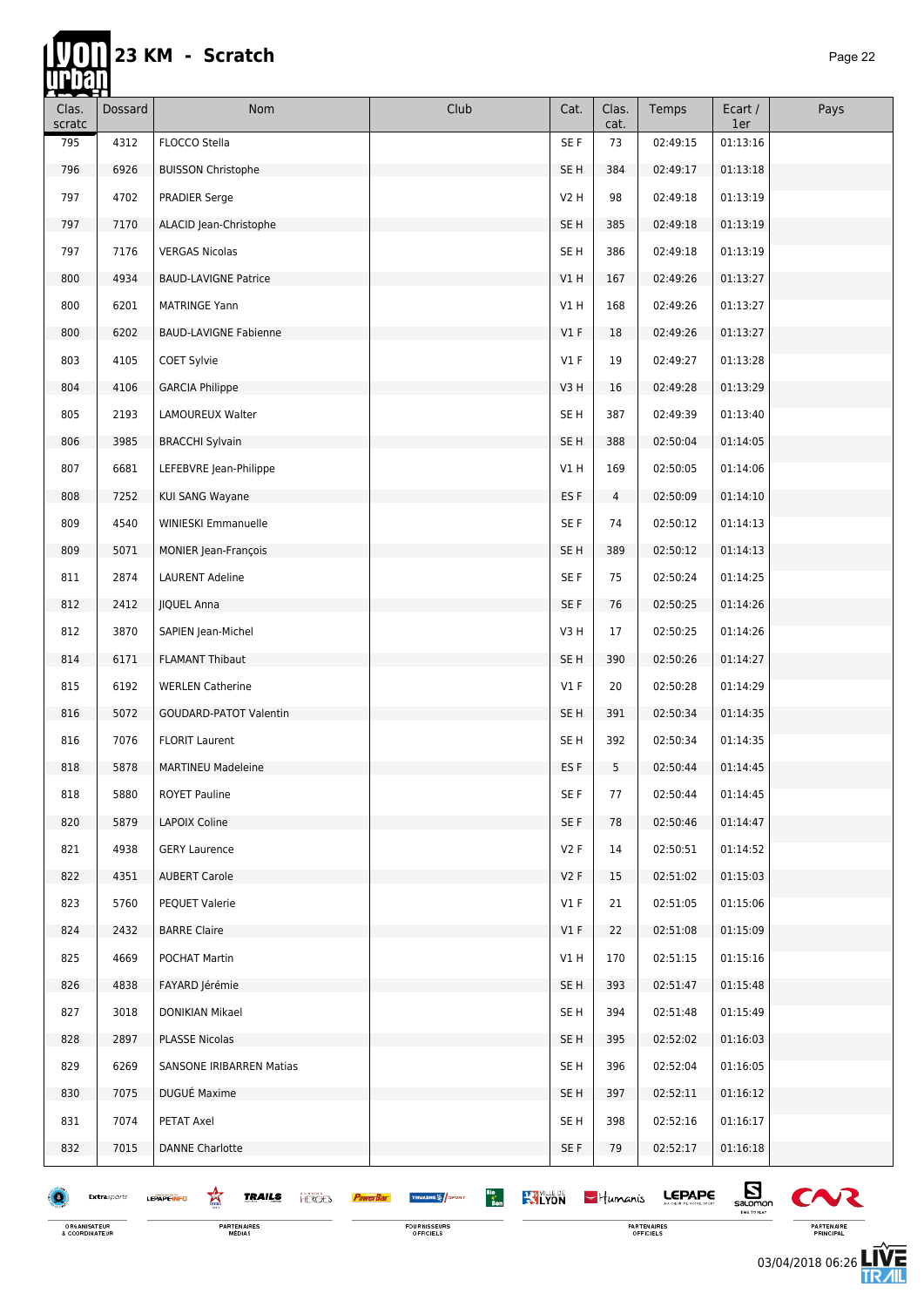# 23 KM - Scratch

| Clas. scratc | Dossard | Nom | Club | Cat. | Clas. cat. | Temps | Ecart / 1er | Pays |
|---|---|---|---|---|---|---|---|---|
| 795 | 4312 | FLOCCO Stella | | SE F | 73 | 02:49:15 | 01:13:16 | |
| 796 | 6926 | BUISSON Christophe | | SE H | 384 | 02:49:17 | 01:13:18 | |
| 797 | 4702 | PRADIER Serge | | V2 H | 98 | 02:49:18 | 01:13:19 | |
| 797 | 7170 | ALACID Jean-Christophe | | SE H | 385 | 02:49:18 | 01:13:19 | |
| 797 | 7176 | VERGAS Nicolas | | SE H | 386 | 02:49:18 | 01:13:19 | |
| 800 | 4934 | BAUD-LAVIGNE Patrice | | V1 H | 167 | 02:49:26 | 01:13:27 | |
| 800 | 6201 | MATRINGE Yann | | V1 H | 168 | 02:49:26 | 01:13:27 | |
| 800 | 6202 | BAUD-LAVIGNE Fabienne | | V1 F | 18 | 02:49:26 | 01:13:27 | |
| 803 | 4105 | COET Sylvie | | V1 F | 19 | 02:49:27 | 01:13:28 | |
| 804 | 4106 | GARCIA Philippe | | V3 H | 16 | 02:49:28 | 01:13:29 | |
| 805 | 2193 | LAMOUREUX Walter | | SE H | 387 | 02:49:39 | 01:13:40 | |
| 806 | 3985 | BRACCHI Sylvain | | SE H | 388 | 02:50:04 | 01:14:05 | |
| 807 | 6681 | LEFEBVRE Jean-Philippe | | V1 H | 169 | 02:50:05 | 01:14:06 | |
| 808 | 7252 | KUI SANG Wayane | | ES F | 4 | 02:50:09 | 01:14:10 | |
| 809 | 4540 | WINIESKI Emmanuelle | | SE F | 74 | 02:50:12 | 01:14:13 | |
| 809 | 5071 | MONIER Jean-François | | SE H | 389 | 02:50:12 | 01:14:13 | |
| 811 | 2874 | LAURENT Adeline | | SE F | 75 | 02:50:24 | 01:14:25 | |
| 812 | 2412 | JIQUEL Anna | | SE F | 76 | 02:50:25 | 01:14:26 | |
| 812 | 3870 | SAPIEN Jean-Michel | | V3 H | 17 | 02:50:25 | 01:14:26 | |
| 814 | 6171 | FLAMANT Thibaut | | SE H | 390 | 02:50:26 | 01:14:27 | |
| 815 | 6192 | WERLEN Catherine | | V1 F | 20 | 02:50:28 | 01:14:29 | |
| 816 | 5072 | GOUDARD-PATOT Valentin | | SE H | 391 | 02:50:34 | 01:14:35 | |
| 816 | 7076 | FLORIT Laurent | | SE H | 392 | 02:50:34 | 01:14:35 | |
| 818 | 5878 | MARTINEU Madeleine | | ES F | 5 | 02:50:44 | 01:14:45 | |
| 818 | 5880 | ROYET Pauline | | SE F | 77 | 02:50:44 | 01:14:45 | |
| 820 | 5879 | LAPOIX Coline | | SE F | 78 | 02:50:46 | 01:14:47 | |
| 821 | 4938 | GERY Laurence | | V2 F | 14 | 02:50:51 | 01:14:52 | |
| 822 | 4351 | AUBERT Carole | | V2 F | 15 | 02:51:02 | 01:15:03 | |
| 823 | 5760 | PEQUET Valerie | | V1 F | 21 | 02:51:05 | 01:15:06 | |
| 824 | 2432 | BARRE Claire | | V1 F | 22 | 02:51:08 | 01:15:09 | |
| 825 | 4669 | POCHAT Martin | | V1 H | 170 | 02:51:15 | 01:15:16 | |
| 826 | 4838 | FAYARD Jérémie | | SE H | 393 | 02:51:47 | 01:15:48 | |
| 827 | 3018 | DONIKIAN Mikael | | SE H | 394 | 02:51:48 | 01:15:49 | |
| 828 | 2897 | PLASSE Nicolas | | SE H | 395 | 02:52:02 | 01:16:03 | |
| 829 | 6269 | SANSONE IRIBARREN Matias | | SE H | 396 | 02:52:04 | 01:16:05 | |
| 830 | 7075 | DUGUÉ Maxime | | SE H | 397 | 02:52:11 | 01:16:12 | |
| 831 | 7074 | PETAT Axel | | SE H | 398 | 02:52:16 | 01:16:17 | |
| 832 | 7015 | DANNE Charlotte | | SE F | 79 | 02:52:17 | 01:16:18 | |

ORGANISATEUR & COORDINATEUR | PARTENAIRES MÉDIAS | FOURNISSEURS OFFICIELS | PARTENAIRES OFFICIELS | PARTENAIRE PRINCIPAL

03/04/2018 06:26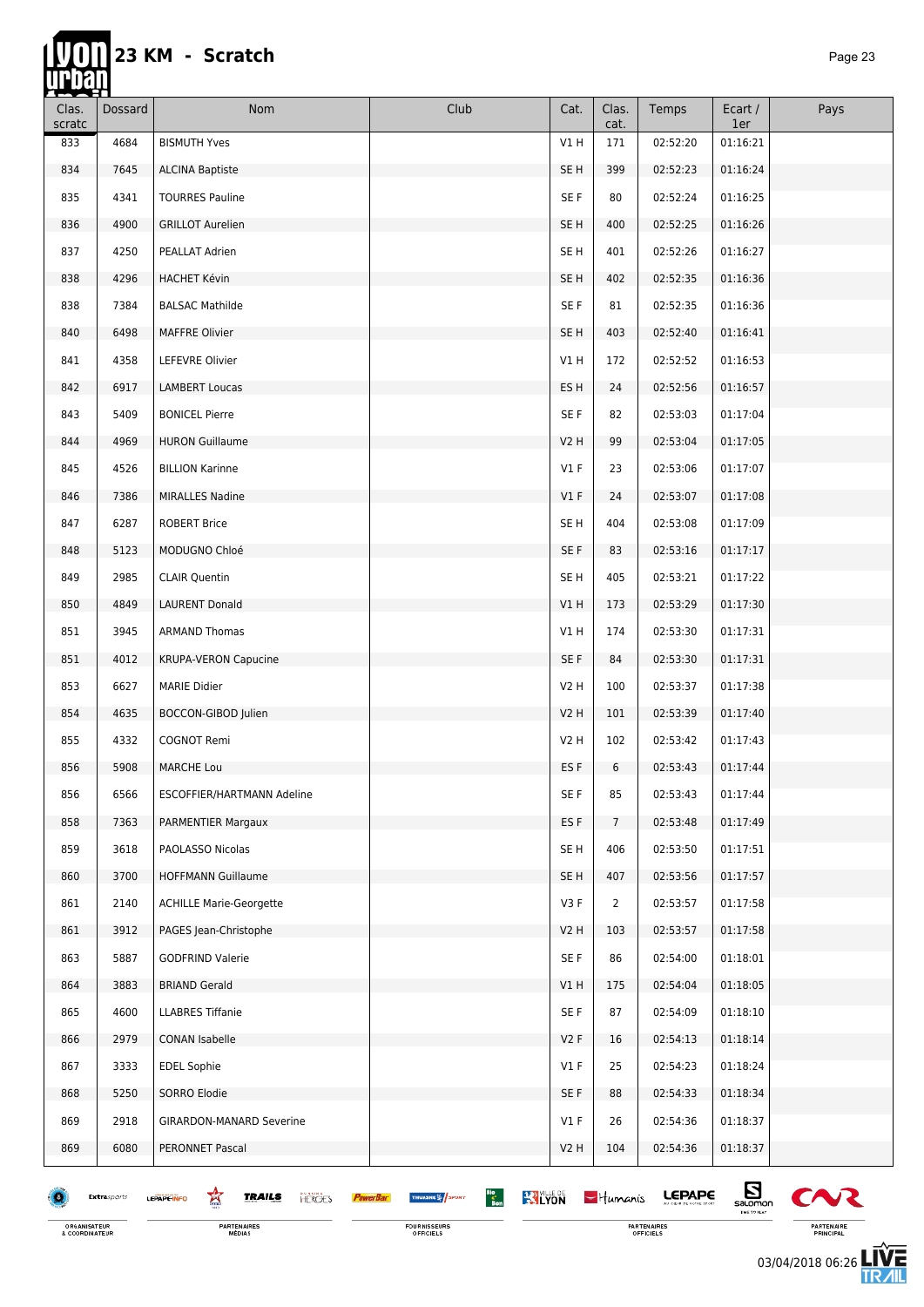# 23 KM - Scratch

| Clas. scratc | Dossard | Nom | Club | Cat. | Clas. cat. | Temps | Ecart / 1er | Pays |
|---|---|---|---|---|---|---|---|---|
| 833 | 4684 | BISMUTH Yves | | V1 H | 171 | 02:52:20 | 01:16:21 | |
| 834 | 7645 | ALCINA Baptiste | | SE H | 399 | 02:52:23 | 01:16:24 | |
| 835 | 4341 | TOURRES Pauline | | SE F | 80 | 02:52:24 | 01:16:25 | |
| 836 | 4900 | GRILLOT Aurelien | | SE H | 400 | 02:52:25 | 01:16:26 | |
| 837 | 4250 | PEALLAT Adrien | | SE H | 401 | 02:52:26 | 01:16:27 | |
| 838 | 4296 | HACHET Kévin | | SE H | 402 | 02:52:35 | 01:16:36 | |
| 838 | 7384 | BALSAC Mathilde | | SE F | 81 | 02:52:35 | 01:16:36 | |
| 840 | 6498 | MAFFRE Olivier | | SE H | 403 | 02:52:40 | 01:16:41 | |
| 841 | 4358 | LEFEVRE Olivier | | V1 H | 172 | 02:52:52 | 01:16:53 | |
| 842 | 6917 | LAMBERT Loucas | | ES H | 24 | 02:52:56 | 01:16:57 | |
| 843 | 5409 | BONICEL Pierre | | SE F | 82 | 02:53:03 | 01:17:04 | |
| 844 | 4969 | HURON Guillaume | | V2 H | 99 | 02:53:04 | 01:17:05 | |
| 845 | 4526 | BILLION Karinne | | V1 F | 23 | 02:53:06 | 01:17:07 | |
| 846 | 7386 | MIRALLES Nadine | | V1 F | 24 | 02:53:07 | 01:17:08 | |
| 847 | 6287 | ROBERT Brice | | SE H | 404 | 02:53:08 | 01:17:09 | |
| 848 | 5123 | MODUGNO Chloé | | SE F | 83 | 02:53:16 | 01:17:17 | |
| 849 | 2985 | CLAIR Quentin | | SE H | 405 | 02:53:21 | 01:17:22 | |
| 850 | 4849 | LAURENT Donald | | V1 H | 173 | 02:53:29 | 01:17:30 | |
| 851 | 3945 | ARMAND Thomas | | V1 H | 174 | 02:53:30 | 01:17:31 | |
| 851 | 4012 | KRUPA-VERON Capucine | | SE F | 84 | 02:53:30 | 01:17:31 | |
| 853 | 6627 | MARIE Didier | | V2 H | 100 | 02:53:37 | 01:17:38 | |
| 854 | 4635 | BOCCON-GIBOD Julien | | V2 H | 101 | 02:53:39 | 01:17:40 | |
| 855 | 4332 | COGNOT Remi | | V2 H | 102 | 02:53:42 | 01:17:43 | |
| 856 | 5908 | MARCHE Lou | | ES F | 6 | 02:53:43 | 01:17:44 | |
| 856 | 6566 | ESCOFFIER/HARTMANN Adeline | | SE F | 85 | 02:53:43 | 01:17:44 | |
| 858 | 7363 | PARMENTIER Margaux | | ES F | 7 | 02:53:48 | 01:17:49 | |
| 859 | 3618 | PAOLASSO Nicolas | | SE H | 406 | 02:53:50 | 01:17:51 | |
| 860 | 3700 | HOFFMANN Guillaume | | SE H | 407 | 02:53:56 | 01:17:57 | |
| 861 | 2140 | ACHILLE Marie-Georgette | | V3 F | 2 | 02:53:57 | 01:17:58 | |
| 861 | 3912 | PAGES Jean-Christophe | | V2 H | 103 | 02:53:57 | 01:17:58 | |
| 863 | 5887 | GODFRIND Valerie | | SE F | 86 | 02:54:00 | 01:18:01 | |
| 864 | 3883 | BRIAND Gerald | | V1 H | 175 | 02:54:04 | 01:18:05 | |
| 865 | 4600 | LLABRES Tiffanie | | SE F | 87 | 02:54:09 | 01:18:10 | |
| 866 | 2979 | CONAN Isabelle | | V2 F | 16 | 02:54:13 | 01:18:14 | |
| 867 | 3333 | EDEL Sophie | | V1 F | 25 | 02:54:23 | 01:18:24 | |
| 868 | 5250 | SORRO Elodie | | SE F | 88 | 02:54:33 | 01:18:34 | |
| 869 | 2918 | GIRARDON-MANARD Severine | | V1 F | 26 | 02:54:36 | 01:18:37 | |
| 869 | 6080 | PERONNET Pascal | | V2 H | 104 | 02:54:36 | 01:18:37 | |

03/04/2018 06:26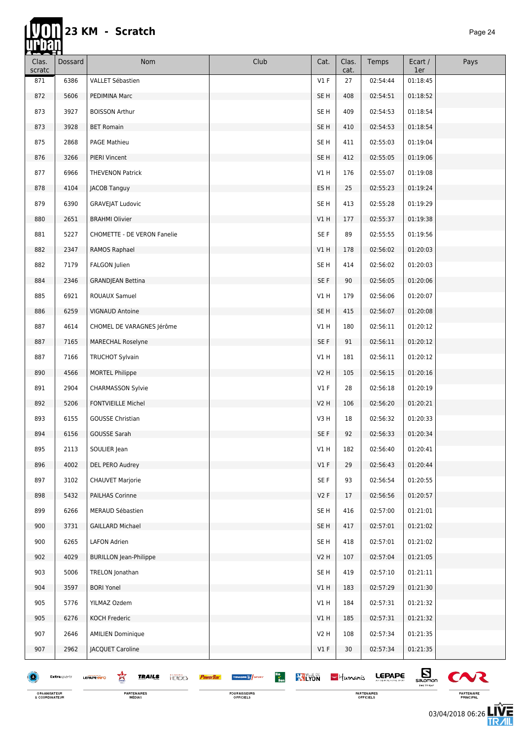# 23 KM - Scratch

| Clas. scratc | Dossard | Nom | Club | Cat. | Clas. cat. | Temps | Ecart / 1er | Pays |
|---|---|---|---|---|---|---|---|---|
| 871 | 6386 | VALLET Sébastien | | V1 F | 27 | 02:54:44 | 01:18:45 | |
| 872 | 5606 | PEDIMINA Marc | | SE H | 408 | 02:54:51 | 01:18:52 | |
| 873 | 3927 | BOISSON Arthur | | SE H | 409 | 02:54:53 | 01:18:54 | |
| 873 | 3928 | BET Romain | | SE H | 410 | 02:54:53 | 01:18:54 | |
| 875 | 2868 | PAGE Mathieu | | SE H | 411 | 02:55:03 | 01:19:04 | |
| 876 | 3266 | PIERI Vincent | | SE H | 412 | 02:55:05 | 01:19:06 | |
| 877 | 6966 | THEVENON Patrick | | V1 H | 176 | 02:55:07 | 01:19:08 | |
| 878 | 4104 | JACOB Tanguy | | ES H | 25 | 02:55:23 | 01:19:24 | |
| 879 | 6390 | GRAVEJAT Ludovic | | SE H | 413 | 02:55:28 | 01:19:29 | |
| 880 | 2651 | BRAHMI Olivier | | V1 H | 177 | 02:55:37 | 01:19:38 | |
| 881 | 5227 | CHOMETTE - DE VERON Fanelie | | SE F | 89 | 02:55:55 | 01:19:56 | |
| 882 | 2347 | RAMOS Raphael | | V1 H | 178 | 02:56:02 | 01:20:03 | |
| 882 | 7179 | FALGON Julien | | SE H | 414 | 02:56:02 | 01:20:03 | |
| 884 | 2346 | GRANDJEAN Bettina | | SE F | 90 | 02:56:05 | 01:20:06 | |
| 885 | 6921 | ROUAUX Samuel | | V1 H | 179 | 02:56:06 | 01:20:07 | |
| 886 | 6259 | VIGNAUD Antoine | | SE H | 415 | 02:56:07 | 01:20:08 | |
| 887 | 4614 | CHOMEL DE VARAGNES Jérôme | | V1 H | 180 | 02:56:11 | 01:20:12 | |
| 887 | 7165 | MARECHAL Roselyne | | SE F | 91 | 02:56:11 | 01:20:12 | |
| 887 | 7166 | TRUCHOT Sylvain | | V1 H | 181 | 02:56:11 | 01:20:12 | |
| 890 | 4566 | MORTEL Philippe | | V2 H | 105 | 02:56:15 | 01:20:16 | |
| 891 | 2904 | CHARMASSON Sylvie | | V1 F | 28 | 02:56:18 | 01:20:19 | |
| 892 | 5206 | FONTVIEILLE Michel | | V2 H | 106 | 02:56:20 | 01:20:21 | |
| 893 | 6155 | GOUSSE Christian | | V3 H | 18 | 02:56:32 | 01:20:33 | |
| 894 | 6156 | GOUSSE Sarah | | SE F | 92 | 02:56:33 | 01:20:34 | |
| 895 | 2113 | SOULIER Jean | | V1 H | 182 | 02:56:40 | 01:20:41 | |
| 896 | 4002 | DEL PERO Audrey | | V1 F | 29 | 02:56:43 | 01:20:44 | |
| 897 | 3102 | CHAUVET Marjorie | | SE F | 93 | 02:56:54 | 01:20:55 | |
| 898 | 5432 | PAILHAS Corinne | | V2 F | 17 | 02:56:56 | 01:20:57 | |
| 899 | 6266 | MERAUD Sébastien | | SE H | 416 | 02:57:00 | 01:21:01 | |
| 900 | 3731 | GAILLARD Michael | | SE H | 417 | 02:57:01 | 01:21:02 | |
| 900 | 6265 | LAFON Adrien | | SE H | 418 | 02:57:01 | 01:21:02 | |
| 902 | 4029 | BURILLON Jean-Philippe | | V2 H | 107 | 02:57:04 | 01:21:05 | |
| 903 | 5006 | TRELON Jonathan | | SE H | 419 | 02:57:10 | 01:21:11 | |
| 904 | 3597 | BORI Yonel | | V1 H | 183 | 02:57:29 | 01:21:30 | |
| 905 | 5776 | YILMAZ Ozdem | | V1 H | 184 | 02:57:31 | 01:21:32 | |
| 905 | 6276 | KOCH Frederic | | V1 H | 185 | 02:57:31 | 01:21:32 | |
| 907 | 2646 | AMILIEN Dominique | | V2 H | 108 | 02:57:34 | 01:21:35 | |
| 907 | 2962 | JACQUET Caroline | | V1 F | 30 | 02:57:34 | 01:21:35 | |

03/04/2018 06:26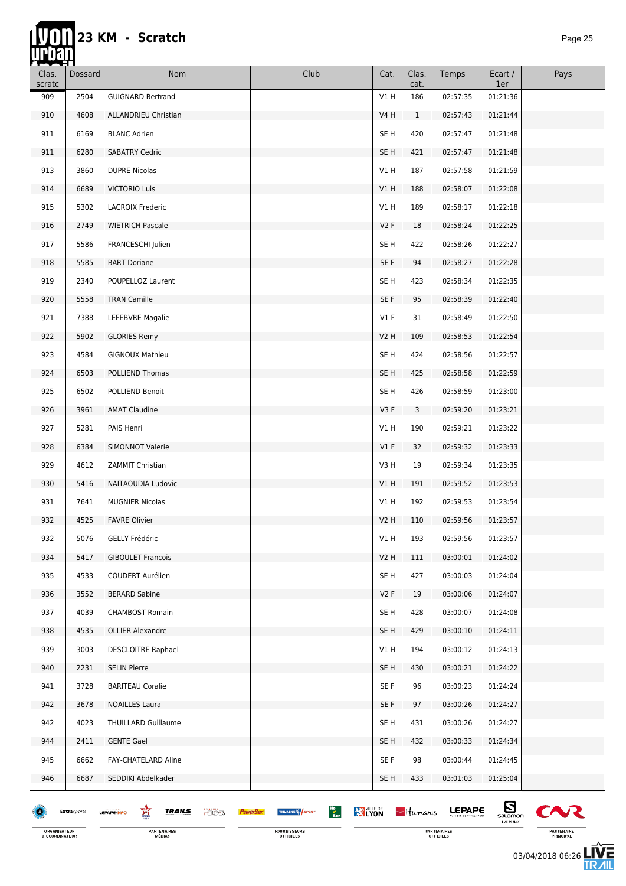# 23 KM - Scratch

| Clas. scratc | Dossard | Nom | Club | Cat. | Clas. cat. | Temps | Ecart / 1er | Pays |
|---|---|---|---|---|---|---|---|---|
| 909 | 2504 | GUIGNARD Bertrand | | V1 H | 186 | 02:57:35 | 01:21:36 | |
| 910 | 4608 | ALLANDRIEU Christian | | V4 H | 1 | 02:57:43 | 01:21:44 | |
| 911 | 6169 | BLANC Adrien | | SE H | 420 | 02:57:47 | 01:21:48 | |
| 911 | 6280 | SABATRY Cedric | | SE H | 421 | 02:57:47 | 01:21:48 | |
| 913 | 3860 | DUPRE Nicolas | | V1 H | 187 | 02:57:58 | 01:21:59 | |
| 914 | 6689 | VICTORIO Luis | | V1 H | 188 | 02:58:07 | 01:22:08 | |
| 915 | 5302 | LACROIX Frederic | | V1 H | 189 | 02:58:17 | 01:22:18 | |
| 916 | 2749 | WIETRICH Pascale | | V2 F | 18 | 02:58:24 | 01:22:25 | |
| 917 | 5586 | FRANCESCHI Julien | | SE H | 422 | 02:58:26 | 01:22:27 | |
| 918 | 5585 | BART Doriane | | SE F | 94 | 02:58:27 | 01:22:28 | |
| 919 | 2340 | POUPELLOZ Laurent | | SE H | 423 | 02:58:34 | 01:22:35 | |
| 920 | 5558 | TRAN Camille | | SE F | 95 | 02:58:39 | 01:22:40 | |
| 921 | 7388 | LEFEBVRE Magalie | | V1 F | 31 | 02:58:49 | 01:22:50 | |
| 922 | 5902 | GLORIES Remy | | V2 H | 109 | 02:58:53 | 01:22:54 | |
| 923 | 4584 | GIGNOUX Mathieu | | SE H | 424 | 02:58:56 | 01:22:57 | |
| 924 | 6503 | POLLIEND Thomas | | SE H | 425 | 02:58:58 | 01:22:59 | |
| 925 | 6502 | POLLIEND Benoit | | SE H | 426 | 02:58:59 | 01:23:00 | |
| 926 | 3961 | AMAT Claudine | | V3 F | 3 | 02:59:20 | 01:23:21 | |
| 927 | 5281 | PAIS Henri | | V1 H | 190 | 02:59:21 | 01:23:22 | |
| 928 | 6384 | SIMONNOT Valerie | | V1 F | 32 | 02:59:32 | 01:23:33 | |
| 929 | 4612 | ZAMMIT Christian | | V3 H | 19 | 02:59:34 | 01:23:35 | |
| 930 | 5416 | NAITAOUDIA Ludovic | | V1 H | 191 | 02:59:52 | 01:23:53 | |
| 931 | 7641 | MUGNIER Nicolas | | V1 H | 192 | 02:59:53 | 01:23:54 | |
| 932 | 4525 | FAVRE Olivier | | V2 H | 110 | 02:59:56 | 01:23:57 | |
| 932 | 5076 | GELLY Frédéric | | V1 H | 193 | 02:59:56 | 01:23:57 | |
| 934 | 5417 | GIBOULET Francois | | V2 H | 111 | 03:00:01 | 01:24:02 | |
| 935 | 4533 | COUDERT Aurélien | | SE H | 427 | 03:00:03 | 01:24:04 | |
| 936 | 3552 | BERARD Sabine | | V2 F | 19 | 03:00:06 | 01:24:07 | |
| 937 | 4039 | CHAMBOST Romain | | SE H | 428 | 03:00:07 | 01:24:08 | |
| 938 | 4535 | OLLIER Alexandre | | SE H | 429 | 03:00:10 | 01:24:11 | |
| 939 | 3003 | DESCLOITRE Raphael | | V1 H | 194 | 03:00:12 | 01:24:13 | |
| 940 | 2231 | SELIN Pierre | | SE H | 430 | 03:00:21 | 01:24:22 | |
| 941 | 3728 | BARITEAU Coralie | | SE F | 96 | 03:00:23 | 01:24:24 | |
| 942 | 3678 | NOAILLES Laura | | SE F | 97 | 03:00:26 | 01:24:27 | |
| 942 | 4023 | THUILLARD Guillaume | | SE H | 431 | 03:00:26 | 01:24:27 | |
| 944 | 2411 | GENTE Gael | | SE H | 432 | 03:00:33 | 01:24:34 | |
| 945 | 6662 | FAY-CHATELARD Aline | | SE F | 98 | 03:00:44 | 01:24:45 | |
| 946 | 6687 | SEDDIKI Abdelkader | | SE H | 433 | 03:01:03 | 01:25:04 | |

03/04/2018 06:26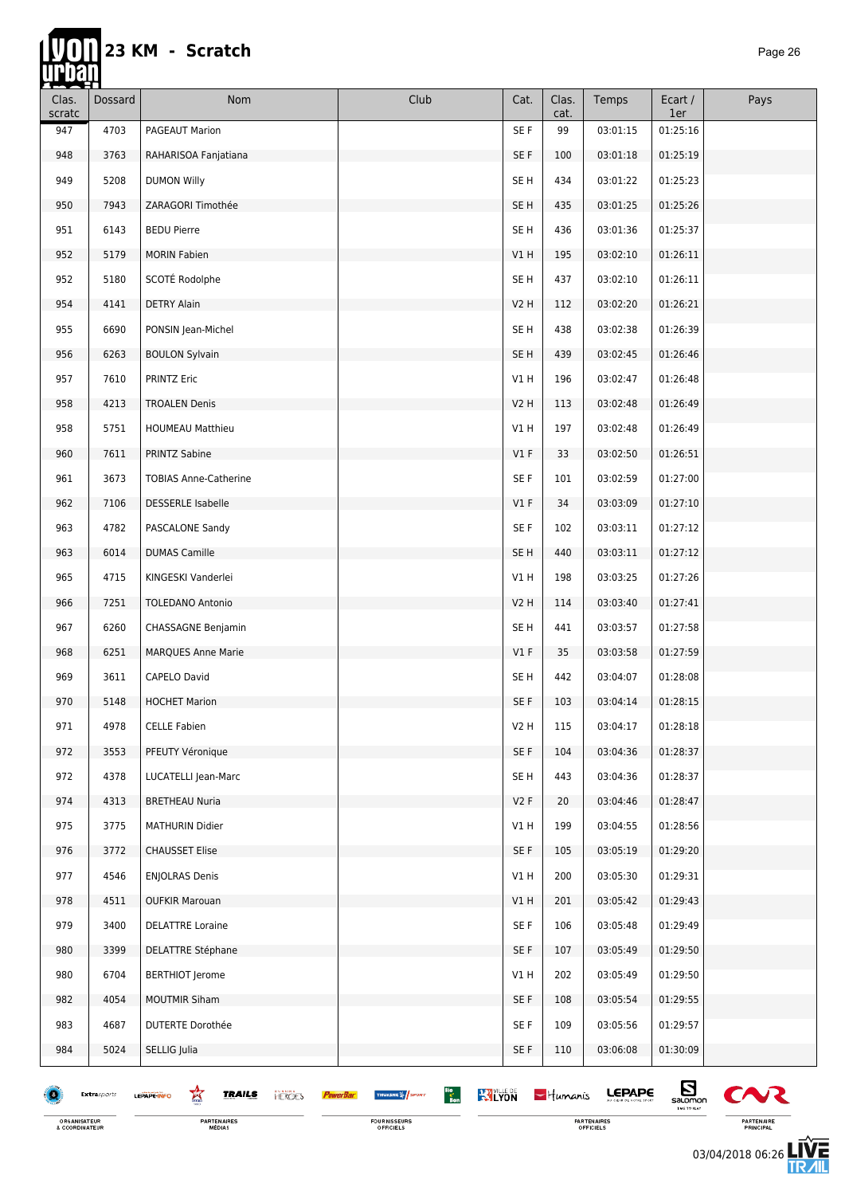# 23 KM - Scratch

| Clas. scratc | Dossard | Nom | Club | Cat. | Clas. cat. | Temps | Ecart / 1er | Pays |
|---|---|---|---|---|---|---|---|---|
| 947 | 4703 | PAGEAUT Marion | | SE F | 99 | 03:01:15 | 01:25:16 | |
| 948 | 3763 | RAHARISOA Fanjatiana | | SE F | 100 | 03:01:18 | 01:25:19 | |
| 949 | 5208 | DUMON Willy | | SE H | 434 | 03:01:22 | 01:25:23 | |
| 950 | 7943 | ZARAGORI Timothée | | SE H | 435 | 03:01:25 | 01:25:26 | |
| 951 | 6143 | BEDU Pierre | | SE H | 436 | 03:01:36 | 01:25:37 | |
| 952 | 5179 | MORIN Fabien | | V1 H | 195 | 03:02:10 | 01:26:11 | |
| 952 | 5180 | SCOTÉ Rodolphe | | SE H | 437 | 03:02:10 | 01:26:11 | |
| 954 | 4141 | DETRY Alain | | V2 H | 112 | 03:02:20 | 01:26:21 | |
| 955 | 6690 | PONSIN Jean-Michel | | SE H | 438 | 03:02:38 | 01:26:39 | |
| 956 | 6263 | BOULON Sylvain | | SE H | 439 | 03:02:45 | 01:26:46 | |
| 957 | 7610 | PRINTZ Eric | | V1 H | 196 | 03:02:47 | 01:26:48 | |
| 958 | 4213 | TROALEN Denis | | V2 H | 113 | 03:02:48 | 01:26:49 | |
| 958 | 5751 | HOUMEAU Matthieu | | V1 H | 197 | 03:02:48 | 01:26:49 | |
| 960 | 7611 | PRINTZ Sabine | | V1 F | 33 | 03:02:50 | 01:26:51 | |
| 961 | 3673 | TOBIAS Anne-Catherine | | SE F | 101 | 03:02:59 | 01:27:00 | |
| 962 | 7106 | DESSERLE Isabelle | | V1 F | 34 | 03:03:09 | 01:27:10 | |
| 963 | 4782 | PASCALONE Sandy | | SE F | 102 | 03:03:11 | 01:27:12 | |
| 963 | 6014 | DUMAS Camille | | SE H | 440 | 03:03:11 | 01:27:12 | |
| 965 | 4715 | KINGESKI Vanderlei | | V1 H | 198 | 03:03:25 | 01:27:26 | |
| 966 | 7251 | TOLEDANO Antonio | | V2 H | 114 | 03:03:40 | 01:27:41 | |
| 967 | 6260 | CHASSAGNE Benjamin | | SE H | 441 | 03:03:57 | 01:27:58 | |
| 968 | 6251 | MARQUES Anne Marie | | V1 F | 35 | 03:03:58 | 01:27:59 | |
| 969 | 3611 | CAPELO David | | SE H | 442 | 03:04:07 | 01:28:08 | |
| 970 | 5148 | HOCHET Marion | | SE F | 103 | 03:04:14 | 01:28:15 | |
| 971 | 4978 | CELLE Fabien | | V2 H | 115 | 03:04:17 | 01:28:18 | |
| 972 | 3553 | PFEUTY Véronique | | SE F | 104 | 03:04:36 | 01:28:37 | |
| 972 | 4378 | LUCATELLI Jean-Marc | | SE H | 443 | 03:04:36 | 01:28:37 | |
| 974 | 4313 | BRETHEAU Nuria | | V2 F | 20 | 03:04:46 | 01:28:47 | |
| 975 | 3775 | MATHURIN Didier | | V1 H | 199 | 03:04:55 | 01:28:56 | |
| 976 | 3772 | CHAUSSET Elise | | SE F | 105 | 03:05:19 | 01:29:20 | |
| 977 | 4546 | ENJOLRAS Denis | | V1 H | 200 | 03:05:30 | 01:29:31 | |
| 978 | 4511 | OUFKIR Marouan | | V1 H | 201 | 03:05:42 | 01:29:43 | |
| 979 | 3400 | DELATTRE Loraine | | SE F | 106 | 03:05:48 | 01:29:49 | |
| 980 | 3399 | DELATTRE Stéphane | | SE F | 107 | 03:05:49 | 01:29:50 | |
| 980 | 6704 | BERTHIOT Jerome | | V1 H | 202 | 03:05:49 | 01:29:50 | |
| 982 | 4054 | MOUTMIR Siham | | SE F | 108 | 03:05:54 | 01:29:55 | |
| 983 | 4687 | DUTERTE Dorothée | | SE F | 109 | 03:05:56 | 01:29:57 | |
| 984 | 5024 | SELLIG Julia | | SE F | 110 | 03:06:08 | 01:30:09 | |

ORGANISATEUR & COORDINATEUR — PARTENAIRES MÉDIAS — FOURNISSEURS OFFICIELS — PARTENAIRES OFFICIELS — PARTENAIRE PRINCIPAL

03/04/2018 06:26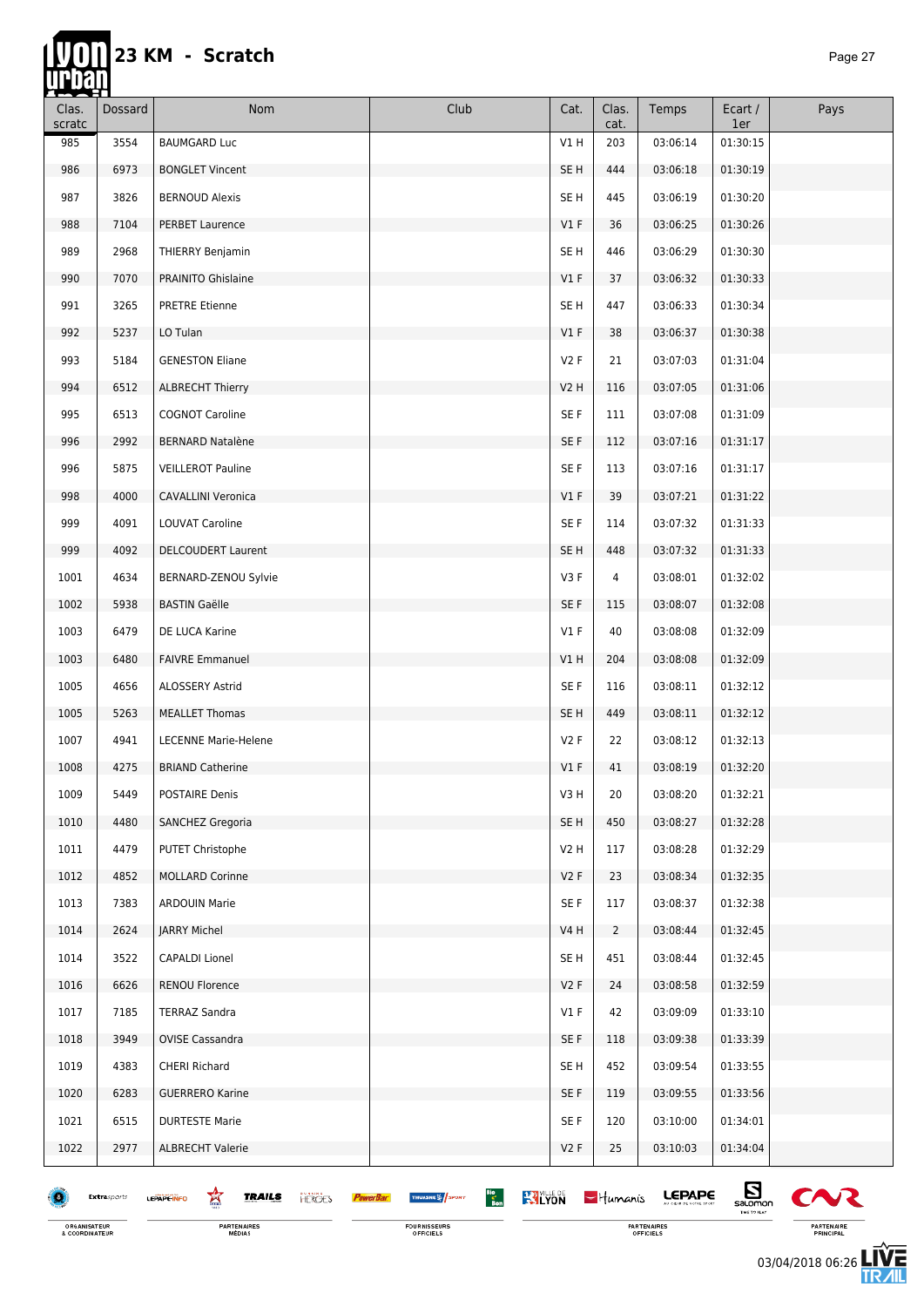# 23 KM - Scratch

| Clas. scratc | Dossard | Nom | Club | Cat. | Clas. cat. | Temps | Ecart / 1er | Pays |
|---|---|---|---|---|---|---|---|---|
| 985 | 3554 | BAUMGARD Luc | | V1 H | 203 | 03:06:14 | 01:30:15 | |
| 986 | 6973 | BONGLET Vincent | | SE H | 444 | 03:06:18 | 01:30:19 | |
| 987 | 3826 | BERNOUD Alexis | | SE H | 445 | 03:06:19 | 01:30:20 | |
| 988 | 7104 | PERBET Laurence | | V1 F | 36 | 03:06:25 | 01:30:26 | |
| 989 | 2968 | THIERRY Benjamin | | SE H | 446 | 03:06:29 | 01:30:30 | |
| 990 | 7070 | PRAINITO Ghislaine | | V1 F | 37 | 03:06:32 | 01:30:33 | |
| 991 | 3265 | PRETRE Etienne | | SE H | 447 | 03:06:33 | 01:30:34 | |
| 992 | 5237 | LO Tulan | | V1 F | 38 | 03:06:37 | 01:30:38 | |
| 993 | 5184 | GENESTON Eliane | | V2 F | 21 | 03:07:03 | 01:31:04 | |
| 994 | 6512 | ALBRECHT Thierry | | V2 H | 116 | 03:07:05 | 01:31:06 | |
| 995 | 6513 | COGNOT Caroline | | SE F | 111 | 03:07:08 | 01:31:09 | |
| 996 | 2992 | BERNARD Natalène | | SE F | 112 | 03:07:16 | 01:31:17 | |
| 996 | 5875 | VEILLEROT Pauline | | SE F | 113 | 03:07:16 | 01:31:17 | |
| 998 | 4000 | CAVALLINI Veronica | | V1 F | 39 | 03:07:21 | 01:31:22 | |
| 999 | 4091 | LOUVAT Caroline | | SE F | 114 | 03:07:32 | 01:31:33 | |
| 999 | 4092 | DELCOUDERT Laurent | | SE H | 448 | 03:07:32 | 01:31:33 | |
| 1001 | 4634 | BERNARD-ZENOU Sylvie | | V3 F | 4 | 03:08:01 | 01:32:02 | |
| 1002 | 5938 | BASTIN Gaëlle | | SE F | 115 | 03:08:07 | 01:32:08 | |
| 1003 | 6479 | DE LUCA Karine | | V1 F | 40 | 03:08:08 | 01:32:09 | |
| 1003 | 6480 | FAIVRE Emmanuel | | V1 H | 204 | 03:08:08 | 01:32:09 | |
| 1005 | 4656 | ALOSSERY Astrid | | SE F | 116 | 03:08:11 | 01:32:12 | |
| 1005 | 5263 | MEALLET Thomas | | SE H | 449 | 03:08:11 | 01:32:12 | |
| 1007 | 4941 | LECENNE Marie-Helene | | V2 F | 22 | 03:08:12 | 01:32:13 | |
| 1008 | 4275 | BRIAND Catherine | | V1 F | 41 | 03:08:19 | 01:32:20 | |
| 1009 | 5449 | POSTAIRE Denis | | V3 H | 20 | 03:08:20 | 01:32:21 | |
| 1010 | 4480 | SANCHEZ Gregoria | | SE H | 450 | 03:08:27 | 01:32:28 | |
| 1011 | 4479 | PUTET Christophe | | V2 H | 117 | 03:08:28 | 01:32:29 | |
| 1012 | 4852 | MOLLARD Corinne | | V2 F | 23 | 03:08:34 | 01:32:35 | |
| 1013 | 7383 | ARDOUIN Marie | | SE F | 117 | 03:08:37 | 01:32:38 | |
| 1014 | 2624 | JARRY Michel | | V4 H | 2 | 03:08:44 | 01:32:45 | |
| 1014 | 3522 | CAPALDI Lionel | | SE H | 451 | 03:08:44 | 01:32:45 | |
| 1016 | 6626 | RENOU Florence | | V2 F | 24 | 03:08:58 | 01:32:59 | |
| 1017 | 7185 | TERRAZ Sandra | | V1 F | 42 | 03:09:09 | 01:33:10 | |
| 1018 | 3949 | OVISE Cassandra | | SE F | 118 | 03:09:38 | 01:33:39 | |
| 1019 | 4383 | CHERI Richard | | SE H | 452 | 03:09:54 | 01:33:55 | |
| 1020 | 6283 | GUERRERO Karine | | SE F | 119 | 03:09:55 | 01:33:56 | |
| 1021 | 6515 | DURTESTE Marie | | SE F | 120 | 03:10:00 | 01:34:01 | |
| 1022 | 2977 | ALBRECHT Valerie | | V2 F | 25 | 03:10:03 | 01:34:04 | |

ORGANISATEUR & COORDINATEUR — PARTENAIRES MÉDIAS — FOURNISSEURS OFFICIELS — PARTENAIRES OFFICIELS — PARTENAIRE PRINCIPAL

03/04/2018 06:26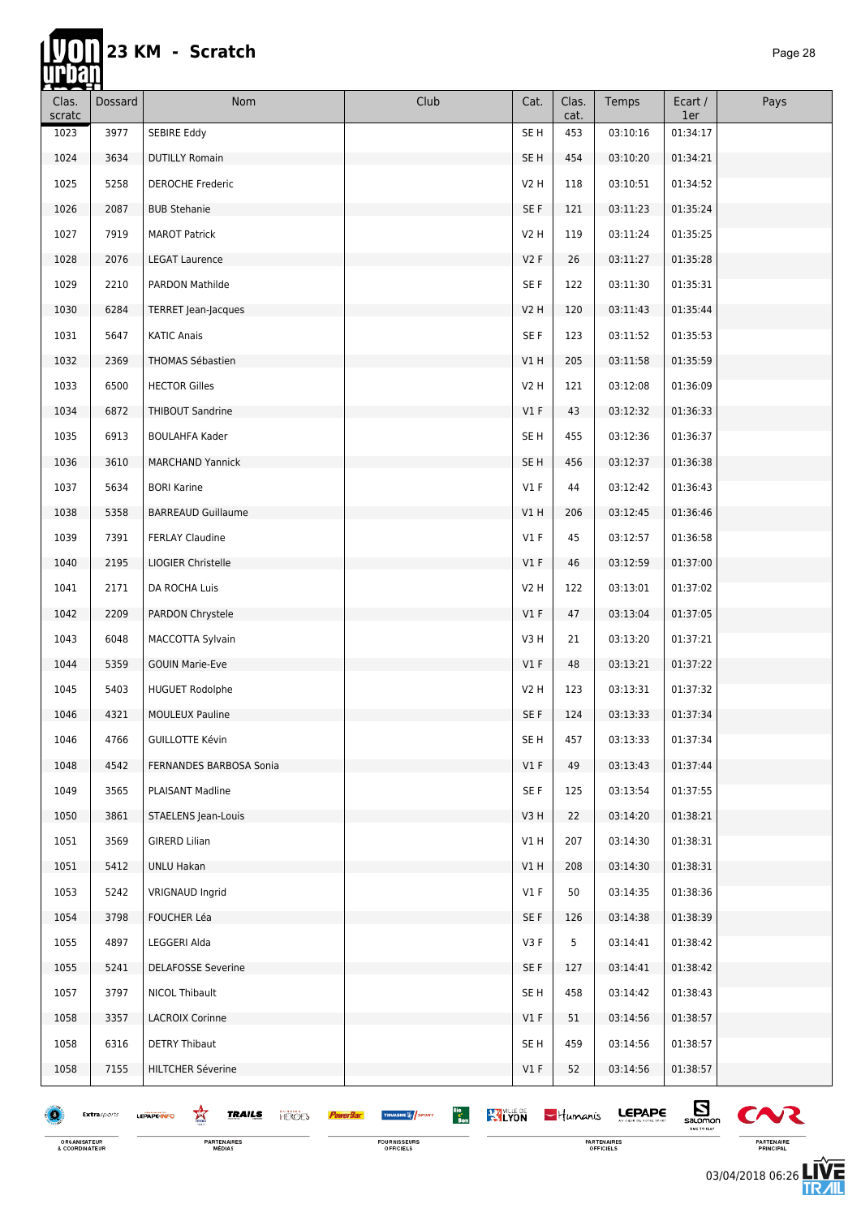# 23 KM - Scratch

| Clas. scratc | Dossard | Nom | Club | Cat. | Clas. cat. | Temps | Ecart / 1er | Pays |
|---|---|---|---|---|---|---|---|---|
| 1023 | 3977 | SEBIRE Eddy | | SE H | 453 | 03:10:16 | 01:34:17 | |
| 1024 | 3634 | DUTILLY Romain | | SE H | 454 | 03:10:20 | 01:34:21 | |
| 1025 | 5258 | DEROCHE Frederic | | V2 H | 118 | 03:10:51 | 01:34:52 | |
| 1026 | 2087 | BUB Stehanie | | SE F | 121 | 03:11:23 | 01:35:24 | |
| 1027 | 7919 | MAROT Patrick | | V2 H | 119 | 03:11:24 | 01:35:25 | |
| 1028 | 2076 | LEGAT Laurence | | V2 F | 26 | 03:11:27 | 01:35:28 | |
| 1029 | 2210 | PARDON Mathilde | | SE F | 122 | 03:11:30 | 01:35:31 | |
| 1030 | 6284 | TERRET Jean-Jacques | | V2 H | 120 | 03:11:43 | 01:35:44 | |
| 1031 | 5647 | KATIC Anais | | SE F | 123 | 03:11:52 | 01:35:53 | |
| 1032 | 2369 | THOMAS Sébastien | | V1 H | 205 | 03:11:58 | 01:35:59 | |
| 1033 | 6500 | HECTOR Gilles | | V2 H | 121 | 03:12:08 | 01:36:09 | |
| 1034 | 6872 | THIBOUT Sandrine | | V1 F | 43 | 03:12:32 | 01:36:33 | |
| 1035 | 6913 | BOULAHFA Kader | | SE H | 455 | 03:12:36 | 01:36:37 | |
| 1036 | 3610 | MARCHAND Yannick | | SE H | 456 | 03:12:37 | 01:36:38 | |
| 1037 | 5634 | BORI Karine | | V1 F | 44 | 03:12:42 | 01:36:43 | |
| 1038 | 5358 | BARREAUD Guillaume | | V1 H | 206 | 03:12:45 | 01:36:46 | |
| 1039 | 7391 | FERLAY Claudine | | V1 F | 45 | 03:12:57 | 01:36:58 | |
| 1040 | 2195 | LIOGIER Christelle | | V1 F | 46 | 03:12:59 | 01:37:00 | |
| 1041 | 2171 | DA ROCHA Luis | | V2 H | 122 | 03:13:01 | 01:37:02 | |
| 1042 | 2209 | PARDON Chrystele | | V1 F | 47 | 03:13:04 | 01:37:05 | |
| 1043 | 6048 | MACCOTTA Sylvain | | V3 H | 21 | 03:13:20 | 01:37:21 | |
| 1044 | 5359 | GOUIN Marie-Eve | | V1 F | 48 | 03:13:21 | 01:37:22 | |
| 1045 | 5403 | HUGUET Rodolphe | | V2 H | 123 | 03:13:31 | 01:37:32 | |
| 1046 | 4321 | MOULEUX Pauline | | SE F | 124 | 03:13:33 | 01:37:34 | |
| 1046 | 4766 | GUILLOTTE Kévin | | SE H | 457 | 03:13:33 | 01:37:34 | |
| 1048 | 4542 | FERNANDES BARBOSA Sonia | | V1 F | 49 | 03:13:43 | 01:37:44 | |
| 1049 | 3565 | PLAISANT Madline | | SE F | 125 | 03:13:54 | 01:37:55 | |
| 1050 | 3861 | STAELENS Jean-Louis | | V3 H | 22 | 03:14:20 | 01:38:21 | |
| 1051 | 3569 | GIRERD Lilian | | V1 H | 207 | 03:14:30 | 01:38:31 | |
| 1051 | 5412 | UNLU Hakan | | V1 H | 208 | 03:14:30 | 01:38:31 | |
| 1053 | 5242 | VRIGNAUD Ingrid | | V1 F | 50 | 03:14:35 | 01:38:36 | |
| 1054 | 3798 | FOUCHER Léa | | SE F | 126 | 03:14:38 | 01:38:39 | |
| 1055 | 4897 | LEGGERI Alda | | V3 F | 5 | 03:14:41 | 01:38:42 | |
| 1055 | 5241 | DELAFOSSE Severine | | SE F | 127 | 03:14:41 | 01:38:42 | |
| 1057 | 3797 | NICOL Thibault | | SE H | 458 | 03:14:42 | 01:38:43 | |
| 1058 | 3357 | LACROIX Corinne | | V1 F | 51 | 03:14:56 | 01:38:57 | |
| 1058 | 6316 | DETRY Thibaut | | SE H | 459 | 03:14:56 | 01:38:57 | |
| 1058 | 7155 | HILTCHER Séverine | | V1 F | 52 | 03:14:56 | 01:38:57 | |

ORGANISATEUR & COORDINATEUR — PARTENAIRES MÉDIAS — FOURNISSEURS OFFICIELS — PARTENAIRES OFFICIELS — PARTENAIRE PRINCIPAL

03/04/2018 06:26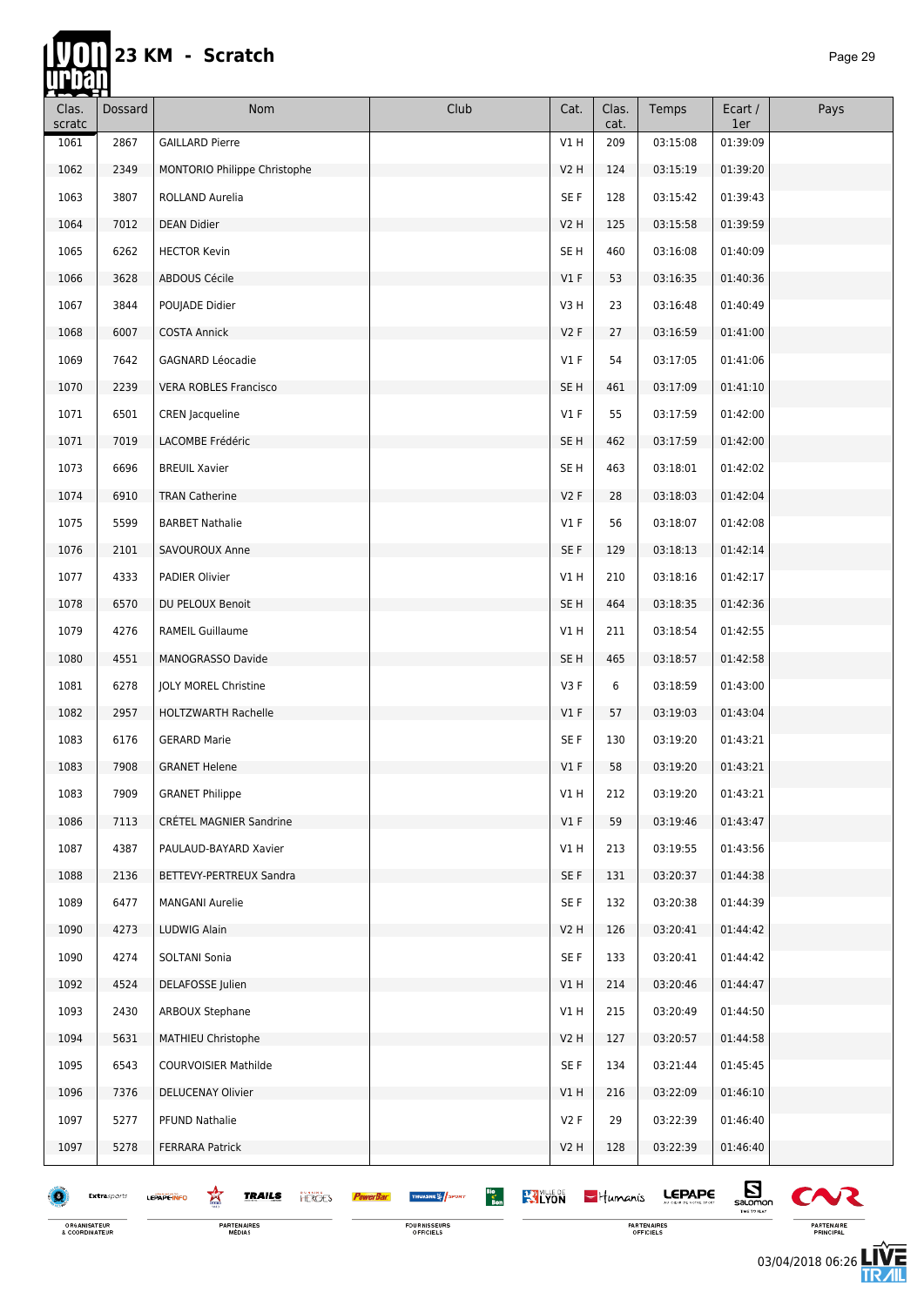# 23 KM - Scratch

| Clas. scratc | Dossard | Nom | Club | Cat. | Clas. cat. | Temps | Ecart / 1er | Pays |
|---|---|---|---|---|---|---|---|---|
| 1061 | 2867 | GAILLARD Pierre | | V1 H | 209 | 03:15:08 | 01:39:09 | |
| 1062 | 2349 | MONTORIO Philippe Christophe | | V2 H | 124 | 03:15:19 | 01:39:20 | |
| 1063 | 3807 | ROLLAND Aurelia | | SE F | 128 | 03:15:42 | 01:39:43 | |
| 1064 | 7012 | DEAN Didier | | V2 H | 125 | 03:15:58 | 01:39:59 | |
| 1065 | 6262 | HECTOR Kevin | | SE H | 460 | 03:16:08 | 01:40:09 | |
| 1066 | 3628 | ABDOUS Cécile | | V1 F | 53 | 03:16:35 | 01:40:36 | |
| 1067 | 3844 | POUJADE Didier | | V3 H | 23 | 03:16:48 | 01:40:49 | |
| 1068 | 6007 | COSTA Annick | | V2 F | 27 | 03:16:59 | 01:41:00 | |
| 1069 | 7642 | GAGNARD Léocadie | | V1 F | 54 | 03:17:05 | 01:41:06 | |
| 1070 | 2239 | VERA ROBLES Francisco | | SE H | 461 | 03:17:09 | 01:41:10 | |
| 1071 | 6501 | CREN Jacqueline | | V1 F | 55 | 03:17:59 | 01:42:00 | |
| 1071 | 7019 | LACOMBE Frédéric | | SE H | 462 | 03:17:59 | 01:42:00 | |
| 1073 | 6696 | BREUIL Xavier | | SE H | 463 | 03:18:01 | 01:42:02 | |
| 1074 | 6910 | TRAN Catherine | | V2 F | 28 | 03:18:03 | 01:42:04 | |
| 1075 | 5599 | BARBET Nathalie | | V1 F | 56 | 03:18:07 | 01:42:08 | |
| 1076 | 2101 | SAVOUROUX Anne | | SE F | 129 | 03:18:13 | 01:42:14 | |
| 1077 | 4333 | PADIER Olivier | | V1 H | 210 | 03:18:16 | 01:42:17 | |
| 1078 | 6570 | DU PELOUX Benoit | | SE H | 464 | 03:18:35 | 01:42:36 | |
| 1079 | 4276 | RAMEIL Guillaume | | V1 H | 211 | 03:18:54 | 01:42:55 | |
| 1080 | 4551 | MANOGRASSO Davide | | SE H | 465 | 03:18:57 | 01:42:58 | |
| 1081 | 6278 | JOLY MOREL Christine | | V3 F | 6 | 03:18:59 | 01:43:00 | |
| 1082 | 2957 | HOLTZWARTH Rachelle | | V1 F | 57 | 03:19:03 | 01:43:04 | |
| 1083 | 6176 | GERARD Marie | | SE F | 130 | 03:19:20 | 01:43:21 | |
| 1083 | 7908 | GRANET Helene | | V1 F | 58 | 03:19:20 | 01:43:21 | |
| 1083 | 7909 | GRANET Philippe | | V1 H | 212 | 03:19:20 | 01:43:21 | |
| 1086 | 7113 | CRÉTEL MAGNIER Sandrine | | V1 F | 59 | 03:19:46 | 01:43:47 | |
| 1087 | 4387 | PAULAUD-BAYARD Xavier | | V1 H | 213 | 03:19:55 | 01:43:56 | |
| 1088 | 2136 | BETTEVY-PERTREUX Sandra | | SE F | 131 | 03:20:37 | 01:44:38 | |
| 1089 | 6477 | MANGANI Aurelie | | SE F | 132 | 03:20:38 | 01:44:39 | |
| 1090 | 4273 | LUDWIG Alain | | V2 H | 126 | 03:20:41 | 01:44:42 | |
| 1090 | 4274 | SOLTANI Sonia | | SE F | 133 | 03:20:41 | 01:44:42 | |
| 1092 | 4524 | DELAFOSSE Julien | | V1 H | 214 | 03:20:46 | 01:44:47 | |
| 1093 | 2430 | ARBOUX Stephane | | V1 H | 215 | 03:20:49 | 01:44:50 | |
| 1094 | 5631 | MATHIEU Christophe | | V2 H | 127 | 03:20:57 | 01:44:58 | |
| 1095 | 6543 | COURVOISIER Mathilde | | SE F | 134 | 03:21:44 | 01:45:45 | |
| 1096 | 7376 | DELUCENAY Olivier | | V1 H | 216 | 03:22:09 | 01:46:10 | |
| 1097 | 5277 | PFUND Nathalie | | V2 F | 29 | 03:22:39 | 01:46:40 | |
| 1097 | 5278 | FERRARA Patrick | | V2 H | 128 | 03:22:39 | 01:46:40 | |

03/04/2018 06:26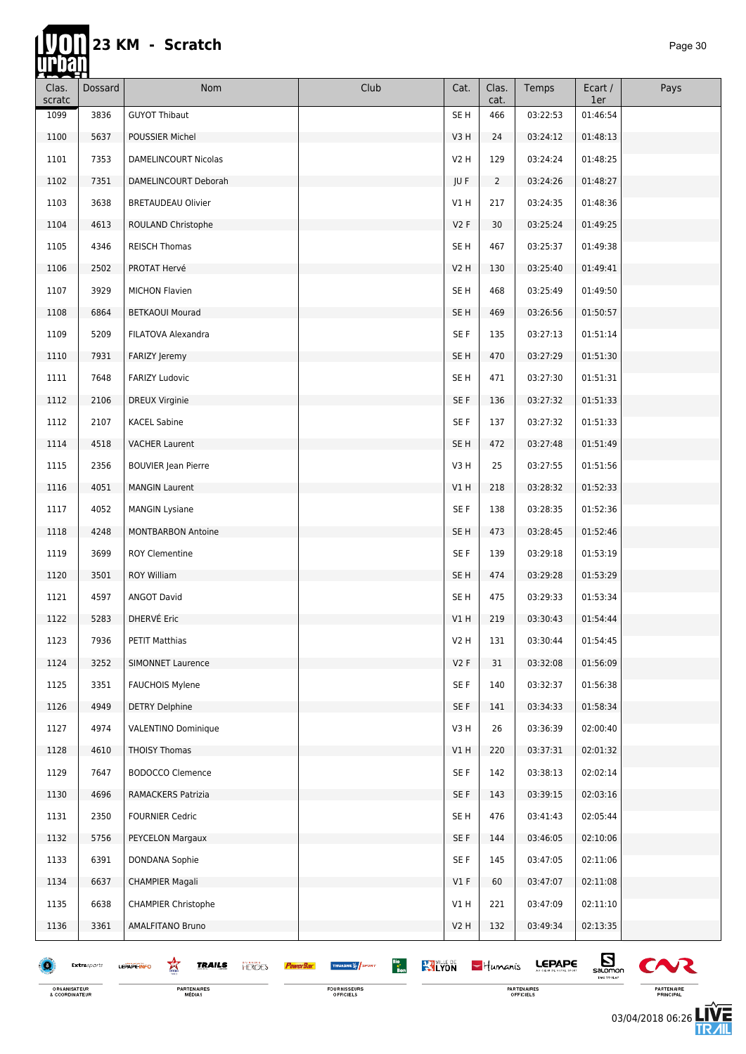# 23 KM - Scratch

| Clas. scratc | Dossard | Nom | Club | Cat. | Clas. cat. | Temps | Ecart / 1er | Pays |
|---|---|---|---|---|---|---|---|---|
| 1099 | 3836 | GUYOT Thibaut | | SE H | 466 | 03:22:53 | 01:46:54 | |
| 1100 | 5637 | POUSSIER Michel | | V3 H | 24 | 03:24:12 | 01:48:13 | |
| 1101 | 7353 | DAMELINCOURT Nicolas | | V2 H | 129 | 03:24:24 | 01:48:25 | |
| 1102 | 7351 | DAMELINCOURT Deborah | | JU F | 2 | 03:24:26 | 01:48:27 | |
| 1103 | 3638 | BRETAUDEAU Olivier | | V1 H | 217 | 03:24:35 | 01:48:36 | |
| 1104 | 4613 | ROULAND Christophe | | V2 F | 30 | 03:25:24 | 01:49:25 | |
| 1105 | 4346 | REISCH Thomas | | SE H | 467 | 03:25:37 | 01:49:38 | |
| 1106 | 2502 | PROTAT Hervé | | V2 H | 130 | 03:25:40 | 01:49:41 | |
| 1107 | 3929 | MICHON Flavien | | SE H | 468 | 03:25:49 | 01:49:50 | |
| 1108 | 6864 | BETKAOUI Mourad | | SE H | 469 | 03:26:56 | 01:50:57 | |
| 1109 | 5209 | FILATOVA Alexandra | | SE F | 135 | 03:27:13 | 01:51:14 | |
| 1110 | 7931 | FARIZY Jeremy | | SE H | 470 | 03:27:29 | 01:51:30 | |
| 1111 | 7648 | FARIZY Ludovic | | SE H | 471 | 03:27:30 | 01:51:31 | |
| 1112 | 2106 | DREUX Virginie | | SE F | 136 | 03:27:32 | 01:51:33 | |
| 1112 | 2107 | KACEL Sabine | | SE F | 137 | 03:27:32 | 01:51:33 | |
| 1114 | 4518 | VACHER Laurent | | SE H | 472 | 03:27:48 | 01:51:49 | |
| 1115 | 2356 | BOUVIER Jean Pierre | | V3 H | 25 | 03:27:55 | 01:51:56 | |
| 1116 | 4051 | MANGIN Laurent | | V1 H | 218 | 03:28:32 | 01:52:33 | |
| 1117 | 4052 | MANGIN Lysiane | | SE F | 138 | 03:28:35 | 01:52:36 | |
| 1118 | 4248 | MONTBARBON Antoine | | SE H | 473 | 03:28:45 | 01:52:46 | |
| 1119 | 3699 | ROY Clementine | | SE F | 139 | 03:29:18 | 01:53:19 | |
| 1120 | 3501 | ROY William | | SE H | 474 | 03:29:28 | 01:53:29 | |
| 1121 | 4597 | ANGOT David | | SE H | 475 | 03:29:33 | 01:53:34 | |
| 1122 | 5283 | DHERVÉ Eric | | V1 H | 219 | 03:30:43 | 01:54:44 | |
| 1123 | 7936 | PETIT Matthias | | V2 H | 131 | 03:30:44 | 01:54:45 | |
| 1124 | 3252 | SIMONNET Laurence | | V2 F | 31 | 03:32:08 | 01:56:09 | |
| 1125 | 3351 | FAUCHOIS Mylene | | SE F | 140 | 03:32:37 | 01:56:38 | |
| 1126 | 4949 | DETRY Delphine | | SE F | 141 | 03:34:33 | 01:58:34 | |
| 1127 | 4974 | VALENTINO Dominique | | V3 H | 26 | 03:36:39 | 02:00:40 | |
| 1128 | 4610 | THOISY Thomas | | V1 H | 220 | 03:37:31 | 02:01:32 | |
| 1129 | 7647 | BODOCCO Clemence | | SE F | 142 | 03:38:13 | 02:02:14 | |
| 1130 | 4696 | RAMACKERS Patrizia | | SE F | 143 | 03:39:15 | 02:03:16 | |
| 1131 | 2350 | FOURNIER Cedric | | SE H | 476 | 03:41:43 | 02:05:44 | |
| 1132 | 5756 | PEYCELON Margaux | | SE F | 144 | 03:46:05 | 02:10:06 | |
| 1133 | 6391 | DONDANA Sophie | | SE F | 145 | 03:47:05 | 02:11:06 | |
| 1134 | 6637 | CHAMPIER Magali | | V1 F | 60 | 03:47:07 | 02:11:08 | |
| 1135 | 6638 | CHAMPIER Christophe | | V1 H | 221 | 03:47:09 | 02:11:10 | |
| 1136 | 3361 | AMALFITANO Bruno | | V2 H | 132 | 03:49:34 | 02:13:35 | |

03/04/2018 06:26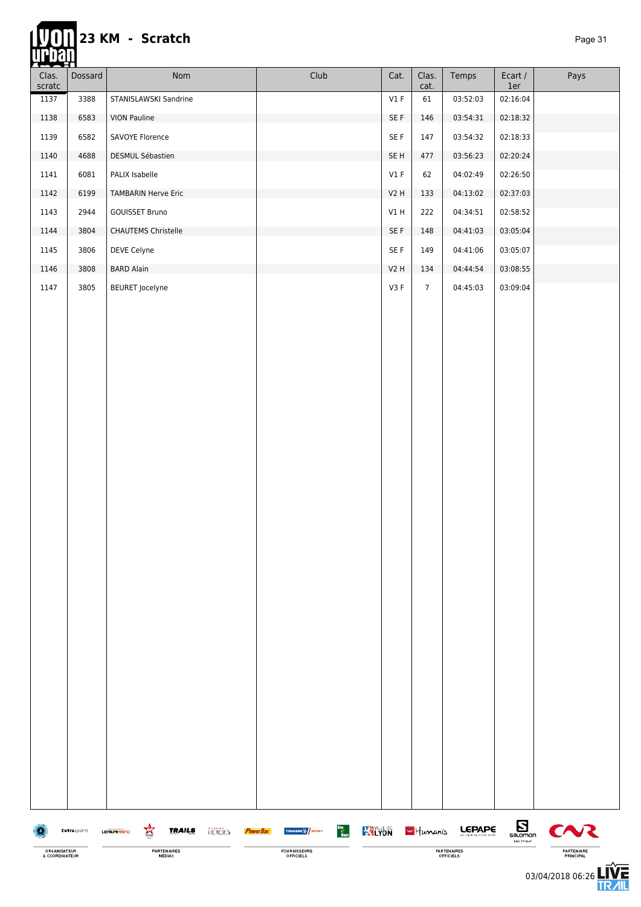# 23 KM - Scratch

| Clas. scratc | Dossard | Nom | Club | Cat. | Clas. cat. | Temps | Ecart / 1er | Pays |
|---|---|---|---|---|---|---|---|---|
| 1137 | 3388 | STANISLAWSKI Sandrine | | V1 F | 61 | 03:52:03 | 02:16:04 | |
| 1138 | 6583 | VION Pauline | | SE F | 146 | 03:54:31 | 02:18:32 | |
| 1139 | 6582 | SAVOYE Florence | | SE F | 147 | 03:54:32 | 02:18:33 | |
| 1140 | 4688 | DESMUL Sébastien | | SE H | 477 | 03:56:23 | 02:20:24 | |
| 1141 | 6081 | PALIX Isabelle | | V1 F | 62 | 04:02:49 | 02:26:50 | |
| 1142 | 6199 | TAMBARIN Herve Eric | | V2 H | 133 | 04:13:02 | 02:37:03 | |
| 1143 | 2944 | GOUISSET Bruno | | V1 H | 222 | 04:34:51 | 02:58:52 | |
| 1144 | 3804 | CHAUTEMS Christelle | | SE F | 148 | 04:41:03 | 03:05:04 | |
| 1145 | 3806 | DEVE Celyne | | SE F | 149 | 04:41:06 | 03:05:07 | |
| 1146 | 3808 | BARD Alain | | V2 H | 134 | 04:44:54 | 03:08:55 | |
| 1147 | 3805 | BEURET Jocelyne | | V3 F | 7 | 04:45:03 | 03:09:04 | |

ORGANISATEUR & COORDINATEUR — PARTENAIRES MÉDIAS — FOURNISSEURS OFFICIELS — PARTENAIRES OFFICIELS — PARTENAIRE PRINCIPAL

03/04/2018 06:26